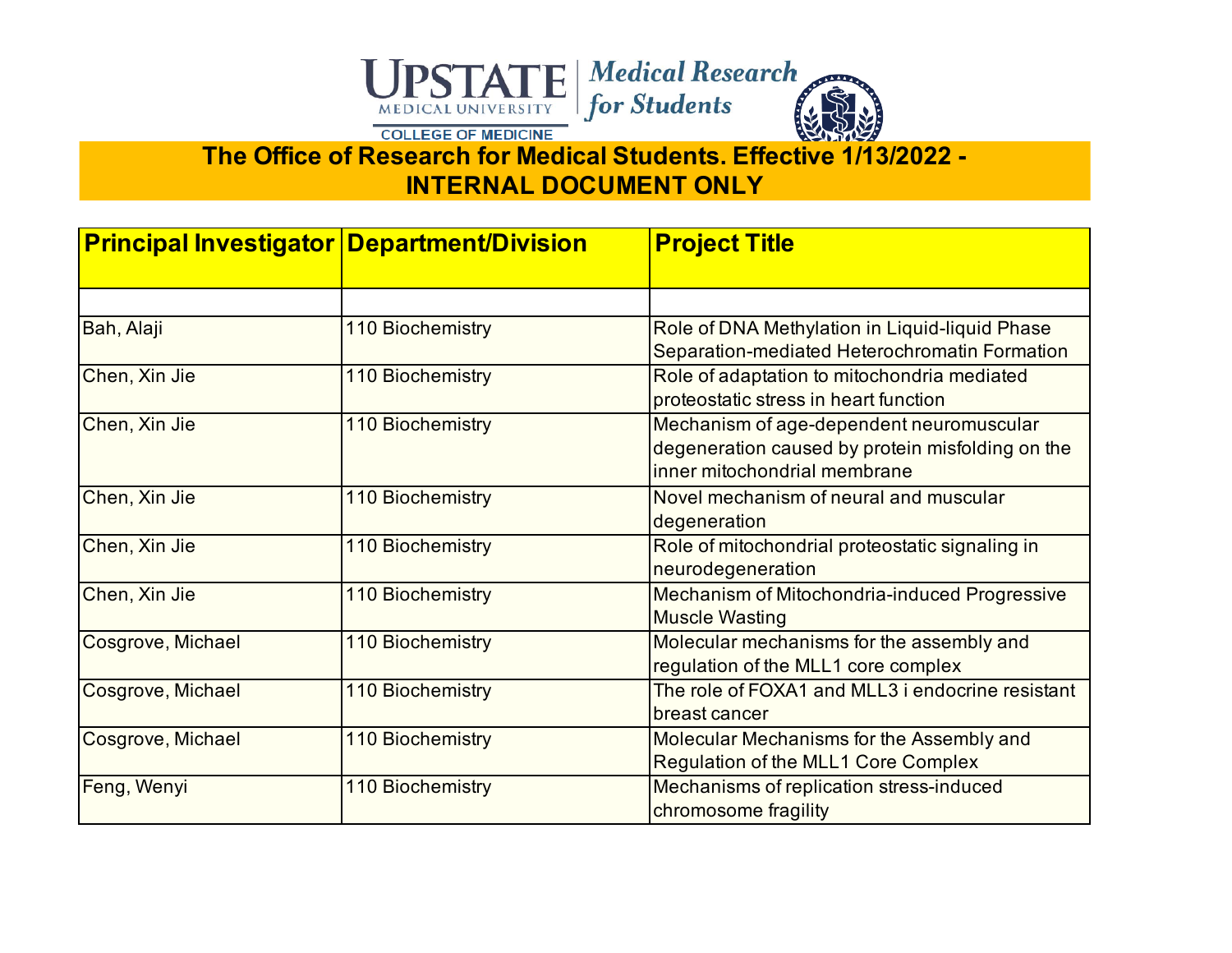UPSTATE MEDICAL UNIVERSITY | *Medical Research for Students*

COLLEGE OF MEDICINE

**The Office of Research for Medical Students. Effective 1/13/2022 - INTERNAL DOCUMENT ONLY**

| Principal Investigator | Department/Division | Project Title |
|---|---|---|
| | | |
| Bah, Alaji | 110 Biochemistry | Role of DNA Methylation in Liquid-liquid Phase Separation-mediated Heterochromatin Formation |
| Chen, Xin Jie | 110 Biochemistry | Role of adaptation to mitochondria mediated proteostatic stress in heart function |
| Chen, Xin Jie | 110 Biochemistry | Mechanism of age-dependent neuromuscular degeneration caused by protein misfolding on the inner mitochondrial membrane |
| Chen, Xin Jie | 110 Biochemistry | Novel mechanism of neural and muscular degeneration |
| Chen, Xin Jie | 110 Biochemistry | Role of mitochondrial proteostatic signaling in neurodegeneration |
| Chen, Xin Jie | 110 Biochemistry | Mechanism of Mitochondria-induced Progressive Muscle Wasting |
| Cosgrove, Michael | 110 Biochemistry | Molecular mechanisms for the assembly and regulation of the MLL1 core complex |
| Cosgrove, Michael | 110 Biochemistry | The role of FOXA1 and MLL3 i endocrine resistant breast cancer |
| Cosgrove, Michael | 110 Biochemistry | Molecular Mechanisms for the Assembly and Regulation of the MLL1 Core Complex |
| Feng, Wenyi | 110 Biochemistry | Mechanisms of replication stress-induced chromosome fragility |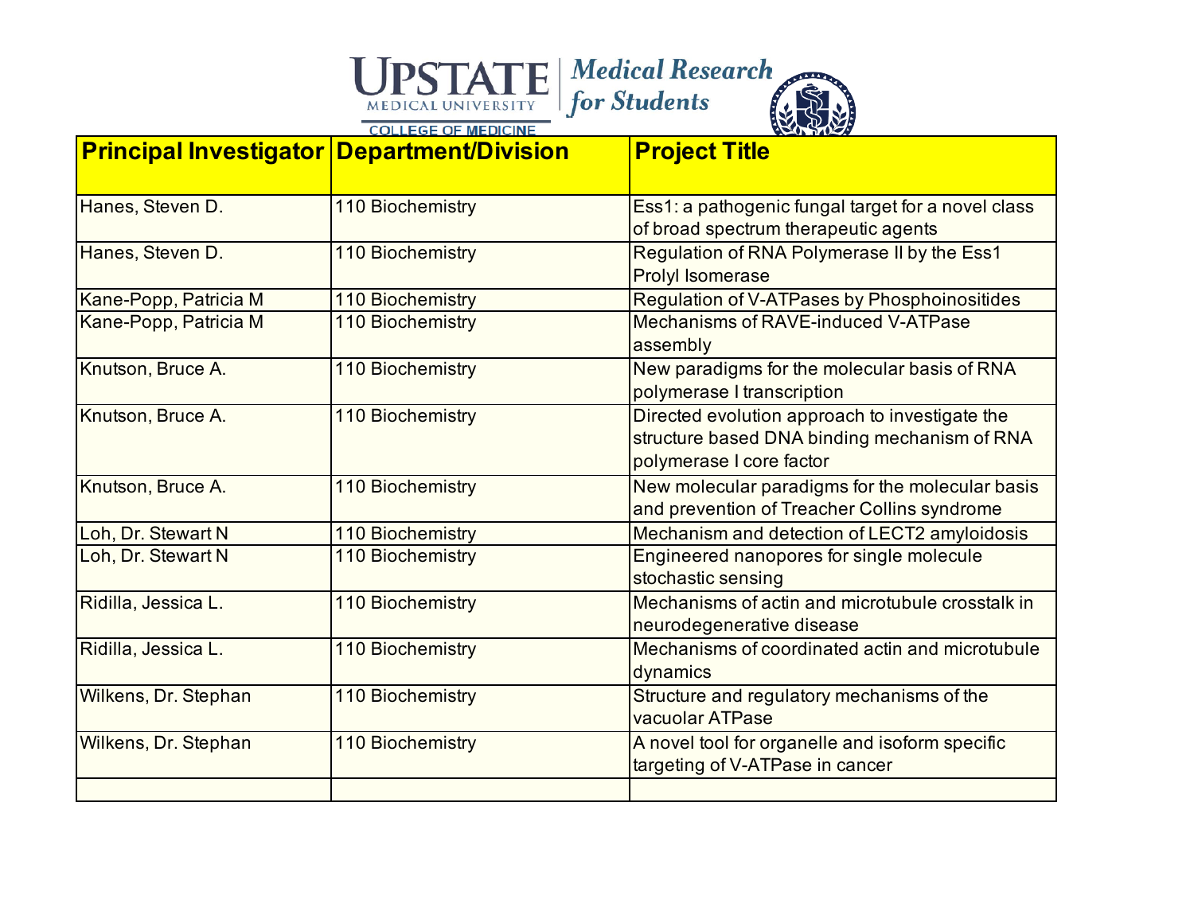UPSTATE MEDICAL UNIVERSITY | Medical Research for Students

COLLEGE OF MEDICINE

| Principal Investigator | Department/Division | Project Title |
|---|---|---|
| Hanes, Steven D. | 110 Biochemistry | Ess1: a pathogenic fungal target for a novel class of broad spectrum therapeutic agents |
| Hanes, Steven D. | 110 Biochemistry | Regulation of RNA Polymerase II by the Ess1 Prolyl Isomerase |
| Kane-Popp, Patricia M | 110 Biochemistry | Regulation of V-ATPases by Phosphoinositides |
| Kane-Popp, Patricia M | 110 Biochemistry | Mechanisms of RAVE-induced V-ATPase assembly |
| Knutson, Bruce A. | 110 Biochemistry | New paradigms for the molecular basis of RNA polymerase I transcription |
| Knutson, Bruce A. | 110 Biochemistry | Directed evolution approach to investigate the structure based DNA binding mechanism of RNA polymerase I core factor |
| Knutson, Bruce A. | 110 Biochemistry | New molecular paradigms for the molecular basis and prevention of Treacher Collins syndrome |
| Loh, Dr. Stewart N | 110 Biochemistry | Mechanism and detection of LECT2 amyloidosis |
| Loh, Dr. Stewart N | 110 Biochemistry | Engineered nanopores for single molecule stochastic sensing |
| Ridilla, Jessica L. | 110 Biochemistry | Mechanisms of actin and microtubule crosstalk in neurodegenerative disease |
| Ridilla, Jessica L. | 110 Biochemistry | Mechanisms of coordinated actin and microtubule dynamics |
| Wilkens, Dr. Stephan | 110 Biochemistry | Structure and regulatory mechanisms of the vacuolar ATPase |
| Wilkens, Dr. Stephan | 110 Biochemistry | A novel tool for organelle and isoform specific targeting of V-ATPase in cancer |
| | | |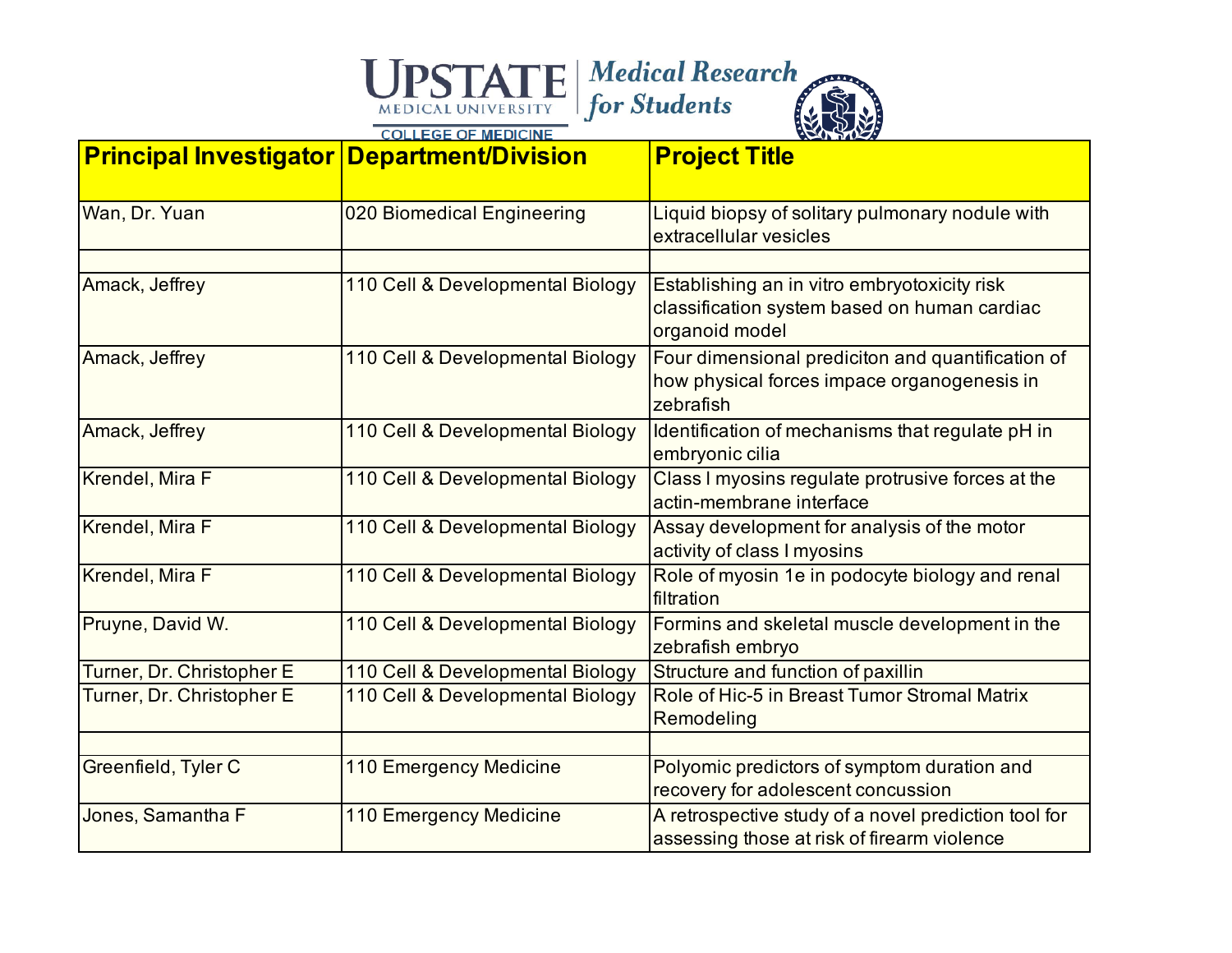| Principal Investigator | Department/Division | Project Title |
| --- | --- | --- |
| Wan, Dr. Yuan | 020 Biomedical Engineering | Liquid biopsy of solitary pulmonary nodule with extracellular vesicles |
| | | |
| Amack, Jeffrey | 110 Cell & Developmental Biology | Establishing an in vitro embryotoxicity risk classification system based on human cardiac organoid model |
| Amack, Jeffrey | 110 Cell & Developmental Biology | Four dimensional prediciton and quantification of how physical forces impace organogenesis in zebrafish |
| Amack, Jeffrey | 110 Cell & Developmental Biology | Identification of mechanisms that regulate pH in embryonic cilia |
| Krendel, Mira F | 110 Cell & Developmental Biology | Class I myosins regulate protrusive forces at the actin-membrane interface |
| Krendel, Mira F | 110 Cell & Developmental Biology | Assay development for analysis of the motor activity of class I myosins |
| Krendel, Mira F | 110 Cell & Developmental Biology | Role of myosin 1e in podocyte biology and renal filtration |
| Pruyne, David W. | 110 Cell & Developmental Biology | Formins and skeletal muscle development in the zebrafish embryo |
| Turner, Dr. Christopher E | 110 Cell & Developmental Biology | Structure and function of paxillin |
| Turner, Dr. Christopher E | 110 Cell & Developmental Biology | Role of Hic-5 in Breast Tumor Stromal Matrix Remodeling |
| | | |
| Greenfield, Tyler C | 110 Emergency Medicine | Polyomic predictors of symptom duration and recovery for adolescent concussion |
| Jones, Samantha F | 110 Emergency Medicine | A retrospective study of a novel prediction tool for assessing those at risk of firearm violence |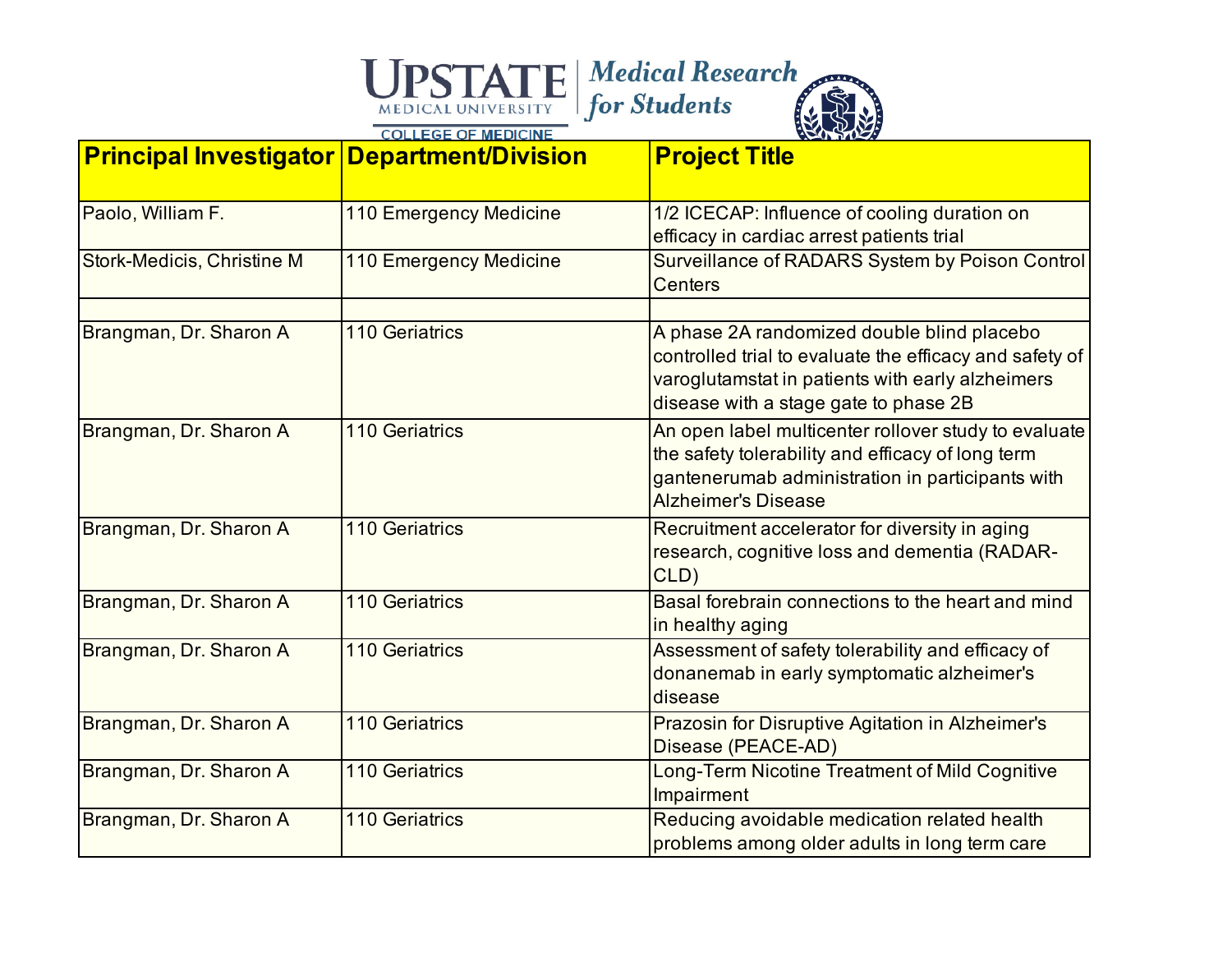| Principal Investigator | Department/Division | Project Title |
|---|---|---|
| Paolo, William F. | 110 Emergency Medicine | 1/2 ICECAP: Influence of cooling duration on efficacy in cardiac arrest patients trial |
| Stork-Medicis, Christine M | 110 Emergency Medicine | Surveillance of RADARS System by Poison Control Centers |
| | | |
| Brangman, Dr. Sharon A | 110 Geriatrics | A phase 2A randomized double blind placebo controlled trial to evaluate the efficacy and safety of varoglutamstat in patients with early alzheimers disease with a stage gate to phase 2B |
| Brangman, Dr. Sharon A | 110 Geriatrics | An open label multicenter rollover study to evaluate the safety tolerability and efficacy of long term gantenerumab administration in participants with Alzheimer's Disease |
| Brangman, Dr. Sharon A | 110 Geriatrics | Recruitment accelerator for diversity in aging research, cognitive loss and dementia (RADAR-CLD) |
| Brangman, Dr. Sharon A | 110 Geriatrics | Basal forebrain connections to the heart and mind in healthy aging |
| Brangman, Dr. Sharon A | 110 Geriatrics | Assessment of safety tolerability and efficacy of donanemab in early symptomatic alzheimer's disease |
| Brangman, Dr. Sharon A | 110 Geriatrics | Prazosin for Disruptive Agitation in Alzheimer's Disease (PEACE-AD) |
| Brangman, Dr. Sharon A | 110 Geriatrics | Long-Term Nicotine Treatment of Mild Cognitive Impairment |
| Brangman, Dr. Sharon A | 110 Geriatrics | Reducing avoidable medication related health problems among older adults in long term care |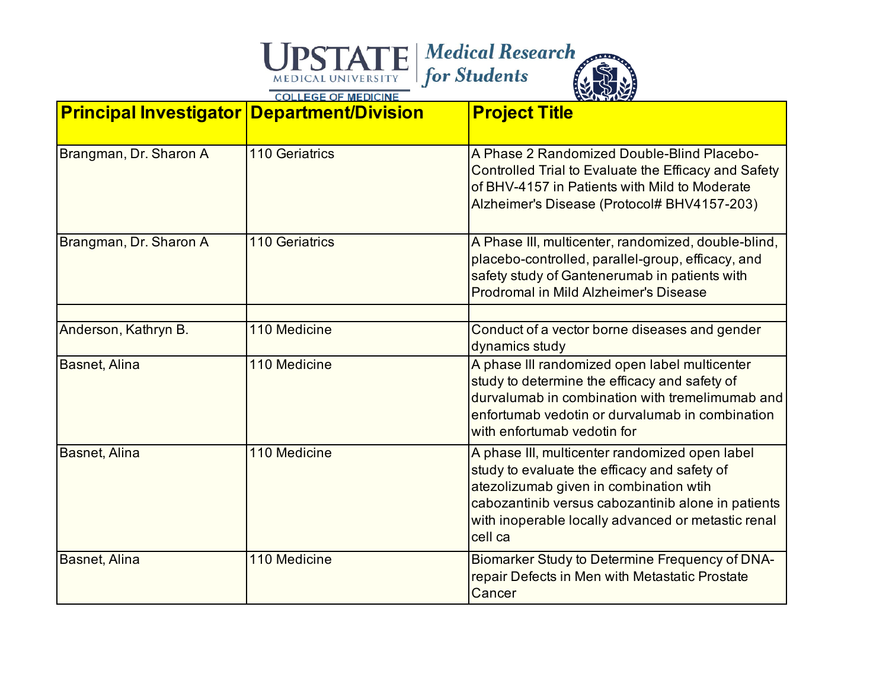| Principal Investigator | Department/Division | Project Title |
| --- | --- | --- |
| Brangman, Dr. Sharon A | 110 Geriatrics | A Phase 2 Randomized Double-Blind Placebo-Controlled Trial to Evaluate the Efficacy and Safety of BHV-4157 in Patients with Mild to Moderate Alzheimer's Disease (Protocol# BHV4157-203) |
| Brangman, Dr. Sharon A | 110 Geriatrics | A Phase III, multicenter, randomized, double-blind, placebo-controlled, parallel-group, efficacy, and safety study of Gantenerumab in patients with Prodromal in Mild Alzheimer's Disease |
| | | |
| Anderson, Kathryn B. | 110 Medicine | Conduct of a vector borne diseases and gender dynamics study |
| Basnet, Alina | 110 Medicine | A phase III randomized open label multicenter study to determine the efficacy and safety of durvalumab in combination with tremelimumab and enfortumab vedotin or durvalumab in combination with enfortumab vedotin for |
| Basnet, Alina | 110 Medicine | A phase III, multicenter randomized open label study to evaluate the efficacy and safety of atezolizumab given in combination wtih cabozantinib versus cabozantinib alone in patients with inoperable locally advanced or metastic renal cell ca |
| Basnet, Alina | 110 Medicine | Biomarker Study to Determine Frequency of DNA-repair Defects in Men with Metastatic Prostate Cancer |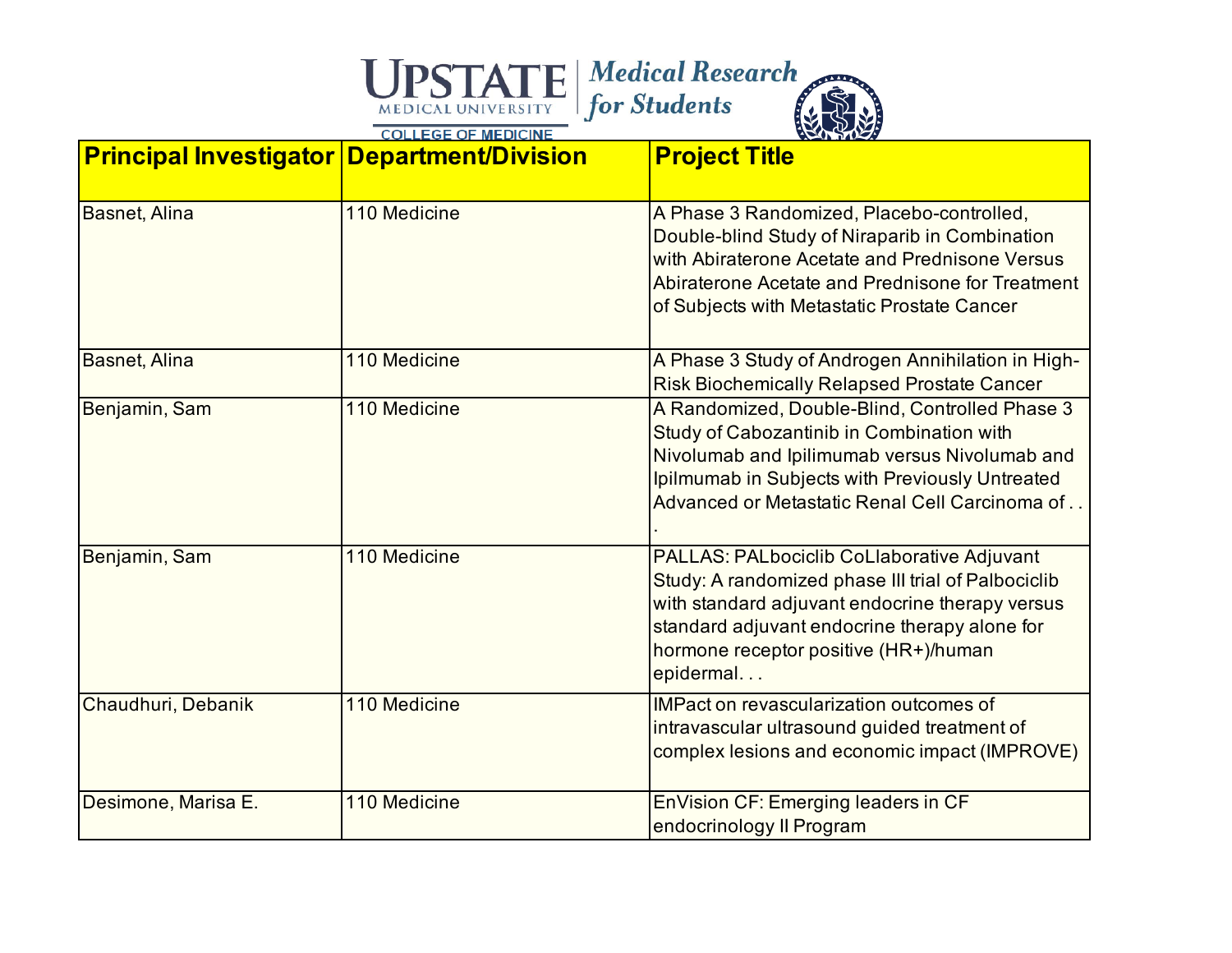| Principal Investigator | Department/Division | Project Title |
|---|---|---|
| Basnet, Alina | 110 Medicine | A Phase 3 Randomized, Placebo-controlled, Double-blind Study of Niraparib in Combination with Abiraterone Acetate and Prednisone Versus Abiraterone Acetate and Prednisone for Treatment of Subjects with Metastatic Prostate Cancer |
| Basnet, Alina | 110 Medicine | A Phase 3 Study of Androgen Annihilation in High-Risk Biochemically Relapsed Prostate Cancer |
| Benjamin, Sam | 110 Medicine | A Randomized, Double-Blind, Controlled Phase 3 Study of Cabozantinib in Combination with Nivolumab and Ipilimumab versus Nivolumab and Ipilmumab in Subjects with Previously Untreated Advanced or Metastatic Renal Cell Carcinoma of . . . |
| Benjamin, Sam | 110 Medicine | PALLAS: PALbociclib CoLlaborative Adjuvant Study: A randomized phase III trial of Palbociclib with standard adjuvant endocrine therapy versus standard adjuvant endocrine therapy alone for hormone receptor positive (HR+)/human epidermal. . . |
| Chaudhuri, Debanik | 110 Medicine | IMPact on revascularization outcomes of intravascular ultrasound guided treatment of complex lesions and economic impact (IMPROVE) |
| Desimone, Marisa E. | 110 Medicine | EnVision CF: Emerging leaders in CF endocrinology II Program |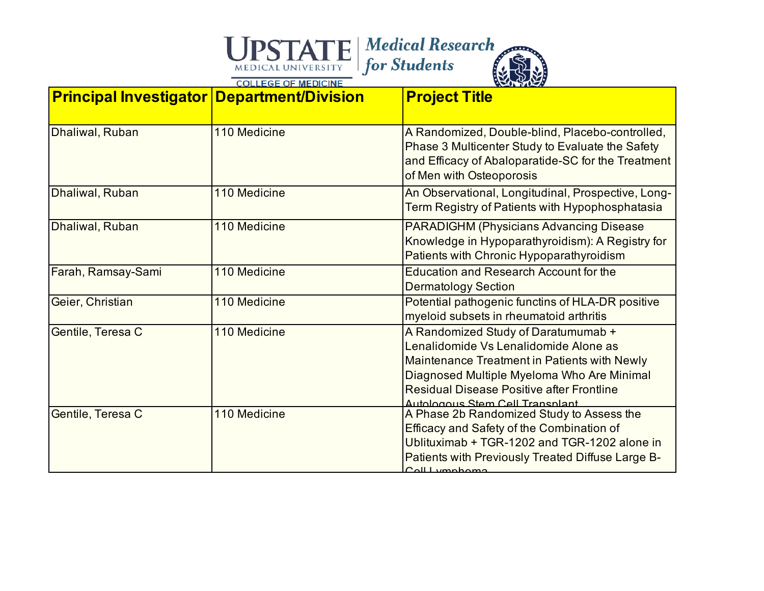| Principal Investigator | Department/Division | Project Title |
| --- | --- | --- |
| Dhaliwal, Ruban | 110 Medicine | A Randomized, Double-blind, Placebo-controlled, Phase 3 Multicenter Study to Evaluate the Safety and Efficacy of Abaloparatide-SC for the Treatment of Men with Osteoporosis |
| Dhaliwal, Ruban | 110 Medicine | An Observational, Longitudinal, Prospective, Long-Term Registry of Patients with Hypophosphatasia |
| Dhaliwal, Ruban | 110 Medicine | PARADIGHM (Physicians Advancing Disease Knowledge in Hypoparathyroidism): A Registry for Patients with Chronic Hypoparathyroidism |
| Farah, Ramsay-Sami | 110 Medicine | Education and Research Account for the Dermatology Section |
| Geier, Christian | 110 Medicine | Potential pathogenic functins of HLA-DR positive myeloid subsets in rheumatoid arthritis |
| Gentile, Teresa C | 110 Medicine | A Randomized Study of Daratumumab + Lenalidomide Vs Lenalidomide Alone as Maintenance Treatment in Patients with Newly Diagnosed Multiple Myeloma Who Are Minimal Residual Disease Positive after Frontline Autologous Stem Cell Transplant |
| Gentile, Teresa C | 110 Medicine | A Phase 2b Randomized Study to Assess the Efficacy and Safety of the Combination of Ublituximab + TGR-1202 and TGR-1202 alone in Patients with Previously Treated Diffuse Large B-Cell Lymphoma |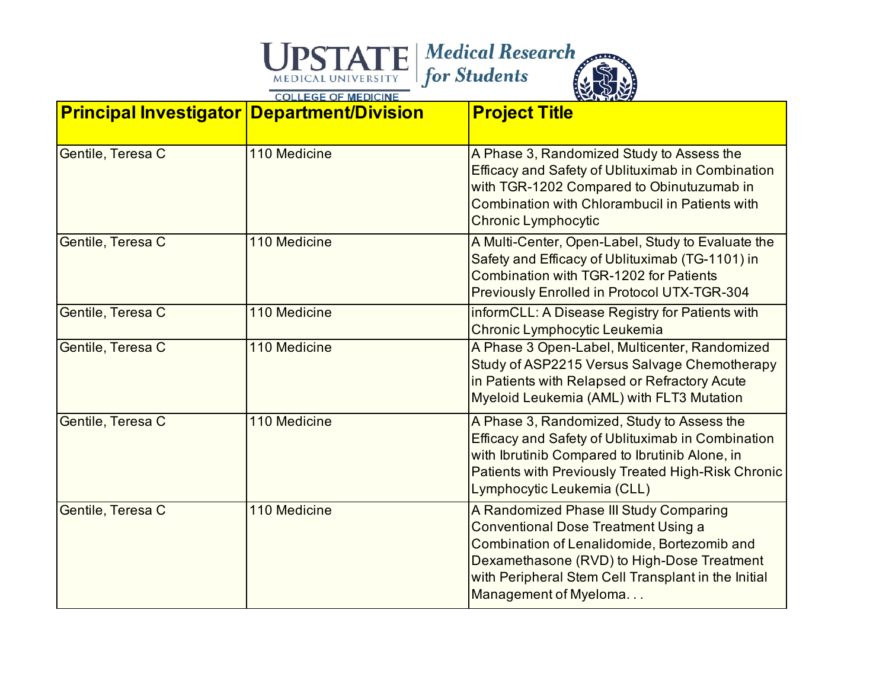| Principal Investigator | Department/Division | Project Title |
| --- | --- | --- |
| Gentile, Teresa C | 110 Medicine | A Phase 3, Randomized Study to Assess the Efficacy and Safety of Ublituximab in Combination with TGR-1202 Compared to Obinutuzumab in Combination with Chlorambucil in Patients with Chronic Lymphocytic |
| Gentile, Teresa C | 110 Medicine | A Multi-Center, Open-Label, Study to Evaluate the Safety and Efficacy of Ublituximab (TG-1101) in Combination with TGR-1202 for Patients Previously Enrolled in Protocol UTX-TGR-304 |
| Gentile, Teresa C | 110 Medicine | informCLL: A Disease Registry for Patients with Chronic Lymphocytic Leukemia |
| Gentile, Teresa C | 110 Medicine | A Phase 3 Open-Label, Multicenter, Randomized Study of ASP2215 Versus Salvage Chemotherapy in Patients with Relapsed or Refractory Acute Myeloid Leukemia (AML) with FLT3 Mutation |
| Gentile, Teresa C | 110 Medicine | A Phase 3, Randomized, Study to Assess the Efficacy and Safety of Ublituximab in Combination with Ibrutinib Compared to Ibrutinib Alone, in Patients with Previously Treated High-Risk Chronic Lymphocytic Leukemia (CLL) |
| Gentile, Teresa C | 110 Medicine | A Randomized Phase III Study Comparing Conventional Dose Treatment Using a Combination of Lenalidomide, Bortezomib and Dexamethasone (RVD) to High-Dose Treatment with Peripheral Stem Cell Transplant in the Initial Management of Myeloma. . . |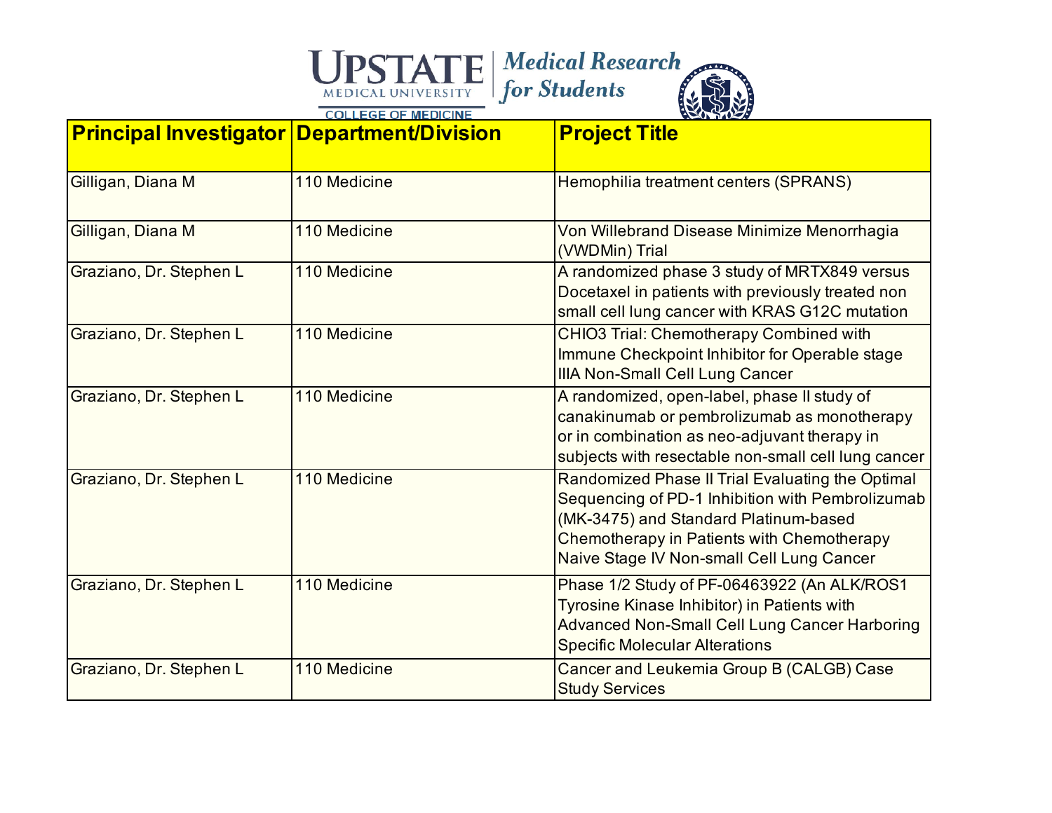| Principal Investigator | Department/Division | Project Title |
| --- | --- | --- |
| Gilligan, Diana M | 110 Medicine | Hemophilia treatment centers (SPRANS) |
| Gilligan, Diana M | 110 Medicine | Von Willebrand Disease Minimize Menorrhagia (VWDMin) Trial |
| Graziano, Dr. Stephen L | 110 Medicine | A randomized phase 3 study of MRTX849 versus Docetaxel in patients with previously treated non small cell lung cancer with KRAS G12C mutation |
| Graziano, Dr. Stephen L | 110 Medicine | CHIO3 Trial: Chemotherapy Combined with Immune Checkpoint Inhibitor for Operable stage IIIA Non-Small Cell Lung Cancer |
| Graziano, Dr. Stephen L | 110 Medicine | A randomized, open-label, phase II study of canakinumab or pembrolizumab as monotherapy or in combination as neo-adjuvant therapy in subjects with resectable non-small cell lung cancer |
| Graziano, Dr. Stephen L | 110 Medicine | Randomized Phase II Trial Evaluating the Optimal Sequencing of PD-1 Inhibition with Pembrolizumab (MK-3475) and Standard Platinum-based Chemotherapy in Patients with Chemotherapy Naive Stage IV Non-small Cell Lung Cancer |
| Graziano, Dr. Stephen L | 110 Medicine | Phase 1/2 Study of PF-06463922 (An ALK/ROS1 Tyrosine Kinase Inhibitor) in Patients with Advanced Non-Small Cell Lung Cancer Harboring Specific Molecular Alterations |
| Graziano, Dr. Stephen L | 110 Medicine | Cancer and Leukemia Group B (CALGB) Case Study Services |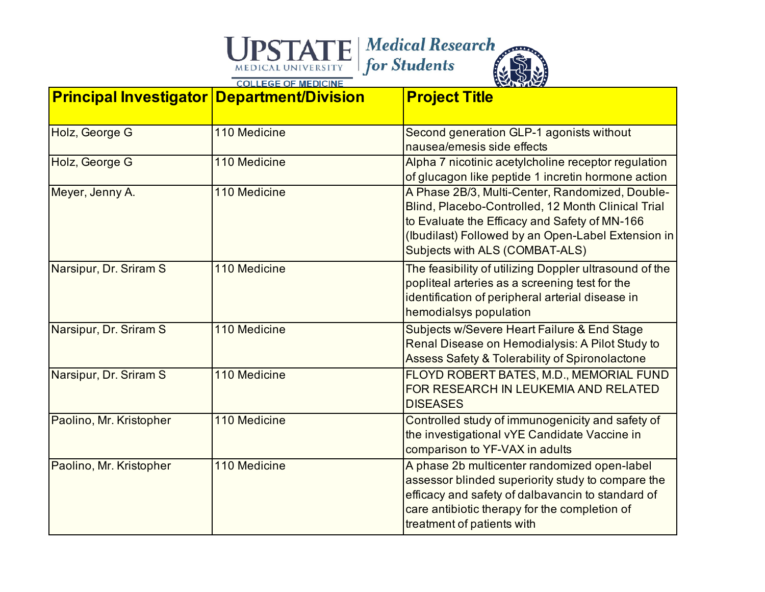| Principal Investigator | Department/Division | Project Title |
|---|---|---|
| Holz, George G | 110 Medicine | Second generation GLP-1 agonists without nausea/emesis side effects |
| Holz, George G | 110 Medicine | Alpha 7 nicotinic acetylcholine receptor regulation of glucagon like peptide 1 incretin hormone action |
| Meyer, Jenny A. | 110 Medicine | A Phase 2B/3, Multi-Center, Randomized, Double-Blind, Placebo-Controlled, 12 Month Clinical Trial to Evaluate the Efficacy and Safety of MN-166 (Ibudilast) Followed by an Open-Label Extension in Subjects with ALS (COMBAT-ALS) |
| Narsipur, Dr. Sriram S | 110 Medicine | The feasibility of utilizing Doppler ultrasound of the popliteal arteries as a screening test for the identification of peripheral arterial disease in hemodialsys population |
| Narsipur, Dr. Sriram S | 110 Medicine | Subjects w/Severe Heart Failure & End Stage Renal Disease on Hemodialysis: A Pilot Study to Assess Safety & Tolerability of Spironolactone |
| Narsipur, Dr. Sriram S | 110 Medicine | FLOYD ROBERT BATES, M.D., MEMORIAL FUND FOR RESEARCH IN LEUKEMIA AND RELATED DISEASES |
| Paolino, Mr. Kristopher | 110 Medicine | Controlled study of immunogenicity and safety of the investigational vYE Candidate Vaccine in comparison to YF-VAX in adults |
| Paolino, Mr. Kristopher | 110 Medicine | A phase 2b multicenter randomized open-label assessor blinded superiority study to compare the efficacy and safety of dalbavancin to standard of care antibiotic therapy for the completion of treatment of patients with |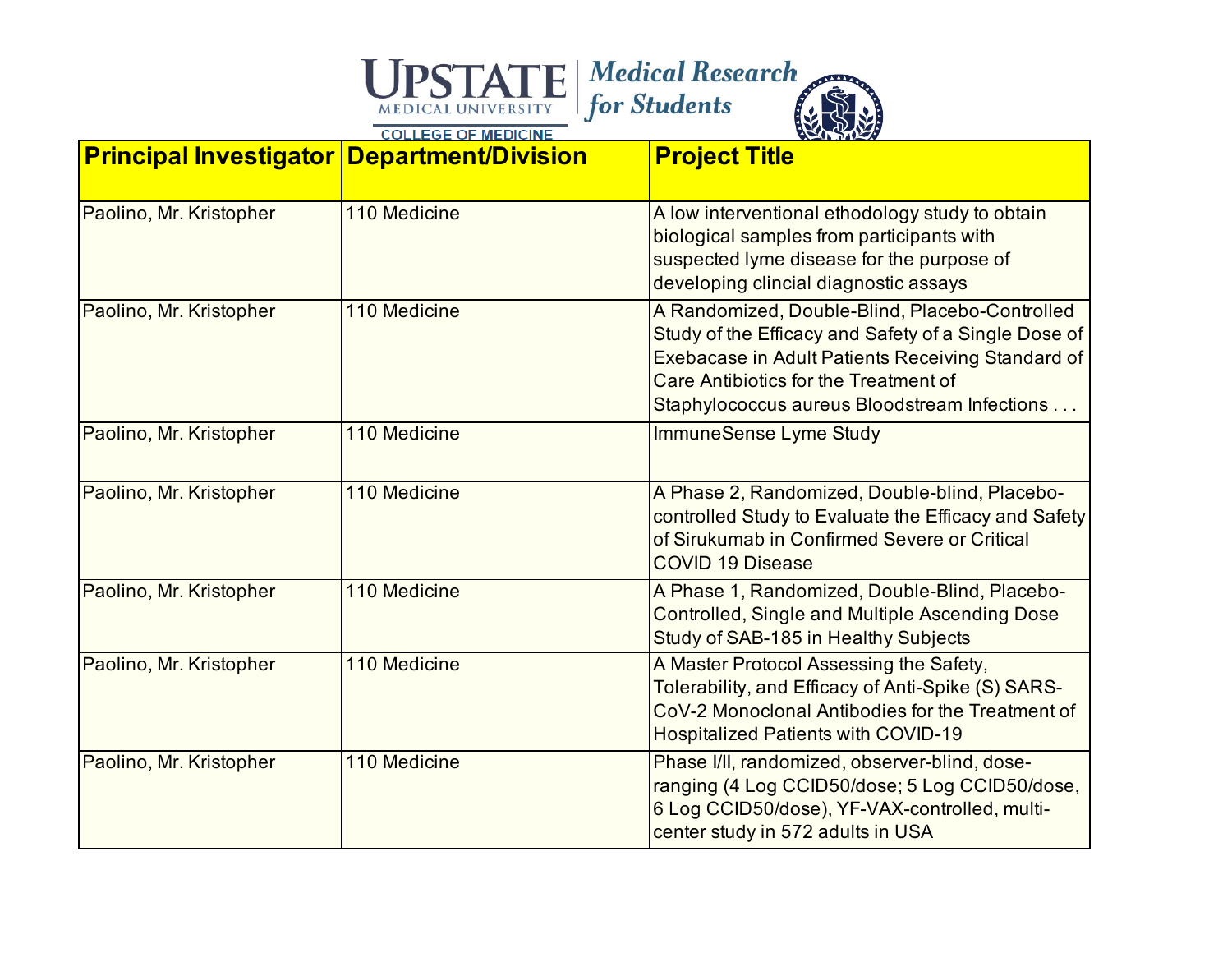| Principal Investigator | Department/Division | Project Title |
|---|---|---|
| Paolino, Mr. Kristopher | 110 Medicine | A low interventional ethodology study to obtain biological samples from participants with suspected lyme disease for the purpose of developing clincial diagnostic assays |
| Paolino, Mr. Kristopher | 110 Medicine | A Randomized, Double-Blind, Placebo-Controlled Study of the Efficacy and Safety of a Single Dose of Exebacase in Adult Patients Receiving Standard of Care Antibiotics for the Treatment of Staphylococcus aureus Bloodstream Infections . . . |
| Paolino, Mr. Kristopher | 110 Medicine | ImmuneSense Lyme Study |
| Paolino, Mr. Kristopher | 110 Medicine | A Phase 2, Randomized, Double-blind, Placebo-controlled Study to Evaluate the Efficacy and Safety of Sirukumab in Confirmed Severe or Critical COVID 19 Disease |
| Paolino, Mr. Kristopher | 110 Medicine | A Phase 1, Randomized, Double-Blind, Placebo-Controlled, Single and Multiple Ascending Dose Study of SAB-185 in Healthy Subjects |
| Paolino, Mr. Kristopher | 110 Medicine | A Master Protocol Assessing the Safety, Tolerability, and Efficacy of Anti-Spike (S) SARS-CoV-2 Monoclonal Antibodies for the Treatment of Hospitalized Patients with COVID-19 |
| Paolino, Mr. Kristopher | 110 Medicine | Phase I/II, randomized, observer-blind, dose-ranging (4 Log CCID50/dose; 5 Log CCID50/dose, 6 Log CCID50/dose), YF-VAX-controlled, multi-center study in 572 adults in USA |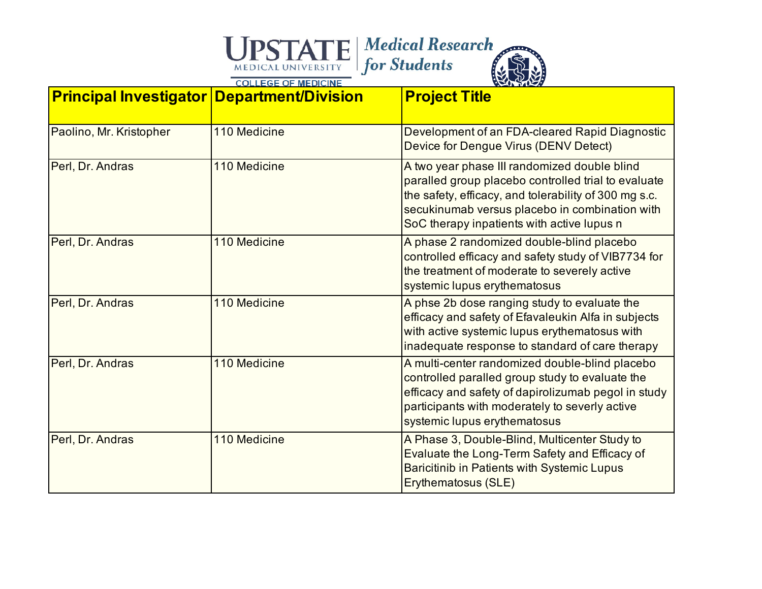| Principal Investigator | Department/Division | Project Title |
|---|---|---|
| Paolino, Mr. Kristopher | 110 Medicine | Development of an FDA-cleared Rapid Diagnostic Device for Dengue Virus (DENV Detect) |
| Perl, Dr. Andras | 110 Medicine | A two year phase III randomized double blind paralled group placebo controlled trial to evaluate the safety, efficacy, and tolerability of 300 mg s.c. secukinumab versus placebo in combination with SoC therapy inpatients with active lupus n |
| Perl, Dr. Andras | 110 Medicine | A phase 2 randomized double-blind placebo controlled efficacy and safety study of VIB7734 for the treatment of moderate to severely active systemic lupus erythematosus |
| Perl, Dr. Andras | 110 Medicine | A phse 2b dose ranging study to evaluate the efficacy and safety of Efavaleukin Alfa in subjects with active systemic lupus erythematosus with inadequate response to standard of care therapy |
| Perl, Dr. Andras | 110 Medicine | A multi-center randomized double-blind placebo controlled paralled group study to evaluate the efficacy and safety of dapirolizumab pegol in study participants with moderately to severly active systemic lupus erythematosus |
| Perl, Dr. Andras | 110 Medicine | A Phase 3, Double-Blind, Multicenter Study to Evaluate the Long-Term Safety and Efficacy of Baricitinib in Patients with Systemic Lupus Erythematosus (SLE) |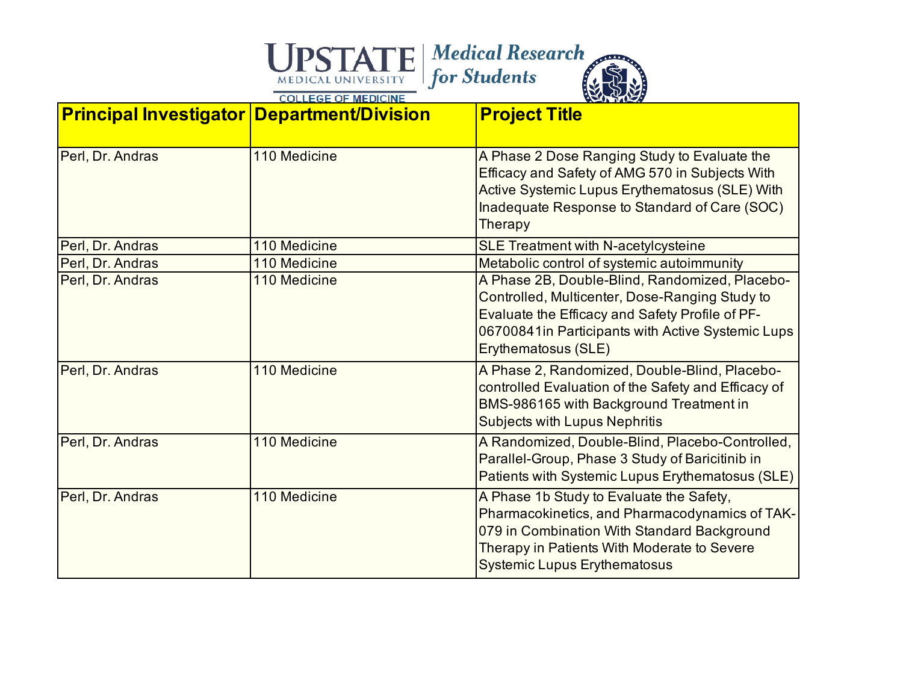| Principal Investigator | Department/Division | Project Title |
| --- | --- | --- |
| Perl, Dr. Andras | 110 Medicine | A Phase 2 Dose Ranging Study to Evaluate the Efficacy and Safety of AMG 570 in Subjects With Active Systemic Lupus Erythematosus (SLE) With Inadequate Response to Standard of Care (SOC) Therapy |
| Perl, Dr. Andras | 110 Medicine | SLE Treatment with N-acetylcysteine |
| Perl, Dr. Andras | 110 Medicine | Metabolic control of systemic autoimmunity |
| Perl, Dr. Andras | 110 Medicine | A Phase 2B, Double-Blind, Randomized, Placebo-Controlled, Multicenter, Dose-Ranging Study to Evaluate the Efficacy and Safety Profile of PF-06700841in Participants with Active Systemic Lups Erythematosus (SLE) |
| Perl, Dr. Andras | 110 Medicine | A Phase 2, Randomized, Double-Blind, Placebo-controlled Evaluation of the Safety and Efficacy of BMS-986165 with Background Treatment in Subjects with Lupus Nephritis |
| Perl, Dr. Andras | 110 Medicine | A Randomized, Double-Blind, Placebo-Controlled, Parallel-Group, Phase 3 Study of Baricitinib in Patients with Systemic Lupus Erythematosus (SLE) |
| Perl, Dr. Andras | 110 Medicine | A Phase 1b Study to Evaluate the Safety, Pharmacokinetics, and Pharmacodynamics of TAK-079 in Combination With Standard Background Therapy in Patients With Moderate to Severe Systemic Lupus Erythematosus |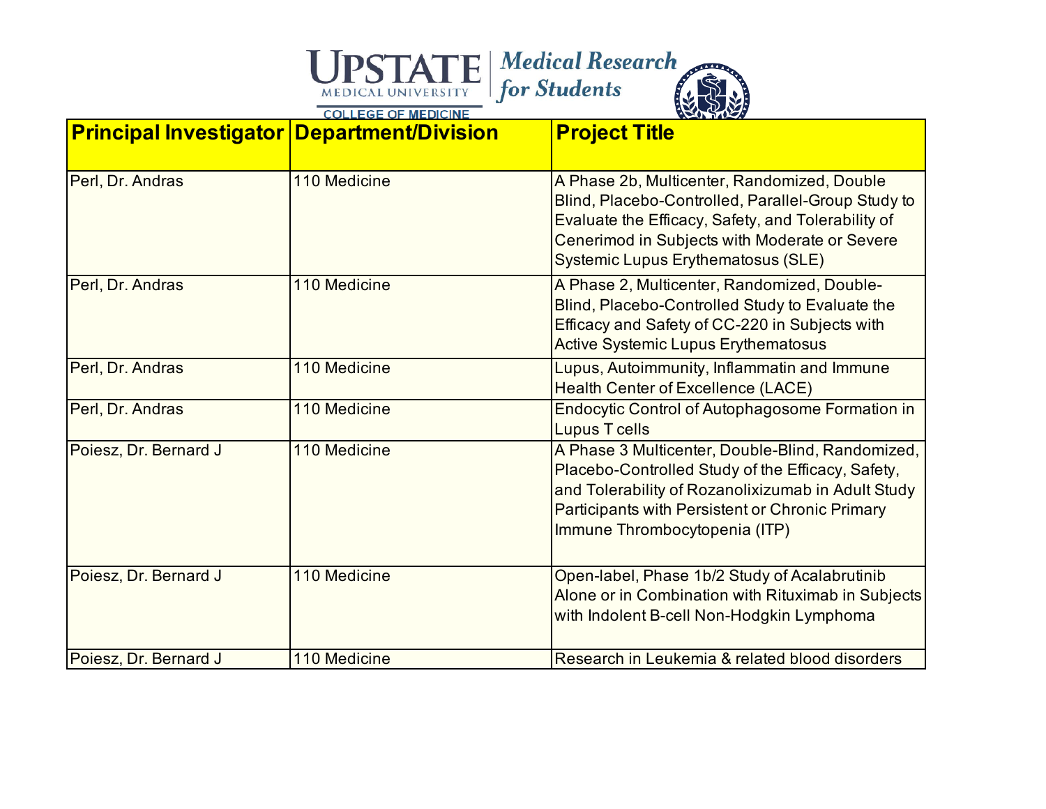| Principal Investigator | Department/Division | Project Title |
| --- | --- | --- |
| Perl, Dr. Andras | 110 Medicine | A Phase 2b, Multicenter, Randomized, Double Blind, Placebo-Controlled, Parallel-Group Study to Evaluate the Efficacy, Safety, and Tolerability of Cenerimod in Subjects with Moderate or Severe Systemic Lupus Erythematosus (SLE) |
| Perl, Dr. Andras | 110 Medicine | A Phase 2, Multicenter, Randomized, Double-Blind, Placebo-Controlled Study to Evaluate the Efficacy and Safety of CC-220 in Subjects with Active Systemic Lupus Erythematosus |
| Perl, Dr. Andras | 110 Medicine | Lupus, Autoimmunity, Inflammatin and Immune Health Center of Excellence (LACE) |
| Perl, Dr. Andras | 110 Medicine | Endocytic Control of Autophagosome Formation in Lupus T cells |
| Poiesz, Dr. Bernard J | 110 Medicine | A Phase 3 Multicenter, Double-Blind, Randomized, Placebo-Controlled Study of the Efficacy, Safety, and Tolerability of Rozanolixizumab in Adult Study Participants with Persistent or Chronic Primary Immune Thrombocytopenia (ITP) |
| Poiesz, Dr. Bernard J | 110 Medicine | Open-label, Phase 1b/2 Study of Acalabrutinib Alone or in Combination with Rituximab in Subjects with Indolent B-cell Non-Hodgkin Lymphoma |
| Poiesz, Dr. Bernard J | 110 Medicine | Research in Leukemia & related blood disorders |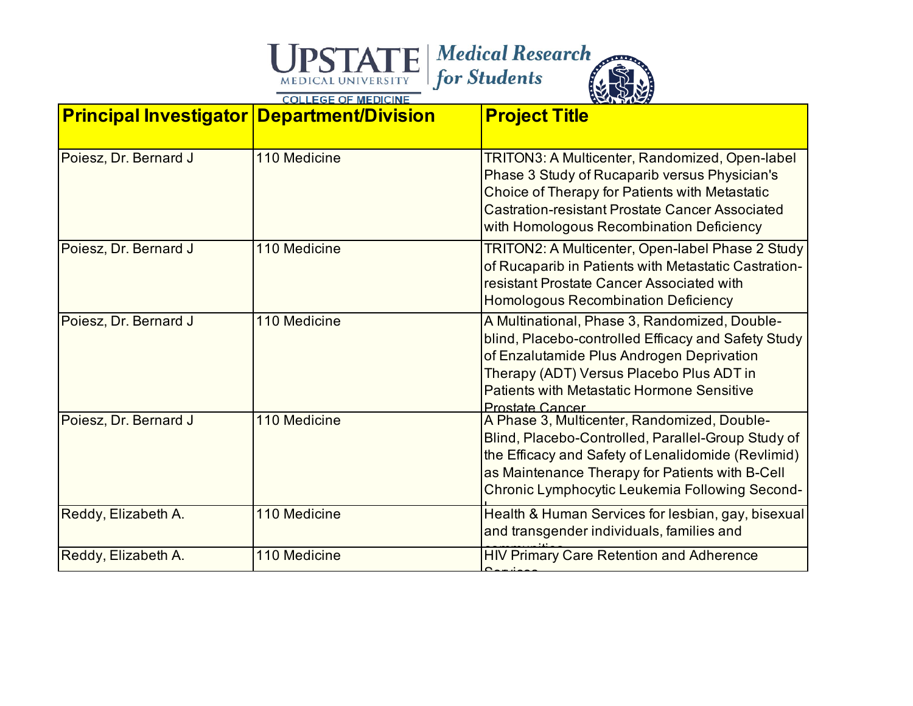| Principal Investigator | Department/Division | Project Title |
|---|---|---|
| Poiesz, Dr. Bernard J | 110 Medicine | TRITON3: A Multicenter, Randomized, Open-label Phase 3 Study of Rucaparib versus Physician's Choice of Therapy for Patients with Metastatic Castration-resistant Prostate Cancer Associated with Homologous Recombination Deficiency |
| Poiesz, Dr. Bernard J | 110 Medicine | TRITON2: A Multicenter, Open-label Phase 2 Study of Rucaparib in Patients with Metastatic Castration-resistant Prostate Cancer Associated with Homologous Recombination Deficiency |
| Poiesz, Dr. Bernard J | 110 Medicine | A Multinational, Phase 3, Randomized, Double-blind, Placebo-controlled Efficacy and Safety Study of Enzalutamide Plus Androgen Deprivation Therapy (ADT) Versus Placebo Plus ADT in Patients with Metastatic Hormone Sensitive Prostate Cancer |
| Poiesz, Dr. Bernard J | 110 Medicine | A Phase 3, Multicenter, Randomized, Double-Blind, Placebo-Controlled, Parallel-Group Study of the Efficacy and Safety of Lenalidomide (Revlimid) as Maintenance Therapy for Patients with B-Cell Chronic Lymphocytic Leukemia Following Second-l |
| Reddy, Elizabeth A. | 110 Medicine | Health & Human Services for lesbian, gay, bisexual and transgender individuals, families and communities |
| Reddy, Elizabeth A. | 110 Medicine | HIV Primary Care Retention and Adherence Services |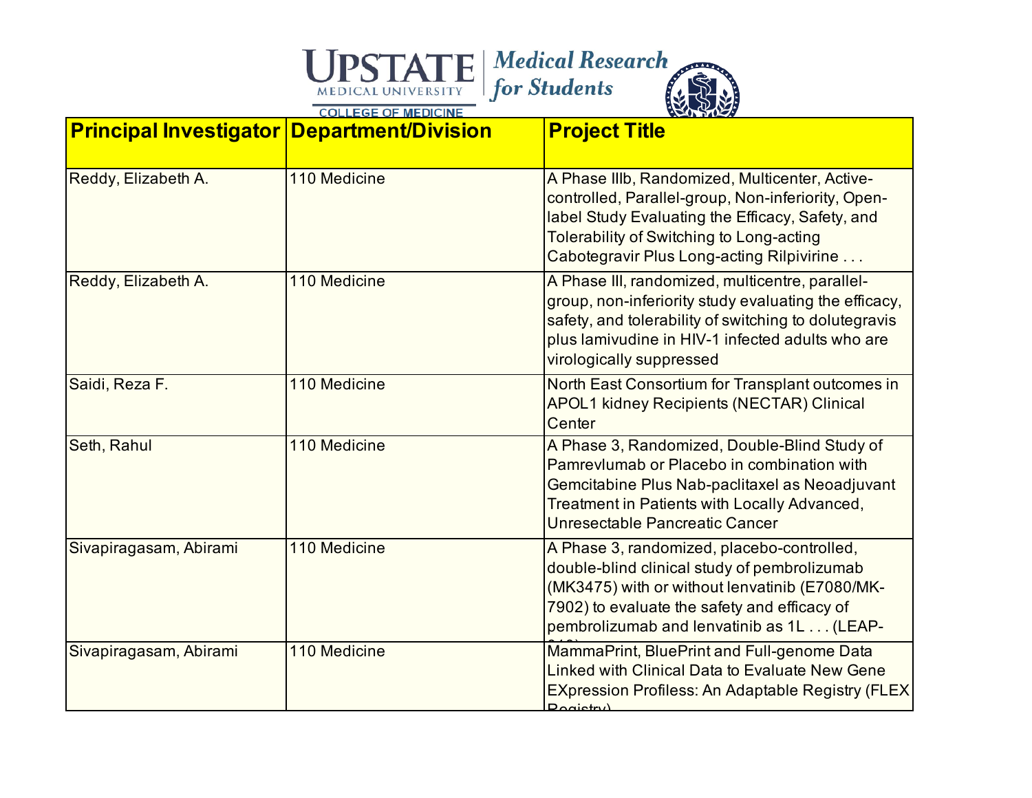| Principal Investigator | Department/Division | Project Title |
|---|---|---|
| Reddy, Elizabeth A. | 110 Medicine | A Phase IIIb, Randomized, Multicenter, Active-controlled, Parallel-group, Non-inferiority, Open-label Study Evaluating the Efficacy, Safety, and Tolerability of Switching to Long-acting Cabotegravir Plus Long-acting Rilpivirine . . . |
| Reddy, Elizabeth A. | 110 Medicine | A Phase III, randomized, multicentre, parallel-group, non-inferiority study evaluating the efficacy, safety, and tolerability of switching to dolutegravis plus lamivudine in HIV-1 infected adults who are virologically suppressed |
| Saidi, Reza F. | 110 Medicine | North East Consortium for Transplant outcomes in APOL1 kidney Recipients (NECTAR) Clinical Center |
| Seth, Rahul | 110 Medicine | A Phase 3, Randomized, Double-Blind Study of Pamrevlumab or Placebo in combination with Gemcitabine Plus Nab-paclitaxel as Neoadjuvant Treatment in Patients with Locally Advanced, Unresectable Pancreatic Cancer |
| Sivapiragasam, Abirami | 110 Medicine | A Phase 3, randomized, placebo-controlled, double-blind clinical study of pembrolizumab (MK3475) with or without lenvatinib (E7080/MK-7902) to evaluate the safety and efficacy of pembrolizumab and lenvatinib as 1L . . . (LEAP- |
| Sivapiragasam, Abirami | 110 Medicine | MammaPrint, BluePrint and Full-genome Data Linked with Clinical Data to Evaluate New Gene EXpression Profiless: An Adaptable Registry (FLEX Registry) |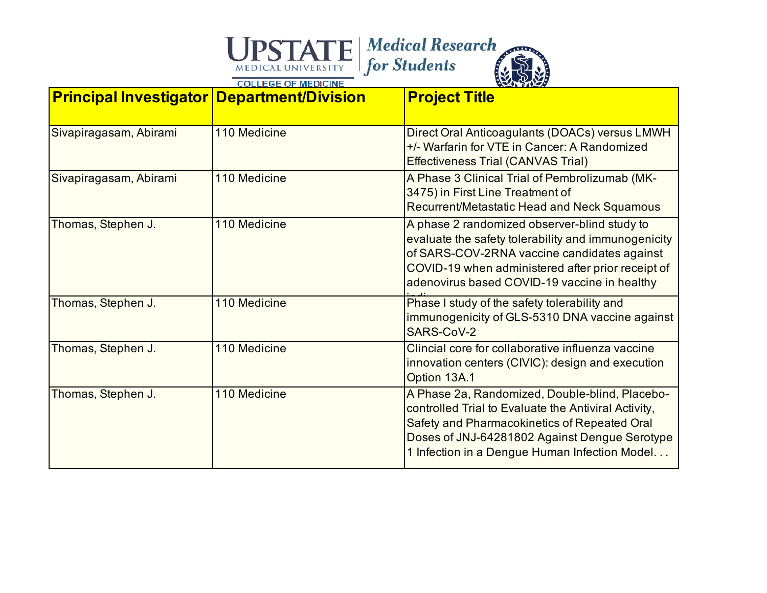| Principal Investigator | Department/Division | Project Title |
| --- | --- | --- |
| Sivapiragasam, Abirami | 110 Medicine | Direct Oral Anticoagulants (DOACs) versus LMWH +/- Warfarin for VTE in Cancer: A Randomized Effectiveness Trial (CANVAS Trial) |
| Sivapiragasam, Abirami | 110 Medicine | A Phase 3 Clinical Trial of Pembrolizumab (MK-3475) in First Line Treatment of Recurrent/Metastatic Head and Neck Squamous |
| Thomas, Stephen J. | 110 Medicine | A phase 2 randomized observer-blind study to evaluate the safety tolerability and immunogenicity of SARS-COV-2RNA vaccine candidates against COVID-19 when administered after prior receipt of adenovirus based COVID-19 vaccine in healthy indi |
| Thomas, Stephen J. | 110 Medicine | Phase I study of the safety tolerability and immunogenicity of GLS-5310 DNA vaccine against SARS-CoV-2 |
| Thomas, Stephen J. | 110 Medicine | Clincial core for collaborative influenza vaccine innovation centers (CIVIC): design and execution Option 13A.1 |
| Thomas, Stephen J. | 110 Medicine | A Phase 2a, Randomized, Double-blind, Placebo-controlled Trial to Evaluate the Antiviral Activity, Safety and Pharmacokinetics of Repeated Oral Doses of JNJ-64281802 Against Dengue Serotype 1 Infection in a Dengue Human Infection Model. . . |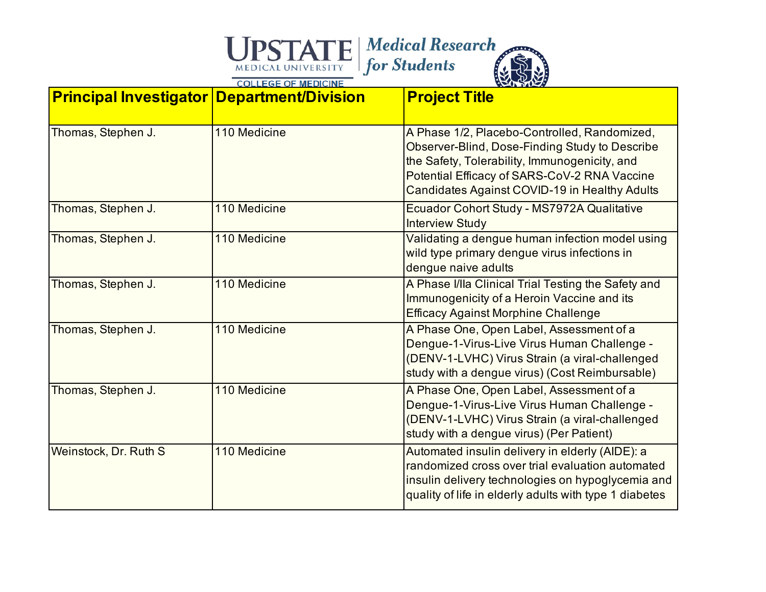| Principal Investigator | Department/Division | Project Title |
| --- | --- | --- |
| Thomas, Stephen J. | 110 Medicine | A Phase 1/2, Placebo-Controlled, Randomized, Observer-Blind, Dose-Finding Study to Describe the Safety, Tolerability, Immunogenicity, and Potential Efficacy of SARS-CoV-2 RNA Vaccine Candidates Against COVID-19 in Healthy Adults |
| Thomas, Stephen J. | 110 Medicine | Ecuador Cohort Study - MS7972A Qualitative Interview Study |
| Thomas, Stephen J. | 110 Medicine | Validating a dengue human infection model using wild type primary dengue virus infections in dengue naive adults |
| Thomas, Stephen J. | 110 Medicine | A Phase I/IIa Clinical Trial Testing the Safety and Immunogenicity of a Heroin Vaccine and its Efficacy Against Morphine Challenge |
| Thomas, Stephen J. | 110 Medicine | A Phase One, Open Label, Assessment of a Dengue-1-Virus-Live Virus Human Challenge - (DENV-1-LVHC) Virus Strain (a viral-challenged study with a dengue virus) (Cost Reimbursable) |
| Thomas, Stephen J. | 110 Medicine | A Phase One, Open Label, Assessment of a Dengue-1-Virus-Live Virus Human Challenge - (DENV-1-LVHC) Virus Strain (a viral-challenged study with a dengue virus) (Per Patient) |
| Weinstock, Dr. Ruth S | 110 Medicine | Automated insulin delivery in elderly (AIDE): a randomized cross over trial evaluation automated insulin delivery technologies on hypoglycemia and quality of life in elderly adults with type 1 diabetes |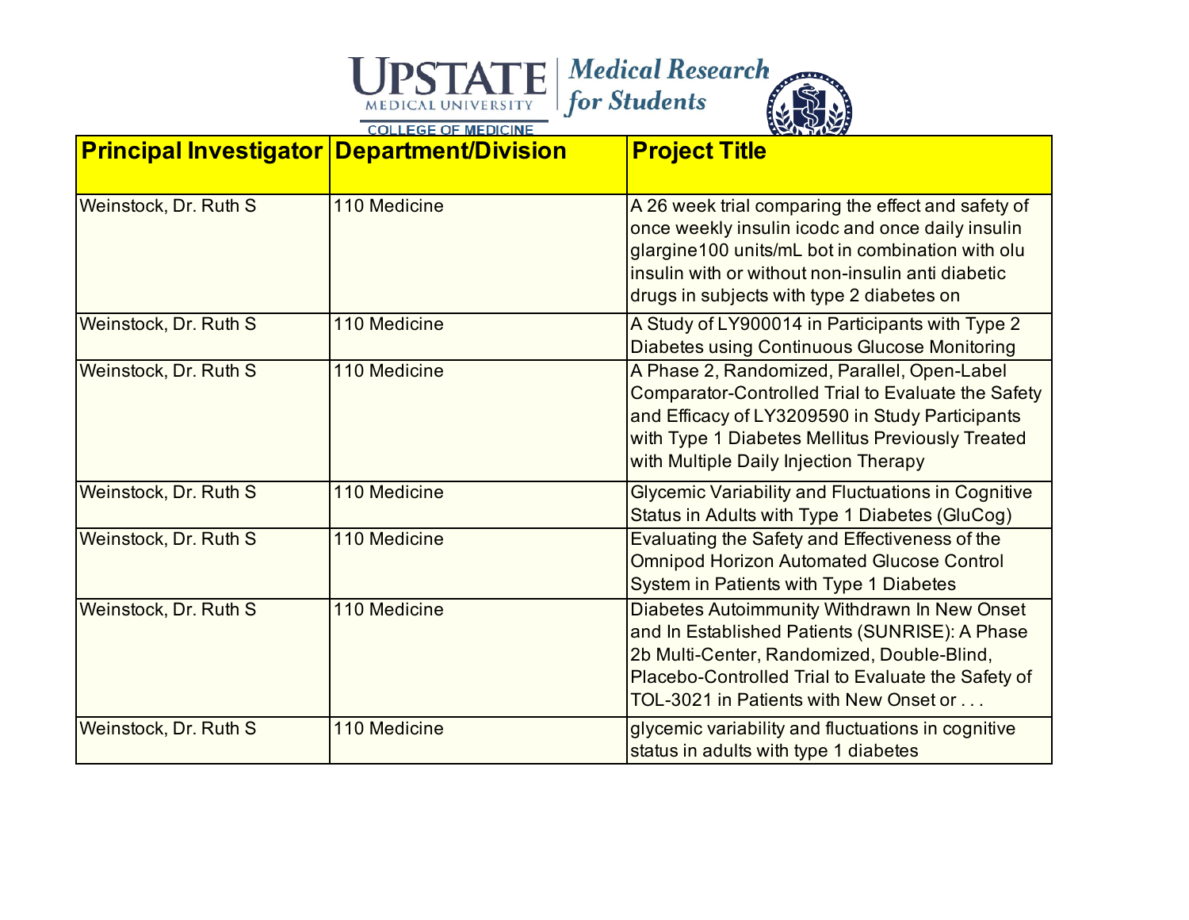| Principal Investigator | Department/Division | Project Title |
| --- | --- | --- |
| Weinstock, Dr. Ruth S | 110 Medicine | A 26 week trial comparing the effect and safety of once weekly insulin icodc and once daily insulin glargine100 units/mL bot in combination with olu insulin with or without non-insulin anti diabetic drugs in subjects with type 2 diabetes on |
| Weinstock, Dr. Ruth S | 110 Medicine | A Study of LY900014 in Participants with Type 2 Diabetes using Continuous Glucose Monitoring |
| Weinstock, Dr. Ruth S | 110 Medicine | A Phase 2, Randomized, Parallel, Open-Label Comparator-Controlled Trial to Evaluate the Safety and Efficacy of LY3209590 in Study Participants with Type 1 Diabetes Mellitus Previously Treated with Multiple Daily Injection Therapy |
| Weinstock, Dr. Ruth S | 110 Medicine | Glycemic Variability and Fluctuations in Cognitive Status in Adults with Type 1 Diabetes (GluCog) |
| Weinstock, Dr. Ruth S | 110 Medicine | Evaluating the Safety and Effectiveness of the Omnipod Horizon Automated Glucose Control System in Patients with Type 1 Diabetes |
| Weinstock, Dr. Ruth S | 110 Medicine | Diabetes Autoimmunity Withdrawn In New Onset and In Established Patients (SUNRISE): A Phase 2b Multi-Center, Randomized, Double-Blind, Placebo-Controlled Trial to Evaluate the Safety of TOL-3021 in Patients with New Onset or . . . |
| Weinstock, Dr. Ruth S | 110 Medicine | glycemic variability and fluctuations in cognitive status in adults with type 1 diabetes |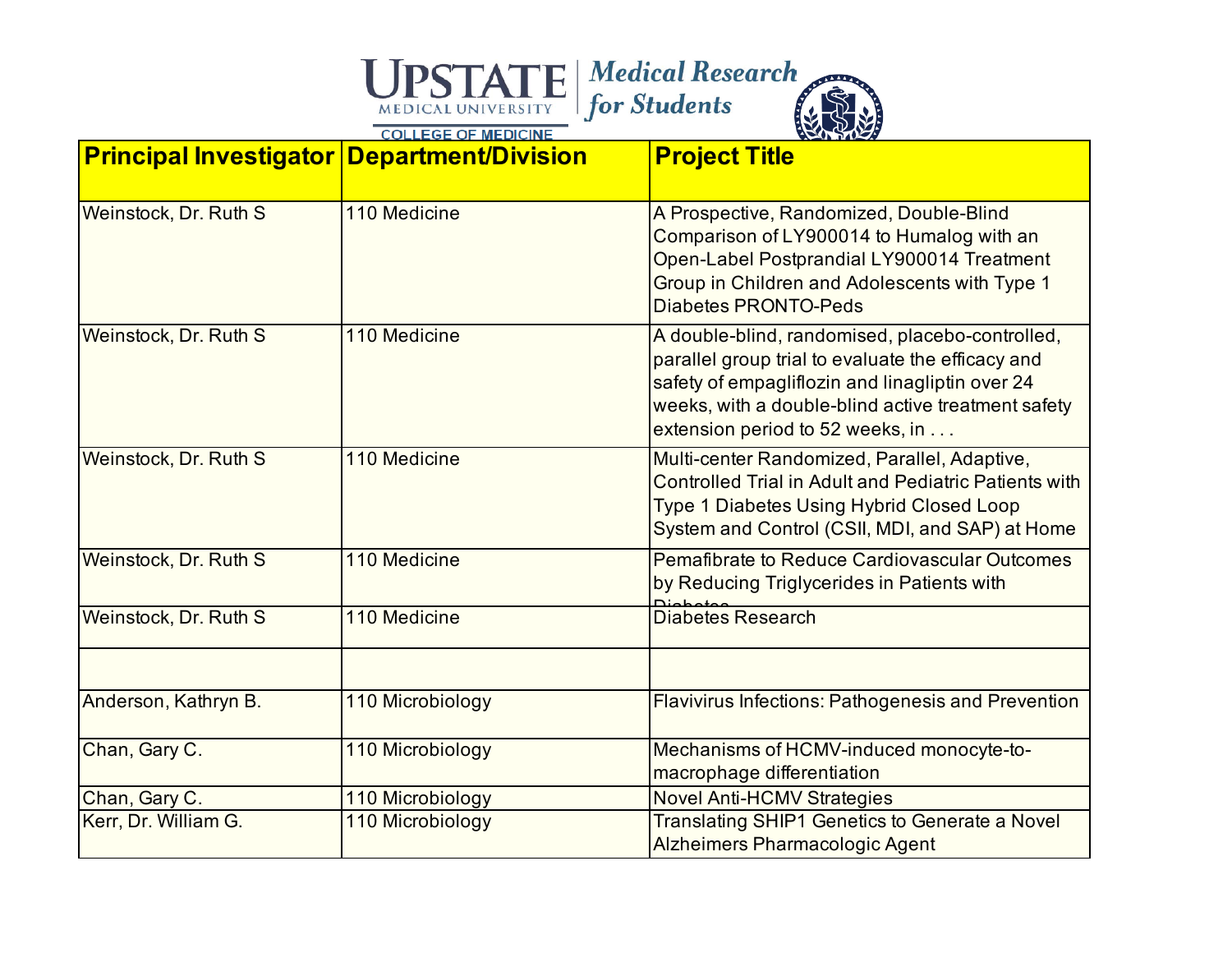| Principal Investigator | Department/Division | Project Title |
| --- | --- | --- |
| Weinstock, Dr. Ruth S | 110 Medicine | A Prospective, Randomized, Double-Blind Comparison of LY900014 to Humalog with an Open-Label Postprandial LY900014 Treatment Group in Children and Adolescents with Type 1 Diabetes PRONTO-Peds |
| Weinstock, Dr. Ruth S | 110 Medicine | A double-blind, randomised, placebo-controlled, parallel group trial to evaluate the efficacy and safety of empagliflozin and linagliptin over 24 weeks, with a double-blind active treatment safety extension period to 52 weeks, in . . . |
| Weinstock, Dr. Ruth S | 110 Medicine | Multi-center Randomized, Parallel, Adaptive, Controlled Trial in Adult and Pediatric Patients with Type 1 Diabetes Using Hybrid Closed Loop System and Control (CSII, MDI, and SAP) at Home |
| Weinstock, Dr. Ruth S | 110 Medicine | Pemafibrate to Reduce Cardiovascular Outcomes by Reducing Triglycerides in Patients with Diabetes |
| Weinstock, Dr. Ruth S | 110 Medicine | Diabetes Research |
| | | |
| Anderson, Kathryn B. | 110 Microbiology | Flavivirus Infections: Pathogenesis and Prevention |
| Chan, Gary C. | 110 Microbiology | Mechanisms of HCMV-induced monocyte-to-macrophage differentiation |
| Chan, Gary C. | 110 Microbiology | Novel Anti-HCMV Strategies |
| Kerr, Dr. William G. | 110 Microbiology | Translating SHIP1 Genetics to Generate a Novel Alzheimers Pharmacologic Agent |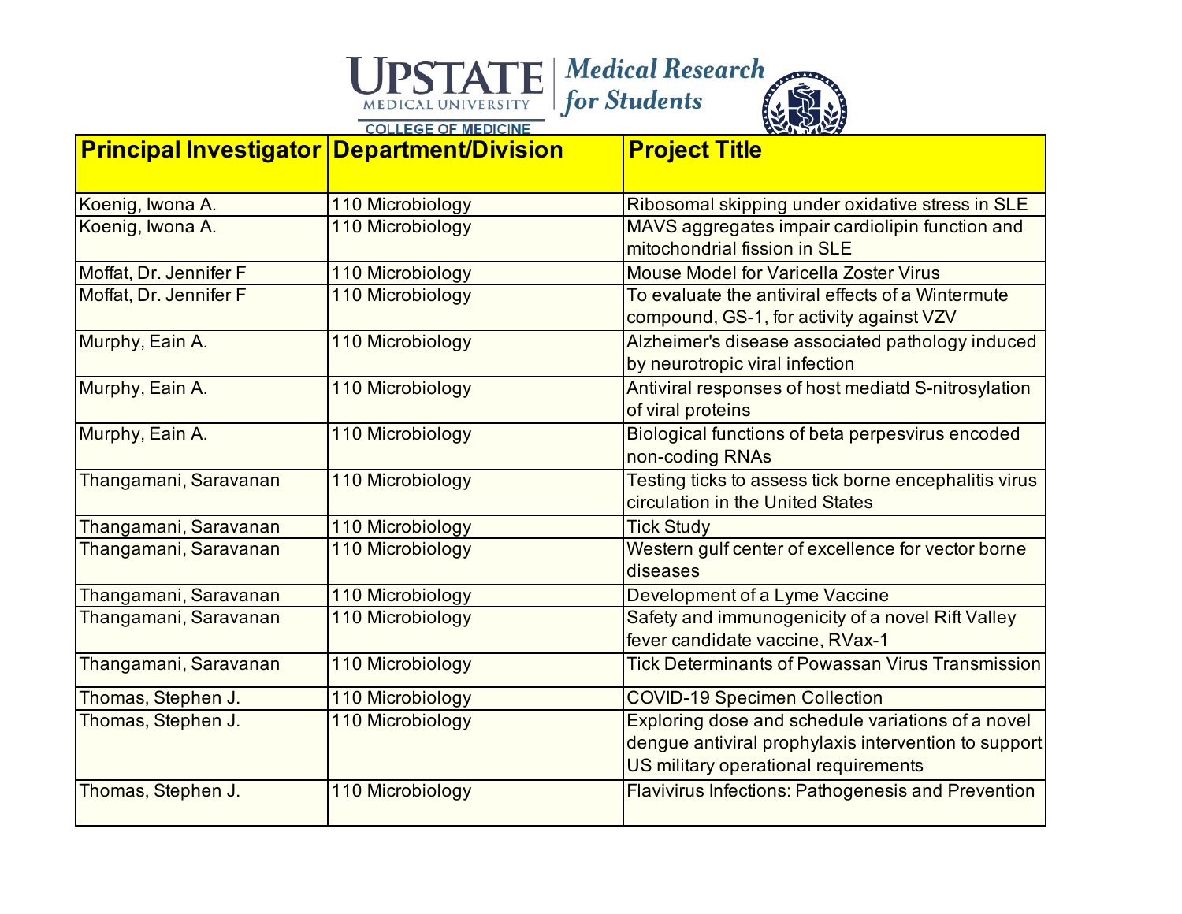| Principal Investigator | Department/Division | Project Title |
|---|---|---|
| Koenig, Iwona A. | 110 Microbiology | Ribosomal skipping under oxidative stress in SLE |
| Koenig, Iwona A. | 110 Microbiology | MAVS aggregates impair cardiolipin function and mitochondrial fission in SLE |
| Moffat, Dr. Jennifer F | 110 Microbiology | Mouse Model for Varicella Zoster Virus |
| Moffat, Dr. Jennifer F | 110 Microbiology | To evaluate the antiviral effects of a Wintermute compound, GS-1, for activity against VZV |
| Murphy, Eain A. | 110 Microbiology | Alzheimer's disease associated pathology induced by neurotropic viral infection |
| Murphy, Eain A. | 110 Microbiology | Antiviral responses of host mediatd S-nitrosylation of viral proteins |
| Murphy, Eain A. | 110 Microbiology | Biological functions of beta perpesvirus encoded non-coding RNAs |
| Thangamani, Saravanan | 110 Microbiology | Testing ticks to assess tick borne encephalitis virus circulation in the United States |
| Thangamani, Saravanan | 110 Microbiology | Tick Study |
| Thangamani, Saravanan | 110 Microbiology | Western gulf center of excellence for vector borne diseases |
| Thangamani, Saravanan | 110 Microbiology | Development of a Lyme Vaccine |
| Thangamani, Saravanan | 110 Microbiology | Safety and immunogenicity of a novel Rift Valley fever candidate vaccine, RVax-1 |
| Thangamani, Saravanan | 110 Microbiology | Tick Determinants of Powassan Virus Transmission |
| Thomas, Stephen J. | 110 Microbiology | COVID-19 Specimen Collection |
| Thomas, Stephen J. | 110 Microbiology | Exploring dose and schedule variations of a novel dengue antiviral prophylaxis intervention to support US military operational requirements |
| Thomas, Stephen J. | 110 Microbiology | Flavivirus Infections: Pathogenesis and Prevention |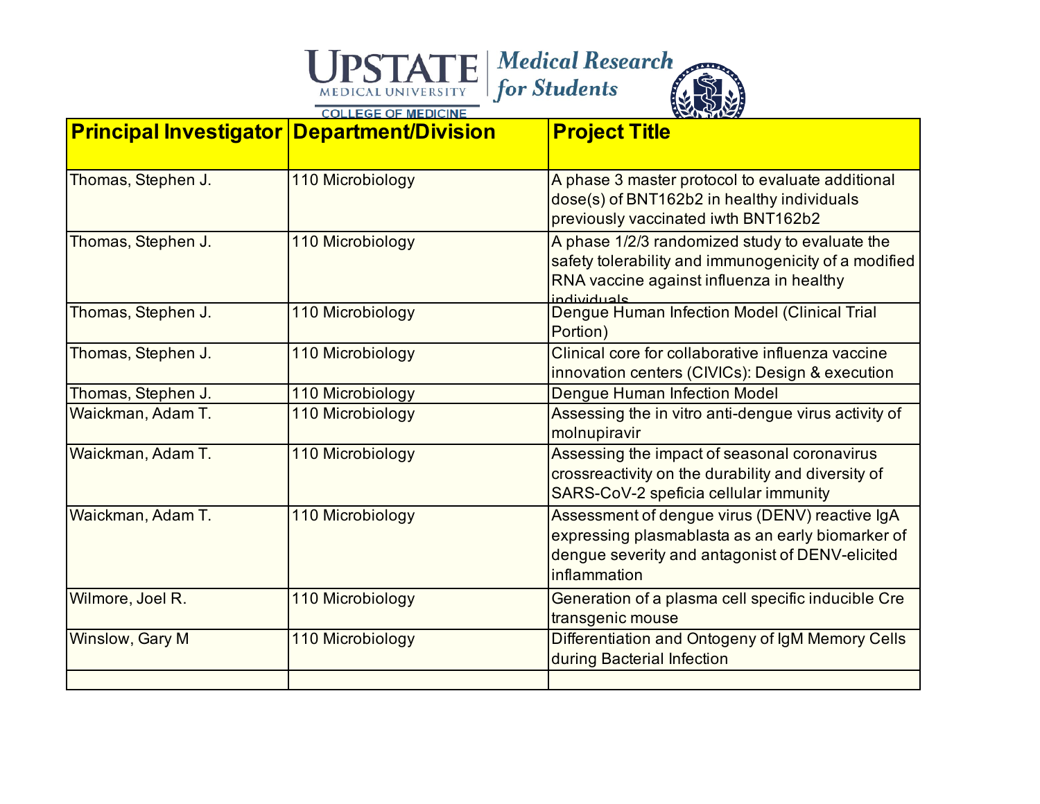UPSTATE MEDICAL UNIVERSITY | *Medical Research for Students*

COLLEGE OF MEDICINE

| Principal Investigator | Department/Division | Project Title |
|---|---|---|
| Thomas, Stephen J. | 110 Microbiology | A phase 3 master protocol to evaluate additional dose(s) of BNT162b2 in healthy individuals previously vaccinated iwth BNT162b2 |
| Thomas, Stephen J. | 110 Microbiology | A phase 1/2/3 randomized study to evaluate the safety tolerability and immunogenicity of a modified RNA vaccine against influenza in healthy individuals |
| Thomas, Stephen J. | 110 Microbiology | Dengue Human Infection Model (Clinical Trial Portion) |
| Thomas, Stephen J. | 110 Microbiology | Clinical core for collaborative influenza vaccine innovation centers (CIVICs): Design & execution |
| Thomas, Stephen J. | 110 Microbiology | Dengue Human Infection Model |
| Waickman, Adam T. | 110 Microbiology | Assessing the in vitro anti-dengue virus activity of molnupiravir |
| Waickman, Adam T. | 110 Microbiology | Assessing the impact of seasonal coronavirus crossreactivity on the durability and diversity of SARS-CoV-2 speficia cellular immunity |
| Waickman, Adam T. | 110 Microbiology | Assessment of dengue virus (DENV) reactive IgA expressing plasmablasta as an early biomarker of dengue severity and antagonist of DENV-elicited inflammation |
| Wilmore, Joel R. | 110 Microbiology | Generation of a plasma cell specific inducible Cre transgenic mouse |
| Winslow, Gary M | 110 Microbiology | Differentiation and Ontogeny of IgM Memory Cells during Bacterial Infection |
| | | |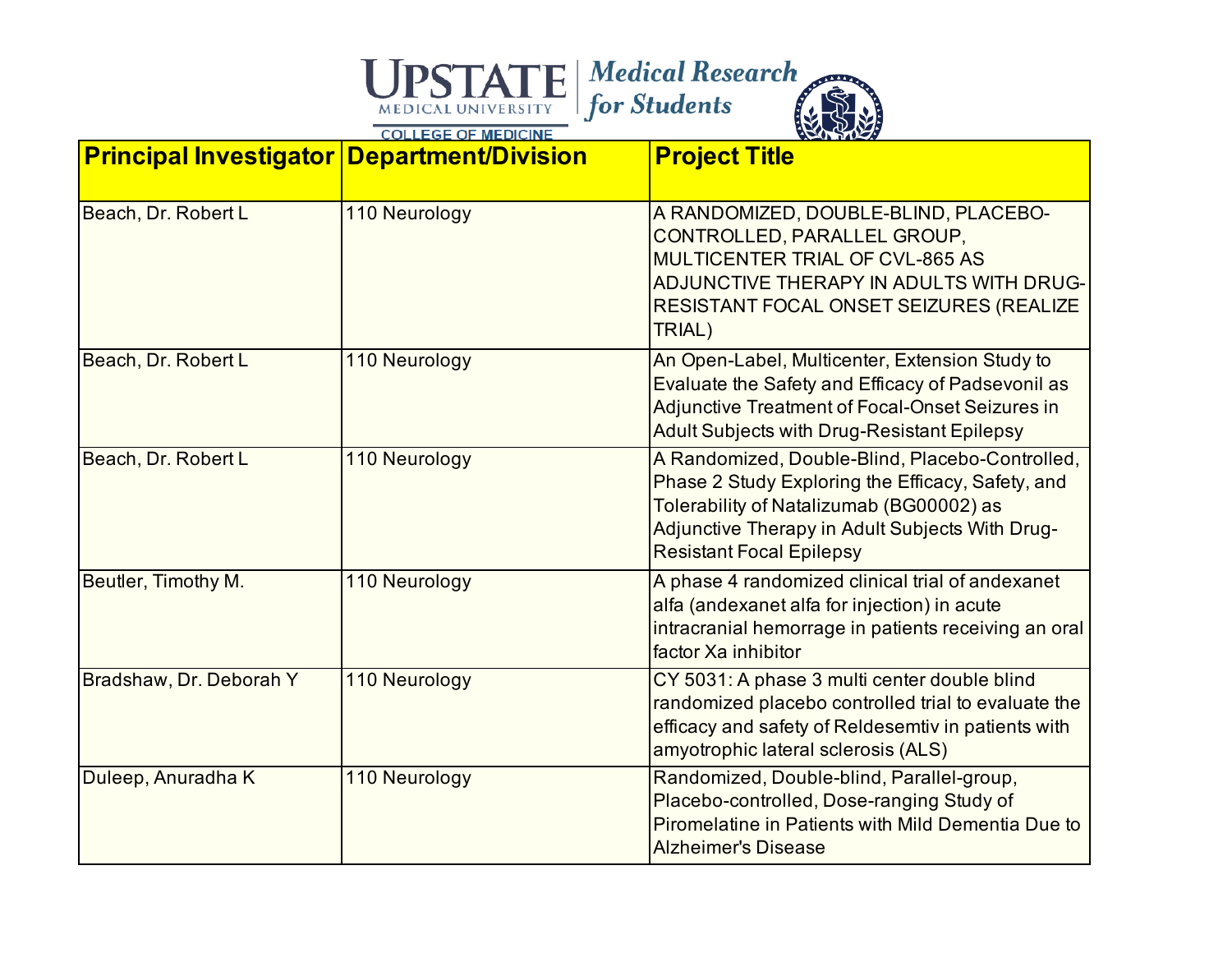| Principal Investigator | Department/Division | Project Title |
|---|---|---|
| Beach, Dr. Robert L | 110 Neurology | A RANDOMIZED, DOUBLE-BLIND, PLACEBO-CONTROLLED, PARALLEL GROUP, MULTICENTER TRIAL OF CVL-865 AS ADJUNCTIVE THERAPY IN ADULTS WITH DRUG-RESISTANT FOCAL ONSET SEIZURES (REALIZE TRIAL) |
| Beach, Dr. Robert L | 110 Neurology | An Open-Label, Multicenter, Extension Study to Evaluate the Safety and Efficacy of Padsevonil as Adjunctive Treatment of Focal-Onset Seizures in Adult Subjects with Drug-Resistant Epilepsy |
| Beach, Dr. Robert L | 110 Neurology | A Randomized, Double-Blind, Placebo-Controlled, Phase 2 Study Exploring the Efficacy, Safety, and Tolerability of Natalizumab (BG00002) as Adjunctive Therapy in Adult Subjects With Drug-Resistant Focal Epilepsy |
| Beutler, Timothy M. | 110 Neurology | A phase 4 randomized clinical trial of andexanet alfa (andexanet alfa for injection) in acute intracranial hemorrage in patients receiving an oral factor Xa inhibitor |
| Bradshaw, Dr. Deborah Y | 110 Neurology | CY 5031: A phase 3 multi center double blind randomized placebo controlled trial to evaluate the efficacy and safety of Reldesemtiv in patients with amyotrophic lateral sclerosis (ALS) |
| Duleep, Anuradha K | 110 Neurology | Randomized, Double-blind, Parallel-group, Placebo-controlled, Dose-ranging Study of Piromelatine in Patients with Mild Dementia Due to Alzheimer's Disease |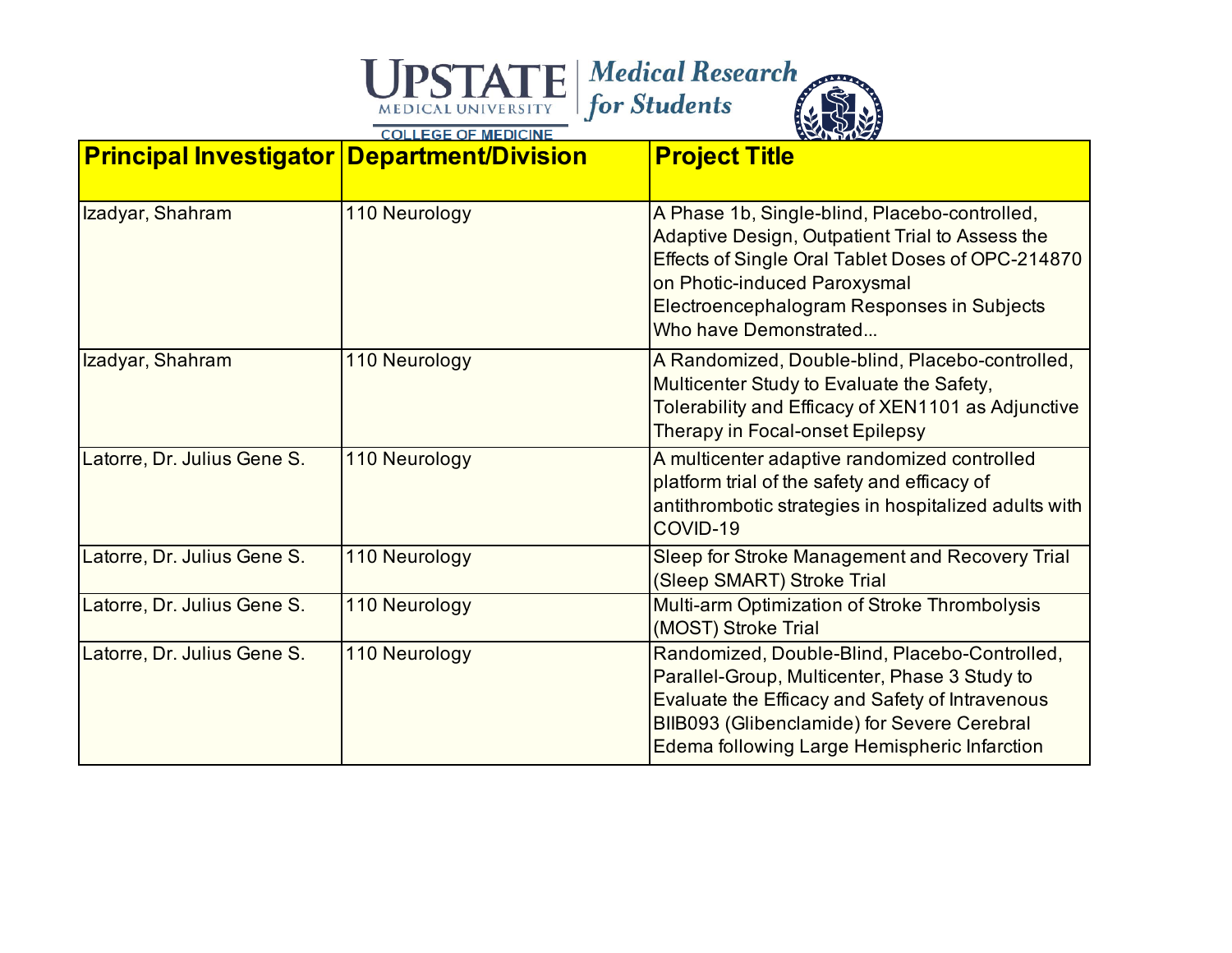| Principal Investigator | Department/Division | Project Title |
| --- | --- | --- |
| Izadyar, Shahram | 110 Neurology | A Phase 1b, Single-blind, Placebo-controlled, Adaptive Design, Outpatient Trial to Assess the Effects of Single Oral Tablet Doses of OPC-214870 on Photic-induced Paroxysmal Electroencephalogram Responses in Subjects Who have Demonstrated... |
| Izadyar, Shahram | 110 Neurology | A Randomized, Double-blind, Placebo-controlled, Multicenter Study to Evaluate the Safety, Tolerability and Efficacy of XEN1101 as Adjunctive Therapy in Focal-onset Epilepsy |
| Latorre, Dr. Julius Gene S. | 110 Neurology | A multicenter adaptive randomized controlled platform trial of the safety and efficacy of antithrombotic strategies in hospitalized adults with COVID-19 |
| Latorre, Dr. Julius Gene S. | 110 Neurology | Sleep for Stroke Management and Recovery Trial (Sleep SMART) Stroke Trial |
| Latorre, Dr. Julius Gene S. | 110 Neurology | Multi-arm Optimization of Stroke Thrombolysis (MOST) Stroke Trial |
| Latorre, Dr. Julius Gene S. | 110 Neurology | Randomized, Double-Blind, Placebo-Controlled, Parallel-Group, Multicenter, Phase 3 Study to Evaluate the Efficacy and Safety of Intravenous BIIB093 (Glibenclamide) for Severe Cerebral Edema following Large Hemispheric Infarction |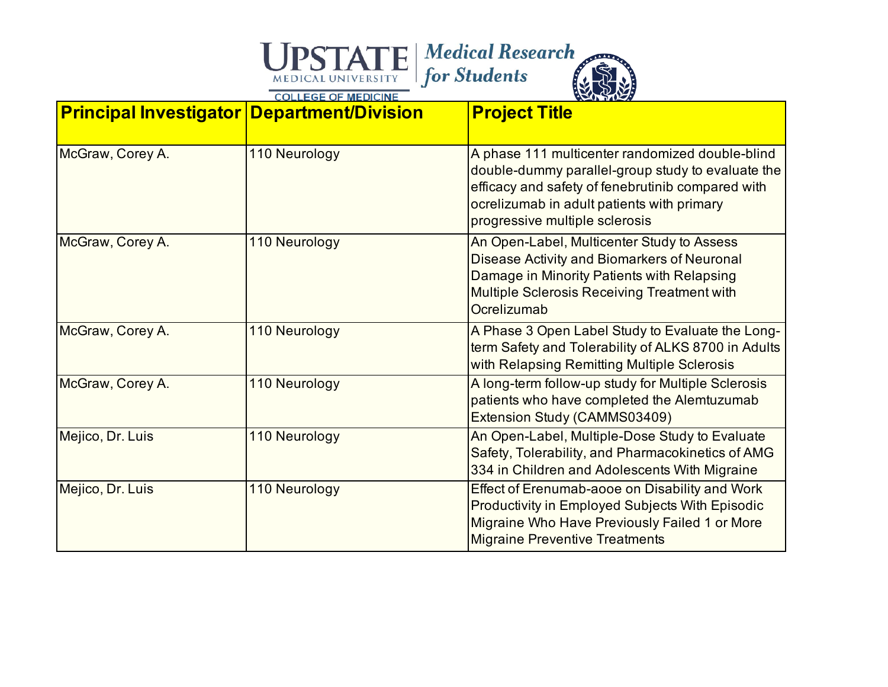| Principal Investigator | Department/Division | Project Title |
| --- | --- | --- |
| McGraw, Corey A. | 110 Neurology | A phase 111 multicenter randomized double-blind double-dummy parallel-group study to evaluate the efficacy and safety of fenebrutinib compared with ocrelizumab in adult patients with primary progressive multiple sclerosis |
| McGraw, Corey A. | 110 Neurology | An Open-Label, Multicenter Study to Assess Disease Activity and Biomarkers of Neuronal Damage in Minority Patients with Relapsing Multiple Sclerosis Receiving Treatment with Ocrelizumab |
| McGraw, Corey A. | 110 Neurology | A Phase 3 Open Label Study to Evaluate the Long-term Safety and Tolerability of ALKS 8700 in Adults with Relapsing Remitting Multiple Sclerosis |
| McGraw, Corey A. | 110 Neurology | A long-term follow-up study for Multiple Sclerosis patients who have completed the Alemtuzumab Extension Study (CAMMS03409) |
| Mejico, Dr. Luis | 110 Neurology | An Open-Label, Multiple-Dose Study to Evaluate Safety, Tolerability, and Pharmacokinetics of AMG 334 in Children and Adolescents With Migraine |
| Mejico, Dr. Luis | 110 Neurology | Effect of Erenumab-aooe on Disability and Work Productivity in Employed Subjects With Episodic Migraine Who Have Previously Failed 1 or More Migraine Preventive Treatments |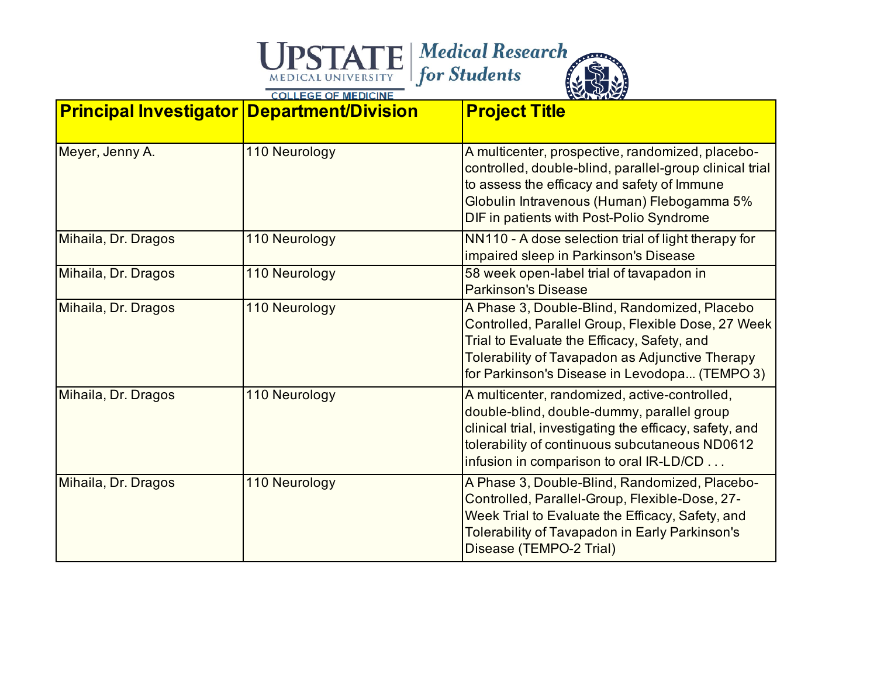| Principal Investigator | Department/Division | Project Title |
|---|---|---|
| Meyer, Jenny A. | 110 Neurology | A multicenter, prospective, randomized, placebo-controlled, double-blind, parallel-group clinical trial to assess the efficacy and safety of Immune Globulin Intravenous (Human) Flebogamma 5% DIF in patients with Post-Polio Syndrome |
| Mihaila, Dr. Dragos | 110 Neurology | NN110 - A dose selection trial of light therapy for impaired sleep in Parkinson's Disease |
| Mihaila, Dr. Dragos | 110 Neurology | 58 week open-label trial of tavapadon in Parkinson's Disease |
| Mihaila, Dr. Dragos | 110 Neurology | A Phase 3, Double-Blind, Randomized, Placebo Controlled, Parallel Group, Flexible Dose, 27 Week Trial to Evaluate the Efficacy, Safety, and Tolerability of Tavapadon as Adjunctive Therapy for Parkinson's Disease in Levodopa... (TEMPO 3) |
| Mihaila, Dr. Dragos | 110 Neurology | A multicenter, randomized, active-controlled, double-blind, double-dummy, parallel group clinical trial, investigating the efficacy, safety, and tolerability of continuous subcutaneous ND0612 infusion in comparison to oral IR-LD/CD . . . |
| Mihaila, Dr. Dragos | 110 Neurology | A Phase 3, Double-Blind, Randomized, Placebo-Controlled, Parallel-Group, Flexible-Dose, 27-Week Trial to Evaluate the Efficacy, Safety, and Tolerability of Tavapadon in Early Parkinson's Disease (TEMPO-2 Trial) |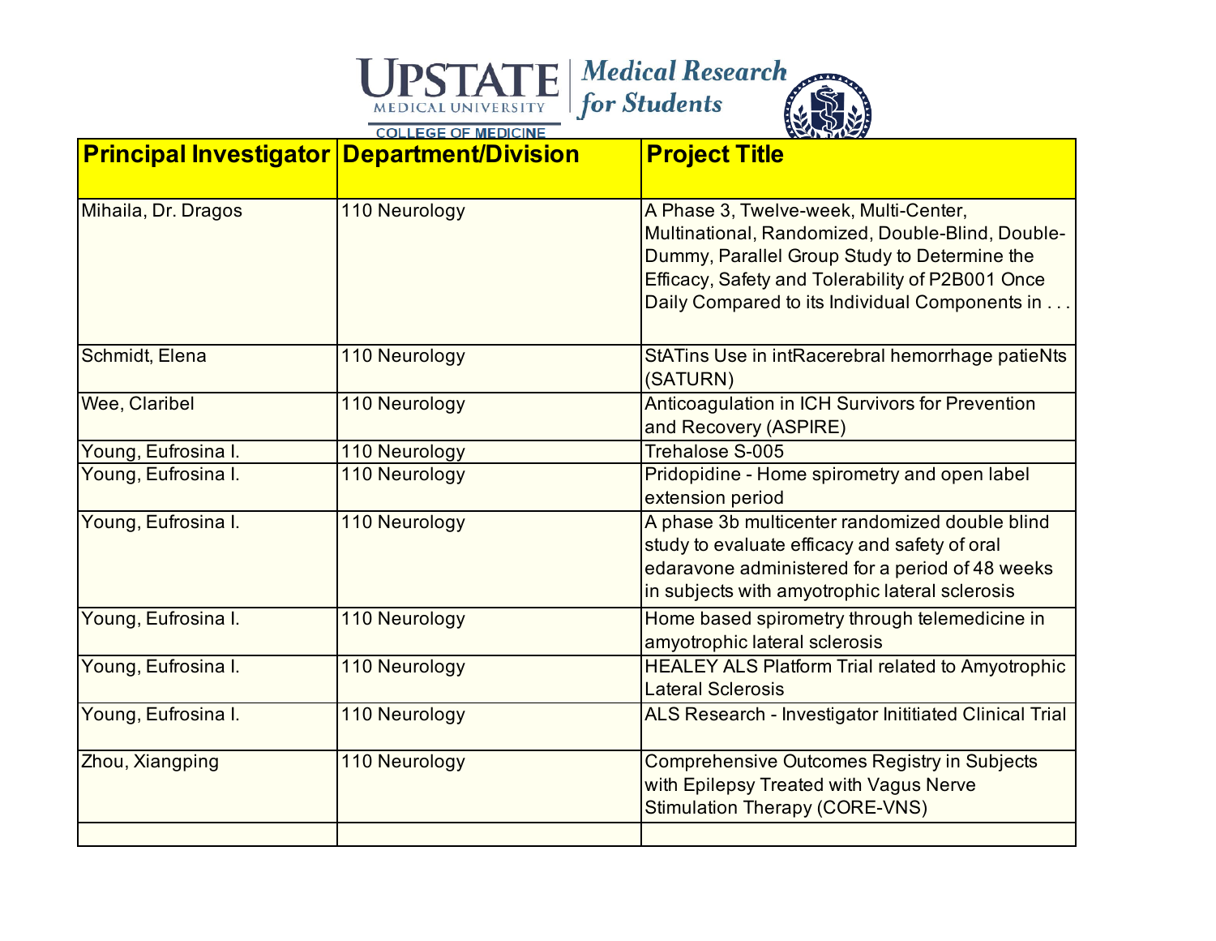| Principal Investigator | Department/Division | Project Title |
| --- | --- | --- |
| Mihaila, Dr. Dragos | 110 Neurology | A Phase 3, Twelve-week, Multi-Center, Multinational, Randomized, Double-Blind, Double-Dummy, Parallel Group Study to Determine the Efficacy, Safety and Tolerability of P2B001 Once Daily Compared to its Individual Components in . . . |
| Schmidt, Elena | 110 Neurology | StATins Use in intRacerebral hemorrhage patieNts (SATURN) |
| Wee, Claribel | 110 Neurology | Anticoagulation in ICH Survivors for Prevention and Recovery (ASPIRE) |
| Young, Eufrosina I. | 110 Neurology | Trehalose S-005 |
| Young, Eufrosina I. | 110 Neurology | Pridopidine - Home spirometry and open label extension period |
| Young, Eufrosina I. | 110 Neurology | A phase 3b multicenter randomized double blind study to evaluate efficacy and safety of oral edaravone administered for a period of 48 weeks in subjects with amyotrophic lateral sclerosis |
| Young, Eufrosina I. | 110 Neurology | Home based spirometry through telemedicine in amyotrophic lateral sclerosis |
| Young, Eufrosina I. | 110 Neurology | HEALEY ALS Platform Trial related to Amyotrophic Lateral Sclerosis |
| Young, Eufrosina I. | 110 Neurology | ALS Research - Investigator Inititiated Clinical Trial |
| Zhou, Xiangping | 110 Neurology | Comprehensive Outcomes Registry in Subjects with Epilepsy Treated with Vagus Nerve Stimulation Therapy (CORE-VNS) |
| | | |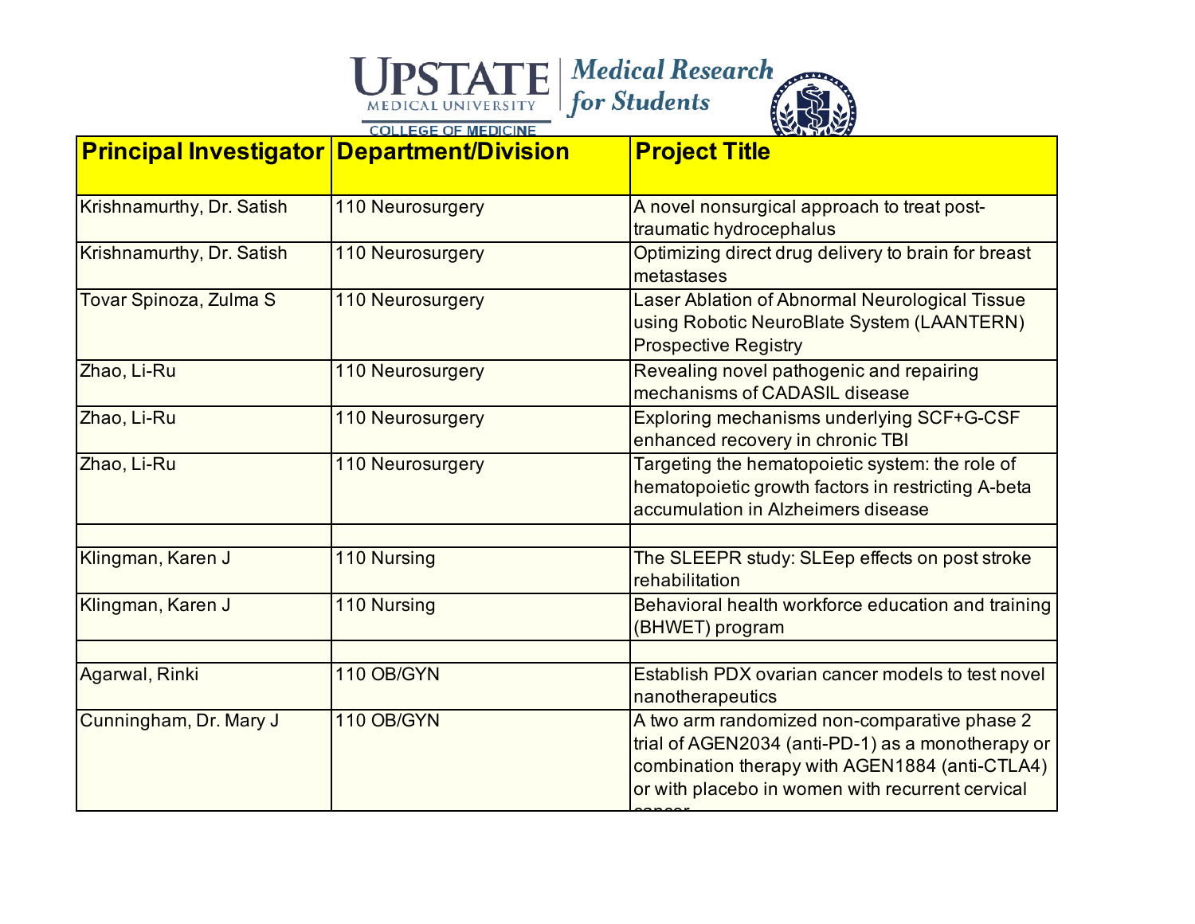| Principal Investigator | Department/Division | Project Title |
|---|---|---|
| Krishnamurthy, Dr. Satish | 110 Neurosurgery | A novel nonsurgical approach to treat post-traumatic hydrocephalus |
| Krishnamurthy, Dr. Satish | 110 Neurosurgery | Optimizing direct drug delivery to brain for breast metastases |
| Tovar Spinoza, Zulma S | 110 Neurosurgery | Laser Ablation of Abnormal Neurological Tissue using Robotic NeuroBlate System (LAANTERN) Prospective Registry |
| Zhao, Li-Ru | 110 Neurosurgery | Revealing novel pathogenic and repairing mechanisms of CADASIL disease |
| Zhao, Li-Ru | 110 Neurosurgery | Exploring mechanisms underlying SCF+G-CSF enhanced recovery in chronic TBI |
| Zhao, Li-Ru | 110 Neurosurgery | Targeting the hematopoietic system: the role of hematopoietic growth factors in restricting A-beta accumulation in Alzheimers disease |
| | | |
| Klingman, Karen J | 110 Nursing | The SLEEPR study: SLEep effects on post stroke rehabilitation |
| Klingman, Karen J | 110 Nursing | Behavioral health workforce education and training (BHWET) program |
| | | |
| Agarwal, Rinki | 110 OB/GYN | Establish PDX ovarian cancer models to test novel nanotherapeutics |
| Cunningham, Dr. Mary J | 110 OB/GYN | A two arm randomized non-comparative phase 2 trial of AGEN2034 (anti-PD-1) as a monotherapy or combination therapy with AGEN1884 (anti-CTLA4) or with placebo in women with recurrent cervical cancer |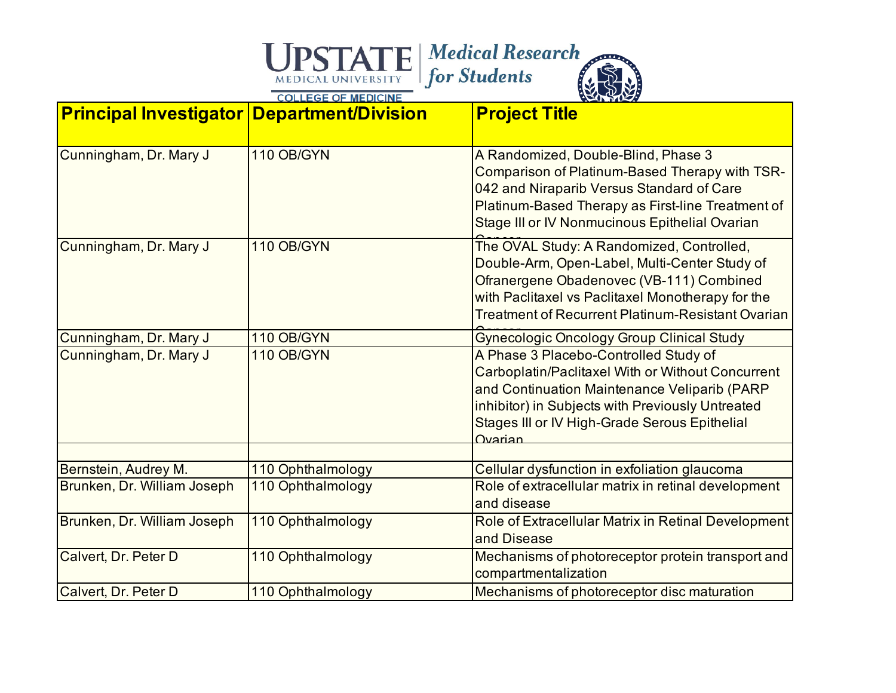| Principal Investigator | Department/Division | Project Title |
| --- | --- | --- |
| Cunningham, Dr. Mary J | 110 OB/GYN | A Randomized, Double-Blind, Phase 3 Comparison of Platinum-Based Therapy with TSR-042 and Niraparib Versus Standard of Care Platinum-Based Therapy as First-line Treatment of Stage III or IV Nonmucinous Epithelial Ovarian Cancer |
| Cunningham, Dr. Mary J | 110 OB/GYN | The OVAL Study: A Randomized, Controlled, Double-Arm, Open-Label, Multi-Center Study of Ofranergene Obadenovec (VB-111) Combined with Paclitaxel vs Paclitaxel Monotherapy for the Treatment of Recurrent Platinum-Resistant Ovarian Cancer |
| Cunningham, Dr. Mary J | 110 OB/GYN | Gynecologic Oncology Group Clinical Study |
| Cunningham, Dr. Mary J | 110 OB/GYN | A Phase 3 Placebo-Controlled Study of Carboplatin/Paclitaxel With or Without Concurrent and Continuation Maintenance Veliparib (PARP inhibitor) in Subjects with Previously Untreated Stages III or IV High-Grade Serous Epithelial Ovarian |
| | | |
| Bernstein, Audrey M. | 110 Ophthalmology | Cellular dysfunction in exfoliation glaucoma |
| Brunken, Dr. William Joseph | 110 Ophthalmology | Role of extracellular matrix in retinal development and disease |
| Brunken, Dr. William Joseph | 110 Ophthalmology | Role of Extracellular Matrix in Retinal Development and Disease |
| Calvert, Dr. Peter D | 110 Ophthalmology | Mechanisms of photoreceptor protein transport and compartmentalization |
| Calvert, Dr. Peter D | 110 Ophthalmology | Mechanisms of photoreceptor disc maturation |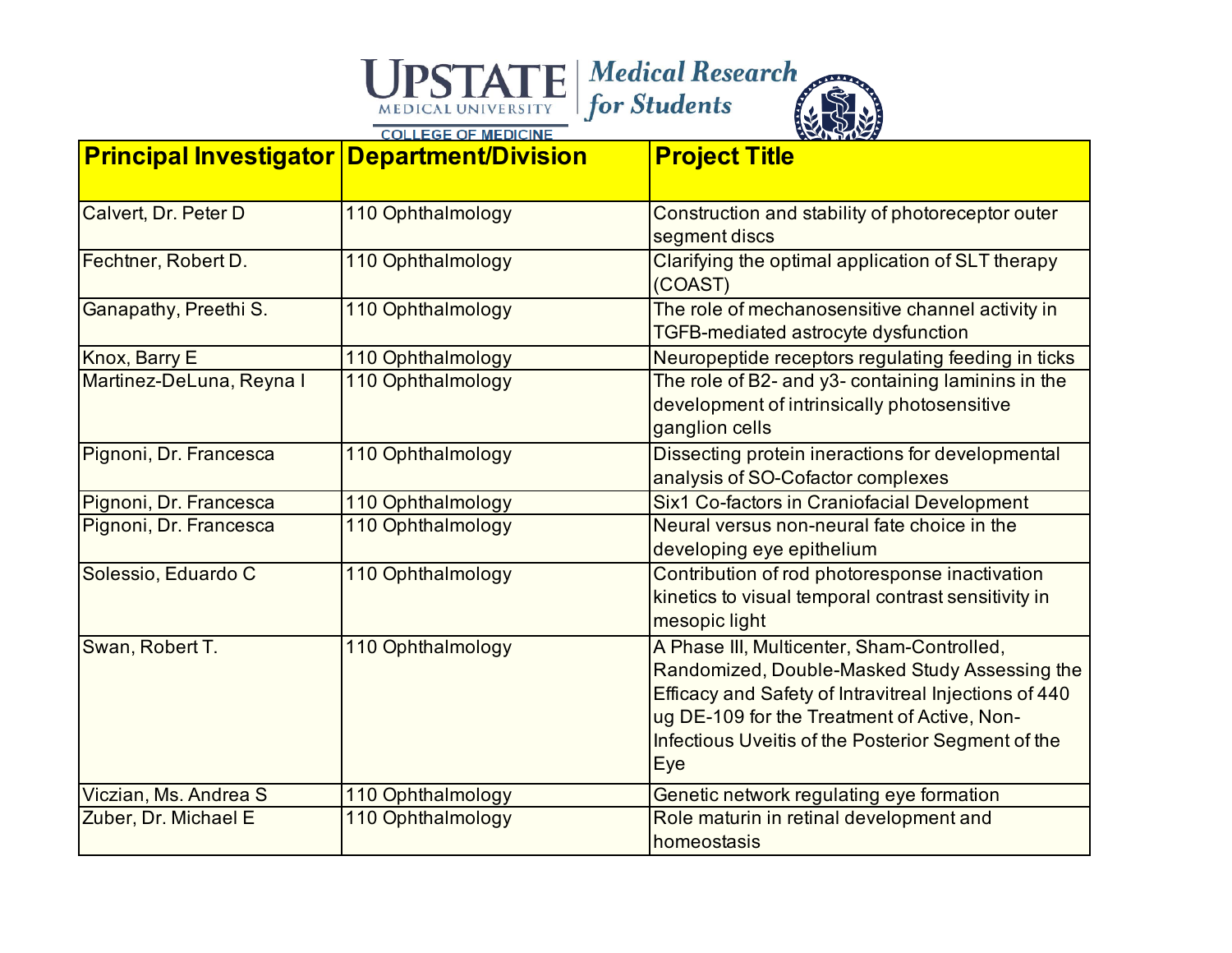| Principal Investigator | Department/Division | Project Title |
|---|---|---|
| Calvert, Dr. Peter D | 110 Ophthalmology | Construction and stability of photoreceptor outer segment discs |
| Fechtner, Robert D. | 110 Ophthalmology | Clarifying the optimal application of SLT therapy (COAST) |
| Ganapathy, Preethi S. | 110 Ophthalmology | The role of mechanosensitive channel activity in TGFB-mediated astrocyte dysfunction |
| Knox, Barry E | 110 Ophthalmology | Neuropeptide receptors regulating feeding in ticks |
| Martinez-DeLuna, Reyna I | 110 Ophthalmology | The role of B2- and y3- containing laminins in the development of intrinsically photosensitive ganglion cells |
| Pignoni, Dr. Francesca | 110 Ophthalmology | Dissecting protein ineractions for developmental analysis of SO-Cofactor complexes |
| Pignoni, Dr. Francesca | 110 Ophthalmology | Six1 Co-factors in Craniofacial Development |
| Pignoni, Dr. Francesca | 110 Ophthalmology | Neural versus non-neural fate choice in the developing eye epithelium |
| Solessio, Eduardo C | 110 Ophthalmology | Contribution of rod photoresponse inactivation kinetics to visual temporal contrast sensitivity in mesopic light |
| Swan, Robert T. | 110 Ophthalmology | A Phase III, Multicenter, Sham-Controlled, Randomized, Double-Masked Study Assessing the Efficacy and Safety of Intravitreal Injections of 440 ug DE-109 for the Treatment of Active, Non-Infectious Uveitis of the Posterior Segment of the Eye |
| Viczian, Ms. Andrea S | 110 Ophthalmology | Genetic network regulating eye formation |
| Zuber, Dr. Michael E | 110 Ophthalmology | Role maturin in retinal development and homeostasis |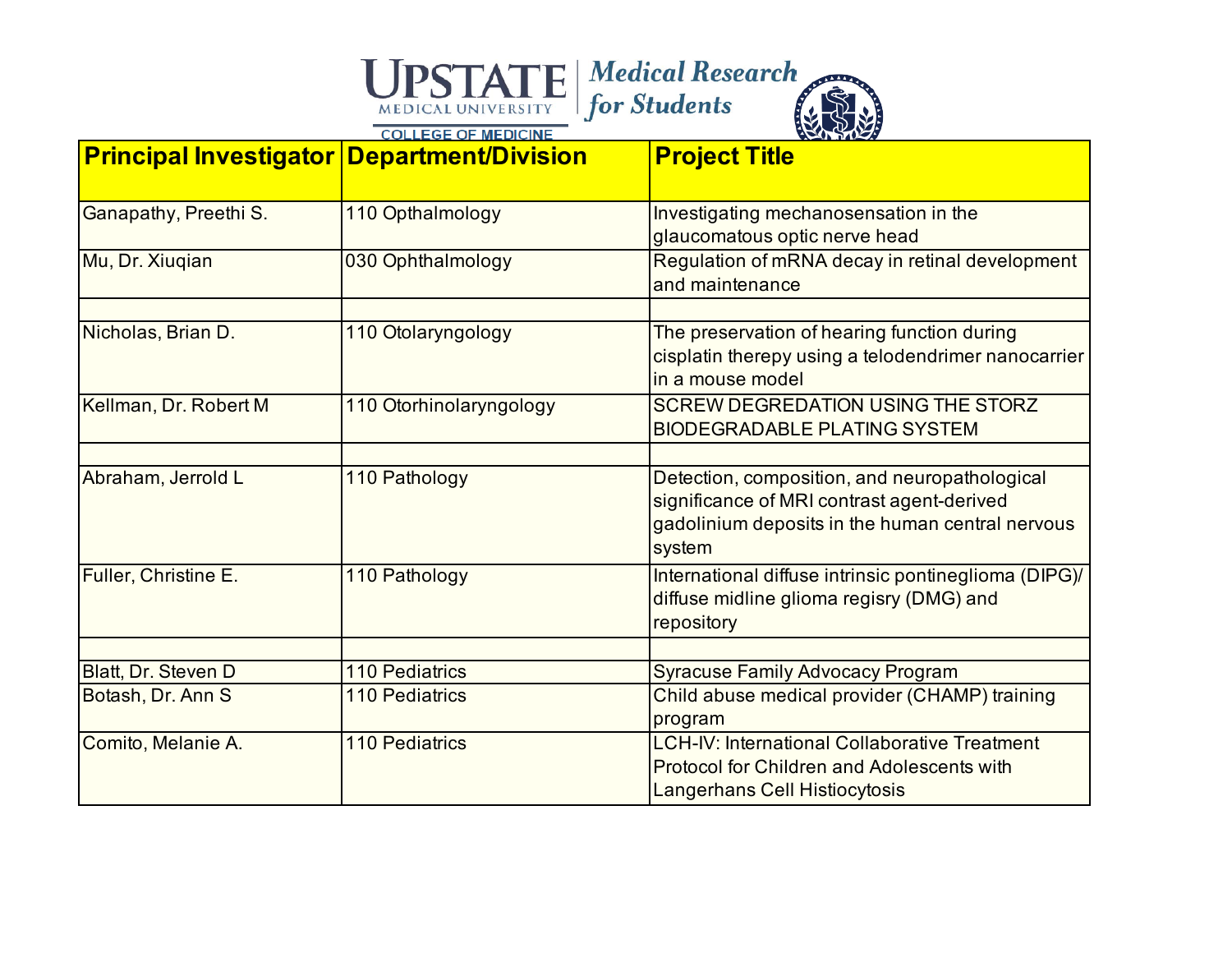| Principal Investigator | Department/Division | Project Title |
|---|---|---|
| Ganapathy, Preethi S. | 110 Opthalmology | Investigating mechanosensation in the glaucomatous optic nerve head |
| Mu, Dr. Xiuqian | 030 Ophthalmology | Regulation of mRNA decay in retinal development and maintenance |
| | | |
| Nicholas, Brian D. | 110 Otolaryngology | The preservation of hearing function during cisplatin therepy using a telodendrimer nanocarrier in a mouse model |
| Kellman, Dr. Robert M | 110 Otorhinolaryngology | SCREW DEGREDATION USING THE STORZ BIODEGRADABLE PLATING SYSTEM |
| | | |
| Abraham, Jerrold L | 110 Pathology | Detection, composition, and neuropathological significance of MRI contrast agent-derived gadolinium deposits in the human central nervous system |
| Fuller, Christine E. | 110 Pathology | International diffuse intrinsic pontineglioma (DIPG)/ diffuse midline glioma regisry (DMG) and repository |
| | | |
| Blatt, Dr. Steven D | 110 Pediatrics | Syracuse Family Advocacy Program |
| Botash, Dr. Ann S | 110 Pediatrics | Child abuse medical provider (CHAMP) training program |
| Comito, Melanie A. | 110 Pediatrics | LCH-IV: International Collaborative Treatment Protocol for Children and Adolescents with Langerhans Cell Histiocytosis |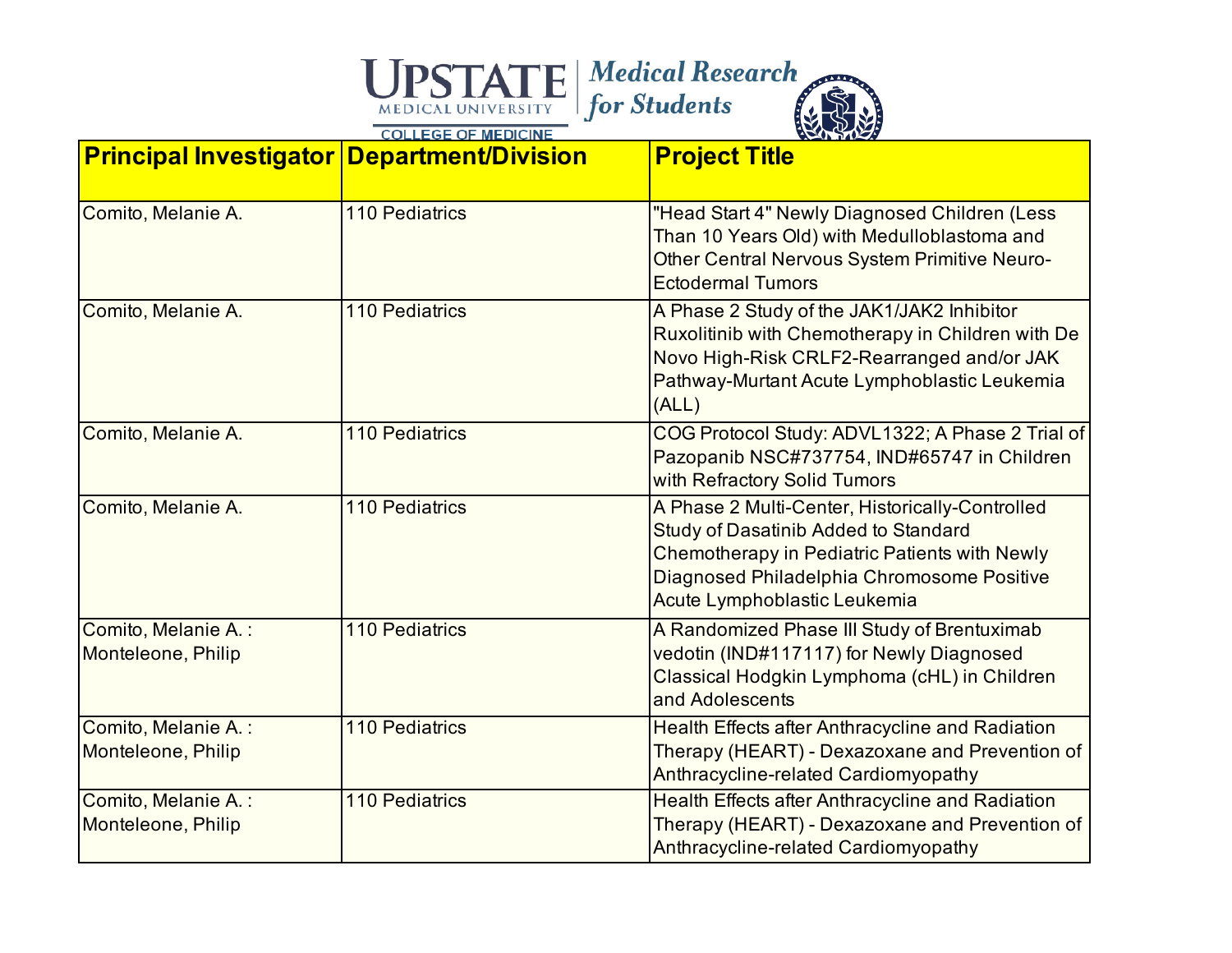| Principal Investigator | Department/Division | Project Title |
| --- | --- | --- |
| Comito, Melanie A. | 110 Pediatrics | "Head Start 4" Newly Diagnosed Children (Less Than 10 Years Old) with Medulloblastoma and Other Central Nervous System Primitive Neuro-Ectodermal Tumors |
| Comito, Melanie A. | 110 Pediatrics | A Phase 2 Study of the JAK1/JAK2 Inhibitor Ruxolitinib with Chemotherapy in Children with De Novo High-Risk CRLF2-Rearranged and/or JAK Pathway-Murtant Acute Lymphoblastic Leukemia (ALL) |
| Comito, Melanie A. | 110 Pediatrics | COG Protocol Study: ADVL1322; A Phase 2 Trial of Pazopanib NSC#737754, IND#65747 in Children with Refractory Solid Tumors |
| Comito, Melanie A. | 110 Pediatrics | A Phase 2 Multi-Center, Historically-Controlled Study of Dasatinib Added to Standard Chemotherapy in Pediatric Patients with Newly Diagnosed Philadelphia Chromosome Positive Acute Lymphoblastic Leukemia |
| Comito, Melanie A. : Monteleone, Philip | 110 Pediatrics | A Randomized Phase III Study of Brentuximab vedotin (IND#117117) for Newly Diagnosed Classical Hodgkin Lymphoma (cHL) in Children and Adolescents |
| Comito, Melanie A. : Monteleone, Philip | 110 Pediatrics | Health Effects after Anthracycline and Radiation Therapy (HEART) - Dexazoxane and Prevention of Anthracycline-related Cardiomyopathy |
| Comito, Melanie A. : Monteleone, Philip | 110 Pediatrics | Health Effects after Anthracycline and Radiation Therapy (HEART) - Dexazoxane and Prevention of Anthracycline-related Cardiomyopathy |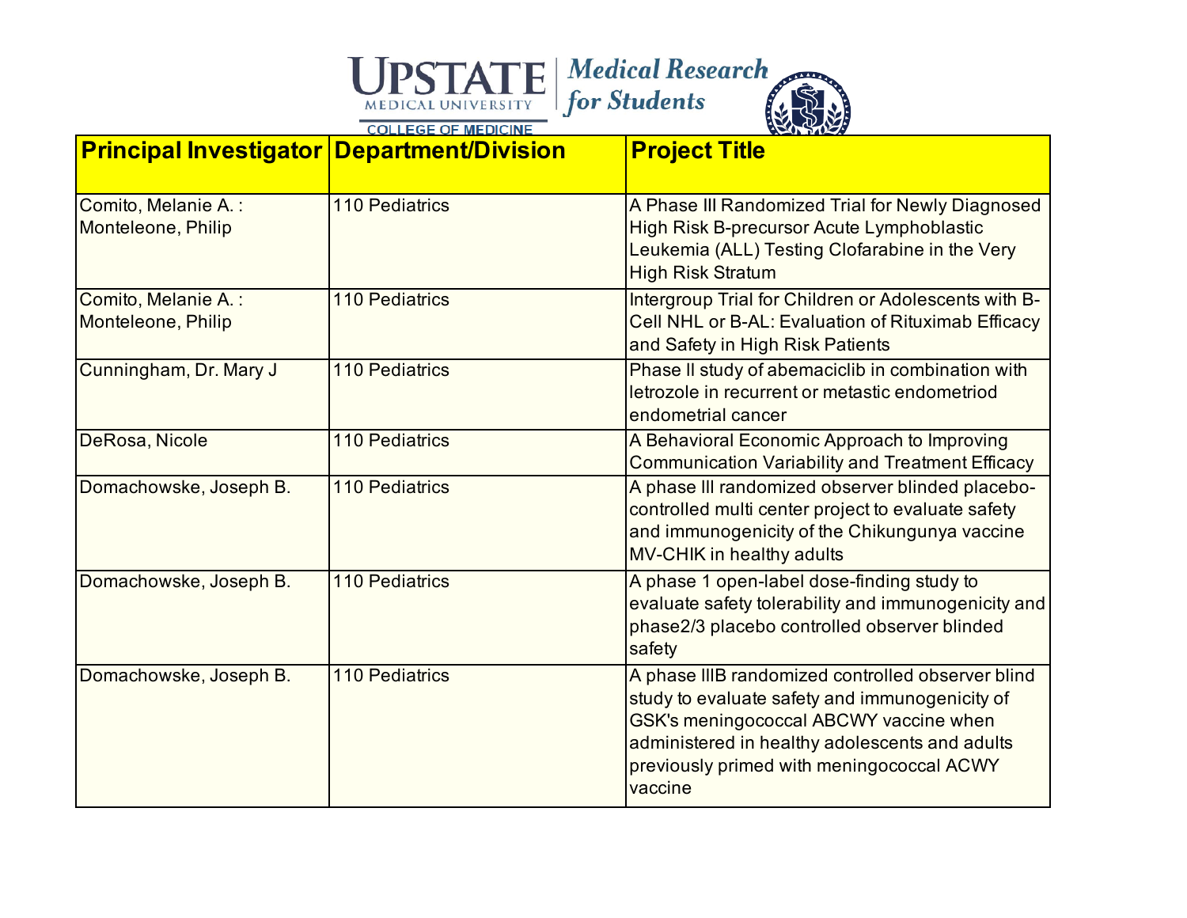| Principal Investigator | Department/Division | Project Title |
| --- | --- | --- |
| Comito, Melanie A. : Monteleone, Philip | 110 Pediatrics | A Phase III Randomized Trial for Newly Diagnosed High Risk B-precursor Acute Lymphoblastic Leukemia (ALL) Testing Clofarabine in the Very High Risk Stratum |
| Comito, Melanie A. : Monteleone, Philip | 110 Pediatrics | Intergroup Trial for Children or Adolescents with B-Cell NHL or B-AL: Evaluation of Rituximab Efficacy and Safety in High Risk Patients |
| Cunningham, Dr. Mary J | 110 Pediatrics | Phase II study of abemaciclib in combination with letrozole in recurrent or metastic endometriod endometrial cancer |
| DeRosa, Nicole | 110 Pediatrics | A Behavioral Economic Approach to Improving Communication Variability and Treatment Efficacy |
| Domachowske, Joseph B. | 110 Pediatrics | A phase III randomized observer blinded placebo-controlled multi center project to evaluate safety and immunogenicity of the Chikungunya vaccine MV-CHIK in healthy adults |
| Domachowske, Joseph B. | 110 Pediatrics | A phase 1 open-label dose-finding study to evaluate safety tolerability and immunogenicity and phase2/3 placebo controlled observer blinded safety |
| Domachowske, Joseph B. | 110 Pediatrics | A phase IIIB randomized controlled observer blind study to evaluate safety and immunogenicity of GSK's meningococcal ABCWY vaccine when administered in healthy adolescents and adults previously primed with meningococcal ACWY vaccine |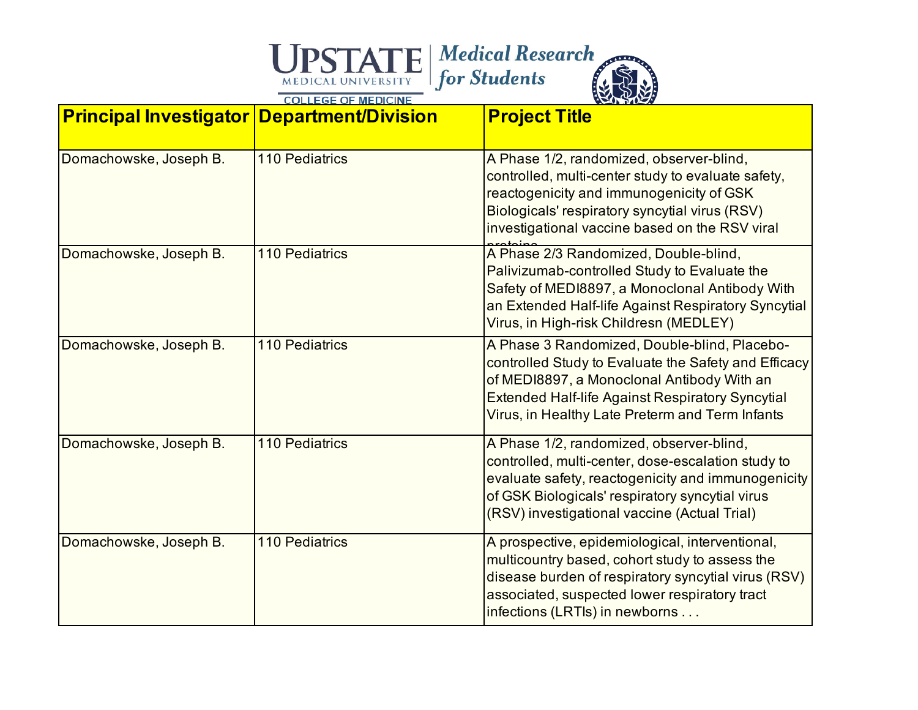| Principal Investigator | Department/Division | Project Title |
|---|---|---|
| Domachowske, Joseph B. | 110 Pediatrics | A Phase 1/2, randomized, observer-blind, controlled, multi-center study to evaluate safety, reactogenicity and immunogenicity of GSK Biologicals' respiratory syncytial virus (RSV) investigational vaccine based on the RSV viral proteins |
| Domachowske, Joseph B. | 110 Pediatrics | A Phase 2/3 Randomized, Double-blind, Palivizumab-controlled Study to Evaluate the Safety of MEDI8897, a Monoclonal Antibody With an Extended Half-life Against Respiratory Syncytial Virus, in High-risk Childresn (MEDLEY) |
| Domachowske, Joseph B. | 110 Pediatrics | A Phase 3 Randomized, Double-blind, Placebo-controlled Study to Evaluate the Safety and Efficacy of MEDI8897, a Monoclonal Antibody With an Extended Half-life Against Respiratory Syncytial Virus, in Healthy Late Preterm and Term Infants |
| Domachowske, Joseph B. | 110 Pediatrics | A Phase 1/2, randomized, observer-blind, controlled, multi-center, dose-escalation study to evaluate safety, reactogenicity and immunogenicity of GSK Biologicals' respiratory syncytial virus (RSV) investigational vaccine (Actual Trial) |
| Domachowske, Joseph B. | 110 Pediatrics | A prospective, epidemiological, interventional, multicountry based, cohort study to assess the disease burden of respiratory syncytial virus (RSV) associated, suspected lower respiratory tract infections (LRTIs) in newborns . . . |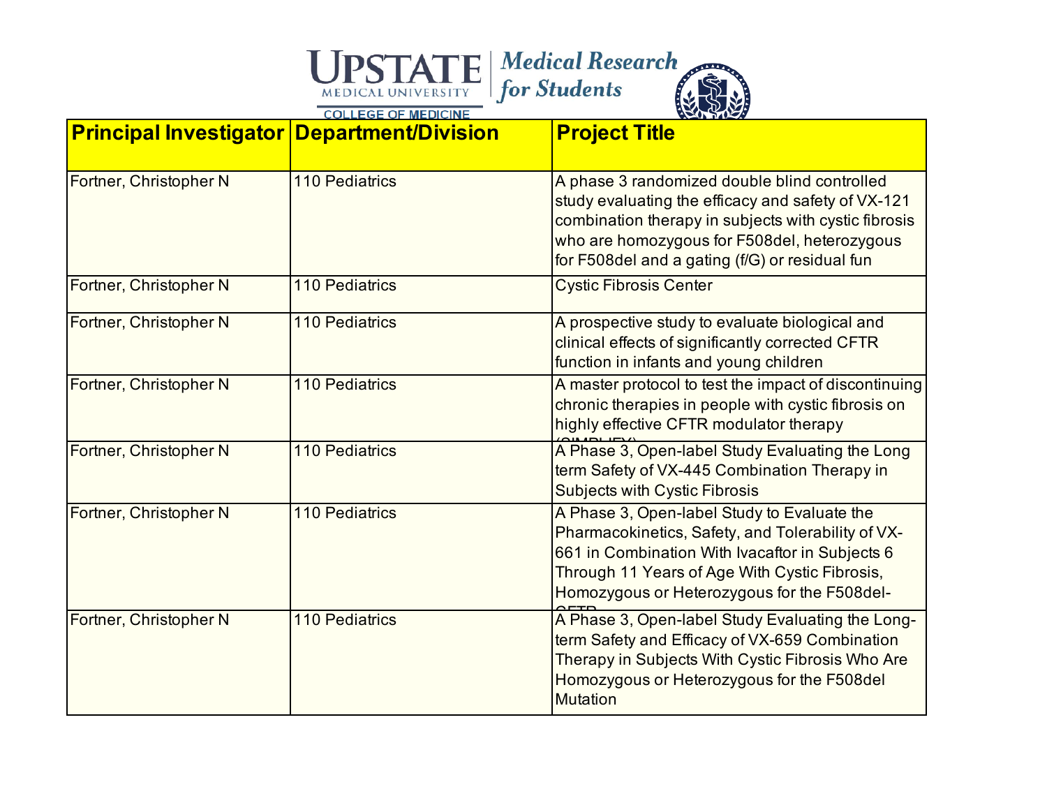| Principal Investigator | Department/Division | Project Title |
|---|---|---|
| Fortner, Christopher N | 110 Pediatrics | A phase 3 randomized double blind controlled study evaluating the efficacy and safety of VX-121 combination therapy in subjects with cystic fibrosis who are homozygous for F508del, heterozygous for F508del and a gating (f/G) or residual fun |
| Fortner, Christopher N | 110 Pediatrics | Cystic Fibrosis Center |
| Fortner, Christopher N | 110 Pediatrics | A prospective study to evaluate biological and clinical effects of significantly corrected CFTR function in infants and young children |
| Fortner, Christopher N | 110 Pediatrics | A master protocol to test the impact of discontinuing chronic therapies in people with cystic fibrosis on highly effective CFTR modulator therapy (SIMPLIFY) |
| Fortner, Christopher N | 110 Pediatrics | A Phase 3, Open-label Study Evaluating the Long term Safety of VX-445 Combination Therapy in Subjects with Cystic Fibrosis |
| Fortner, Christopher N | 110 Pediatrics | A Phase 3, Open-label Study to Evaluate the Pharmacokinetics, Safety, and Tolerability of VX-661 in Combination With Ivacaftor in Subjects 6 Through 11 Years of Age With Cystic Fibrosis, Homozygous or Heterozygous for the F508del-CFTR |
| Fortner, Christopher N | 110 Pediatrics | A Phase 3, Open-label Study Evaluating the Long-term Safety and Efficacy of VX-659 Combination Therapy in Subjects With Cystic Fibrosis Who Are Homozygous or Heterozygous for the F508del Mutation |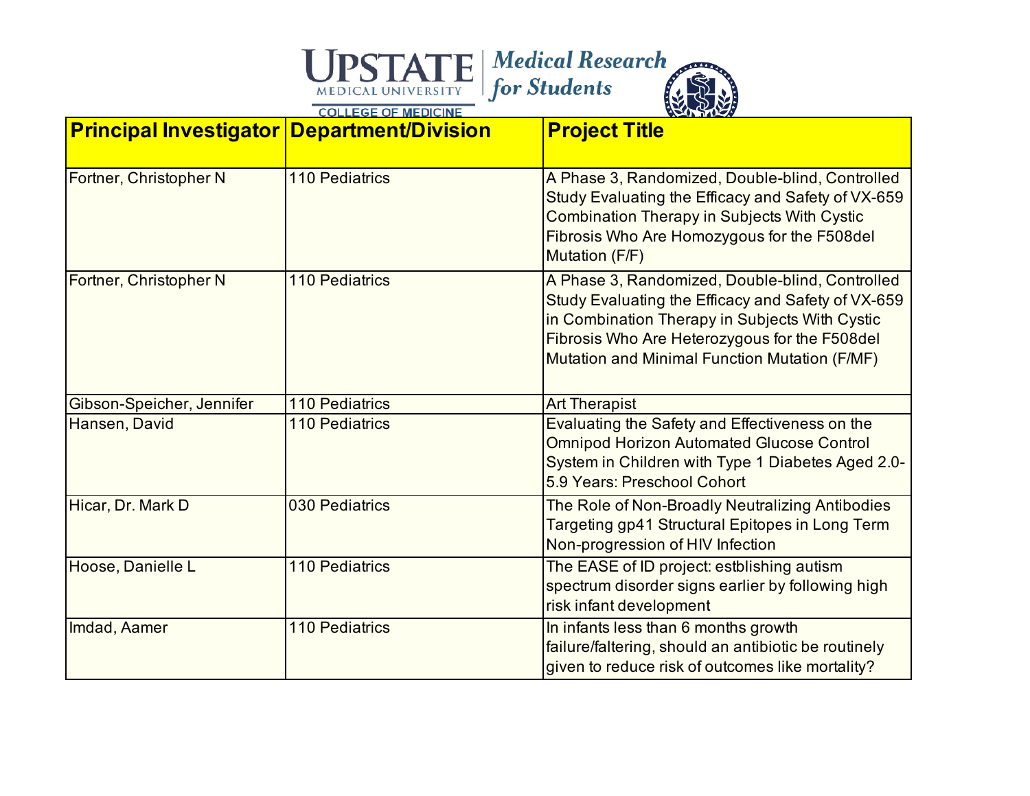| Principal Investigator | Department/Division | Project Title |
|---|---|---|
| Fortner, Christopher N | 110 Pediatrics | A Phase 3, Randomized, Double-blind, Controlled Study Evaluating the Efficacy and Safety of VX-659 Combination Therapy in Subjects With Cystic Fibrosis Who Are Homozygous for the F508del Mutation (F/F) |
| Fortner, Christopher N | 110 Pediatrics | A Phase 3, Randomized, Double-blind, Controlled Study Evaluating the Efficacy and Safety of VX-659 in Combination Therapy in Subjects With Cystic Fibrosis Who Are Heterozygous for the F508del Mutation and Minimal Function Mutation (F/MF) |
| Gibson-Speicher, Jennifer | 110 Pediatrics | Art Therapist |
| Hansen, David | 110 Pediatrics | Evaluating the Safety and Effectiveness on the Omnipod Horizon Automated Glucose Control System in Children with Type 1 Diabetes Aged 2.0-5.9 Years: Preschool Cohort |
| Hicar, Dr. Mark D | 030 Pediatrics | The Role of Non-Broadly Neutralizing Antibodies Targeting gp41 Structural Epitopes in Long Term Non-progression of HIV Infection |
| Hoose, Danielle L | 110 Pediatrics | The EASE of ID project: estblishing autism spectrum disorder signs earlier by following high risk infant development |
| Imdad, Aamer | 110 Pediatrics | In infants less than 6 months growth failure/faltering, should an antibiotic be routinely given to reduce risk of outcomes like mortality? |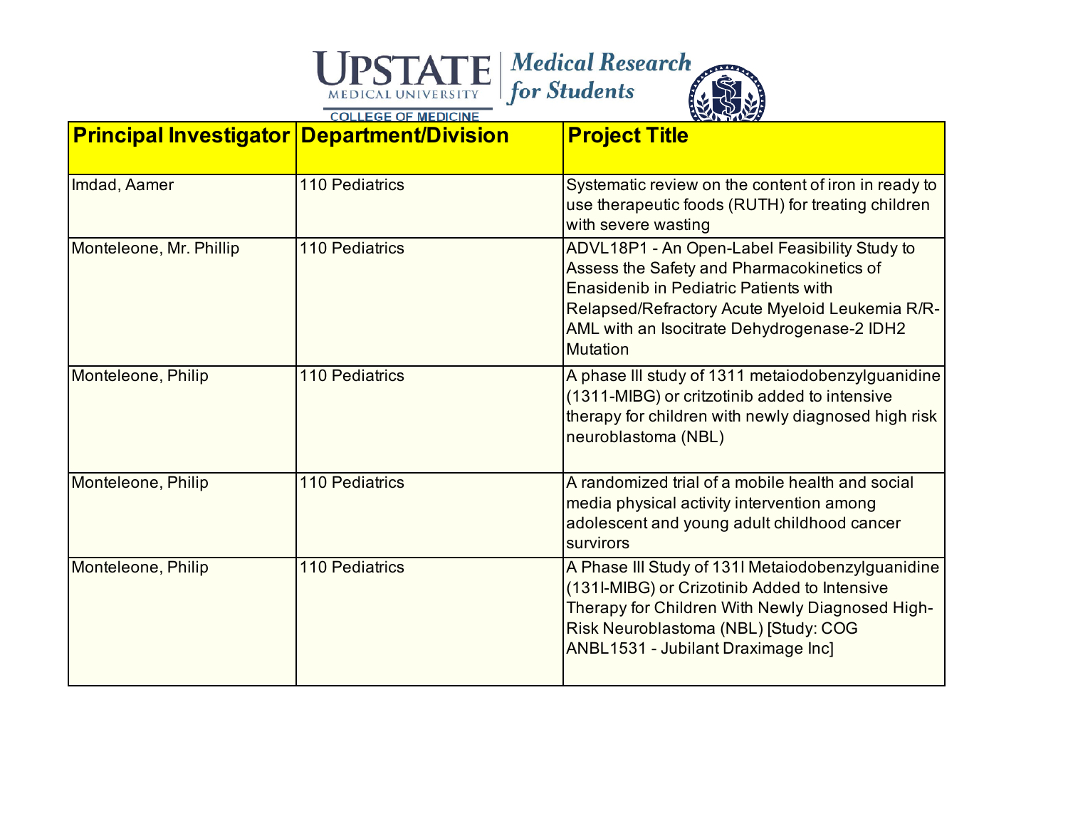| Principal Investigator | Department/Division | Project Title |
|---|---|---|
| Imdad, Aamer | 110 Pediatrics | Systematic review on the content of iron in ready to use therapeutic foods (RUTH) for treating children with severe wasting |
| Monteleone, Mr. Phillip | 110 Pediatrics | ADVL18P1 - An Open-Label Feasibility Study to Assess the Safety and Pharmacokinetics of Enasidenib in Pediatric Patients with Relapsed/Refractory Acute Myeloid Leukemia R/R-AML with an Isocitrate Dehydrogenase-2 IDH2 Mutation |
| Monteleone, Philip | 110 Pediatrics | A phase III study of 1311 metaiodobenzylguanidine (1311-MIBG) or critzotinib added to intensive therapy for children with newly diagnosed high risk neuroblastoma (NBL) |
| Monteleone, Philip | 110 Pediatrics | A randomized trial of a mobile health and social media physical activity intervention among adolescent and young adult childhood cancer survirors |
| Monteleone, Philip | 110 Pediatrics | A Phase III Study of 131I Metaiodobenzylguanidine (131I-MIBG) or Crizotinib Added to Intensive Therapy for Children With Newly Diagnosed High-Risk Neuroblastoma (NBL) [Study: COG ANBL1531 - Jubilant Draximage Inc] |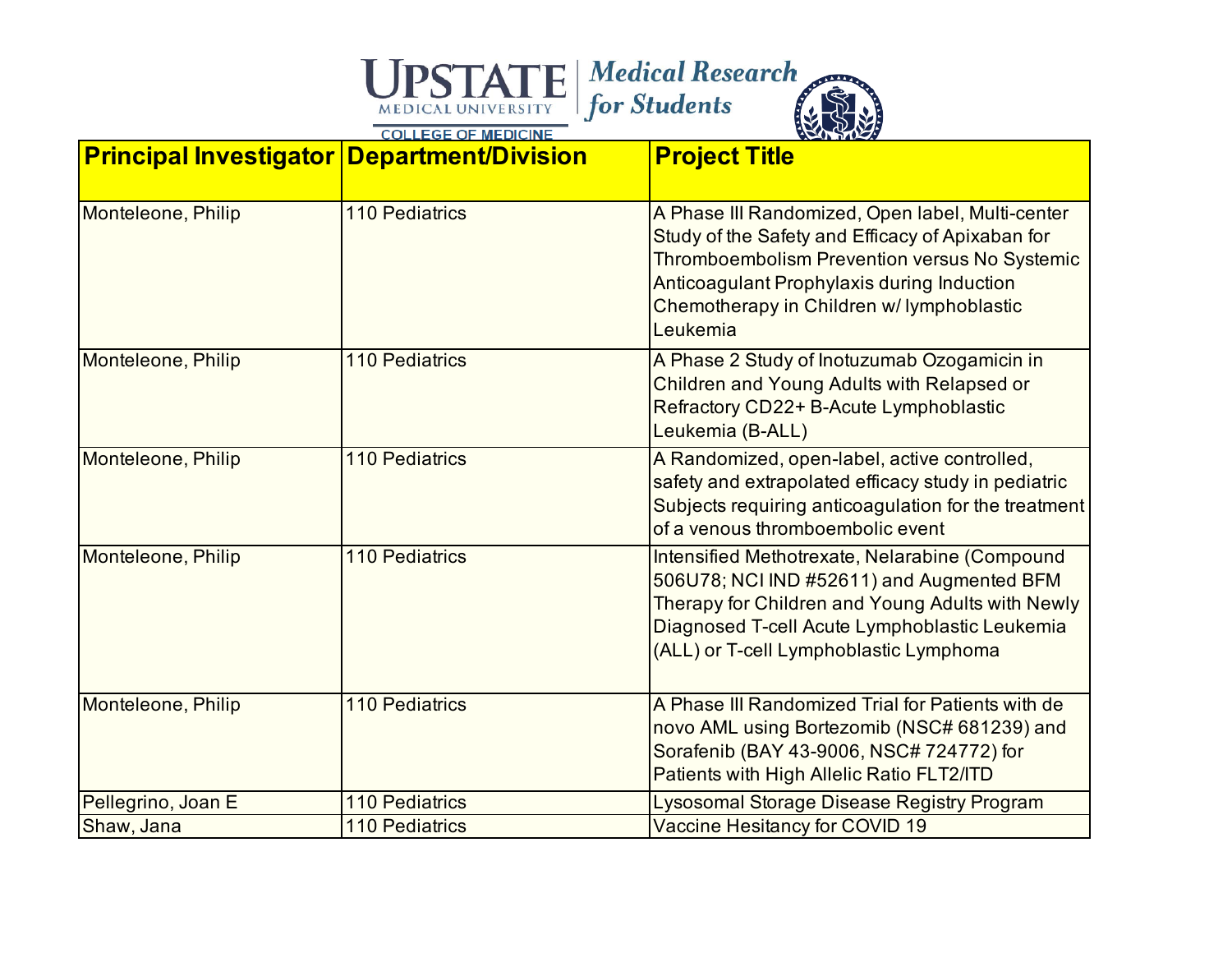| Principal Investigator | Department/Division | Project Title |
|---|---|---|
| Monteleone, Philip | 110 Pediatrics | A Phase III Randomized, Open label, Multi-center Study of the Safety and Efficacy of Apixaban for Thromboembolism Prevention versus No Systemic Anticoagulant Prophylaxis during Induction Chemotherapy in Children w/ lymphoblastic Leukemia |
| Monteleone, Philip | 110 Pediatrics | A Phase 2 Study of Inotuzumab Ozogamicin in Children and Young Adults with Relapsed or Refractory CD22+ B-Acute Lymphoblastic Leukemia (B-ALL) |
| Monteleone, Philip | 110 Pediatrics | A Randomized, open-label, active controlled, safety and extrapolated efficacy study in pediatric Subjects requiring anticoagulation for the treatment of a venous thromboembolic event |
| Monteleone, Philip | 110 Pediatrics | Intensified Methotrexate, Nelarabine (Compound 506U78; NCI IND #52611) and Augmented BFM Therapy for Children and Young Adults with Newly Diagnosed T-cell Acute Lymphoblastic Leukemia (ALL) or T-cell Lymphoblastic Lymphoma |
| Monteleone, Philip | 110 Pediatrics | A Phase III Randomized Trial for Patients with de novo AML using Bortezomib (NSC# 681239) and Sorafenib (BAY 43-9006, NSC# 724772) for Patients with High Allelic Ratio FLT2/ITD |
| Pellegrino, Joan E | 110 Pediatrics | Lysosomal Storage Disease Registry Program |
| Shaw, Jana | 110 Pediatrics | Vaccine Hesitancy for COVID 19 |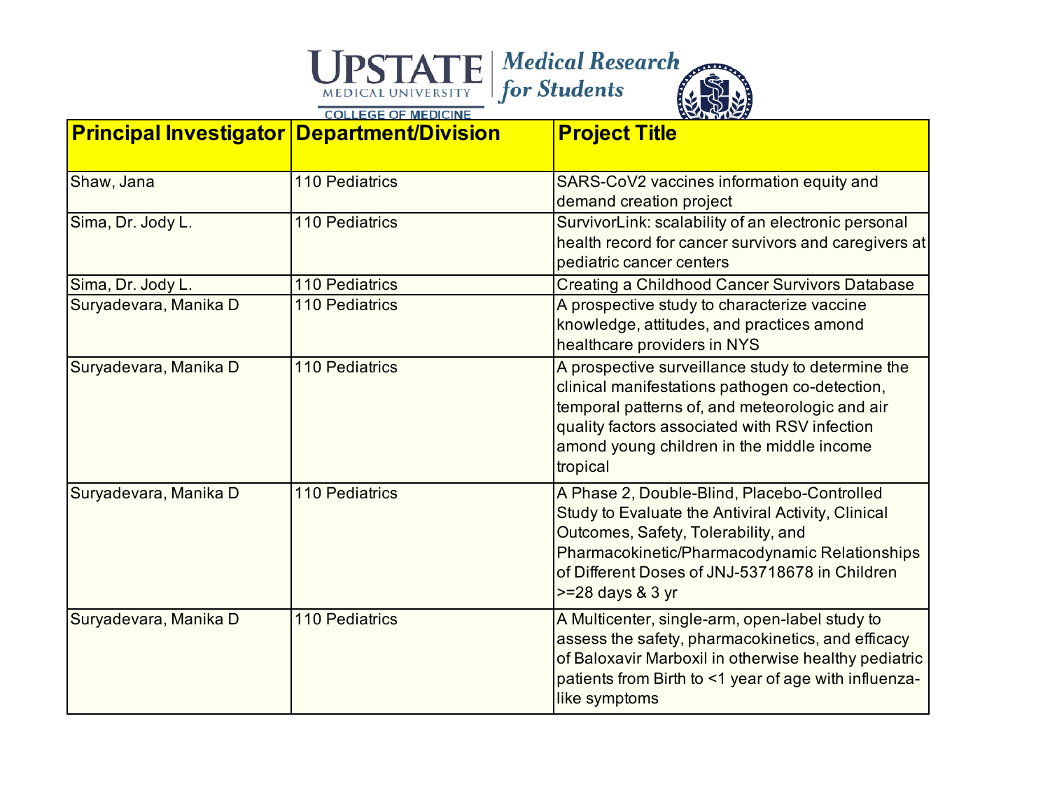| Principal Investigator | Department/Division | Project Title |
| --- | --- | --- |
| Shaw, Jana | 110 Pediatrics | SARS-CoV2 vaccines information equity and demand creation project |
| Sima, Dr. Jody L. | 110 Pediatrics | SurvivorLink: scalability of an electronic personal health record for cancer survivors and caregivers at pediatric cancer centers |
| Sima, Dr. Jody L. | 110 Pediatrics | Creating a Childhood Cancer Survivors Database |
| Suryadevara, Manika D | 110 Pediatrics | A prospective study to characterize vaccine knowledge, attitudes, and practices amond healthcare providers in NYS |
| Suryadevara, Manika D | 110 Pediatrics | A prospective surveillance study to determine the clinical manifestations pathogen co-detection, temporal patterns of, and meteorologic and air quality factors associated with RSV infection amond young children in the middle income tropical |
| Suryadevara, Manika D | 110 Pediatrics | A Phase 2, Double-Blind, Placebo-Controlled Study to Evaluate the Antiviral Activity, Clinical Outcomes, Safety, Tolerability, and Pharmacokinetic/Pharmacodynamic Relationships of Different Doses of JNJ-53718678 in Children >=28 days & 3 yr |
| Suryadevara, Manika D | 110 Pediatrics | A Multicenter, single-arm, open-label study to assess the safety, pharmacokinetics, and efficacy of Baloxavir Marboxil in otherwise healthy pediatric patients from Birth to <1 year of age with influenza-like symptoms |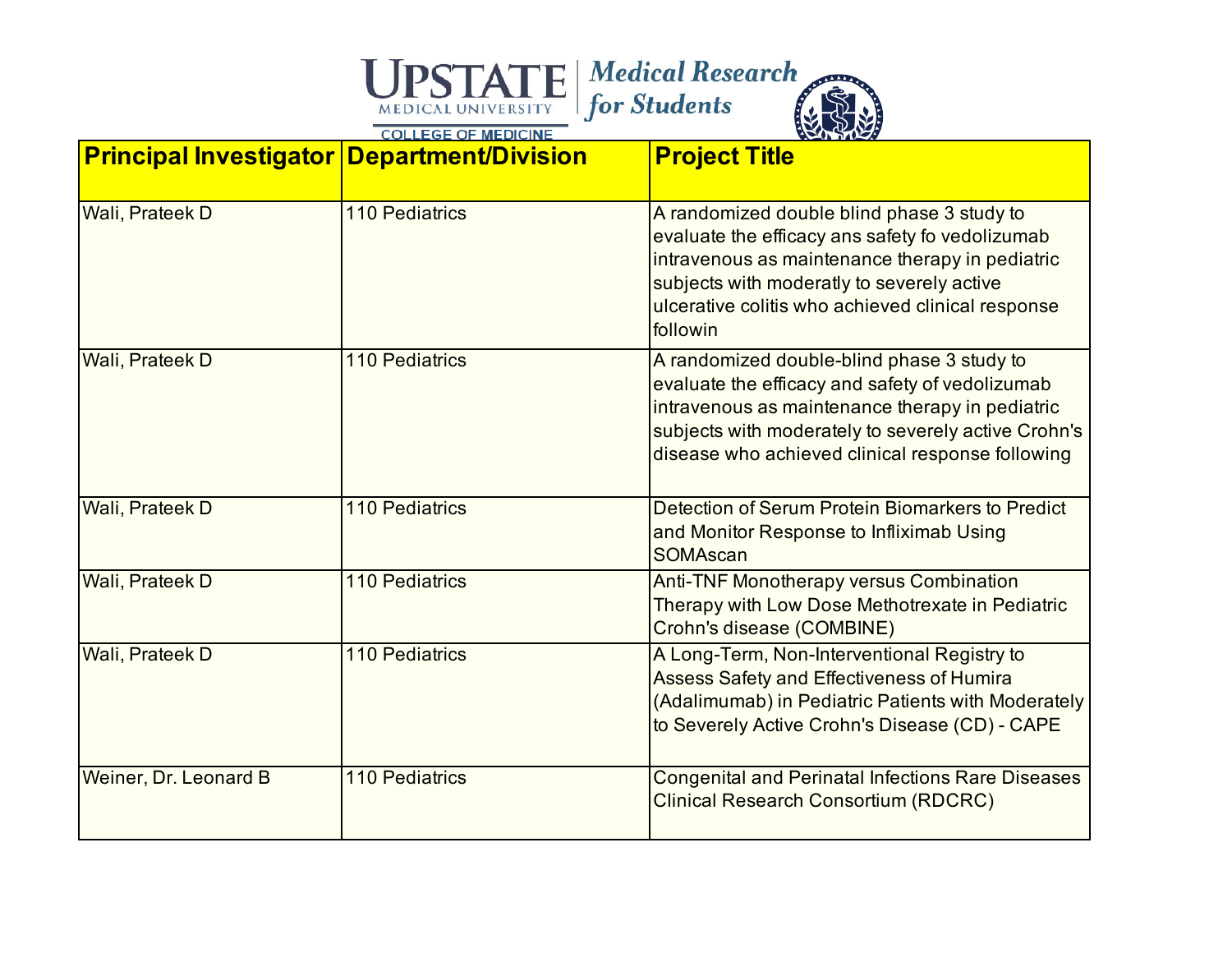| Principal Investigator | Department/Division | Project Title |
|---|---|---|
| Wali, Prateek D | 110 Pediatrics | A randomized double blind phase 3 study to evaluate the efficacy ans safety fo vedolizumab intravenous as maintenance therapy in pediatric subjects with moderatly to severely active ulcerative colitis who achieved clinical response followin |
| Wali, Prateek D | 110 Pediatrics | A randomized double-blind phase 3 study to evaluate the efficacy and safety of vedolizumab intravenous as maintenance therapy in pediatric subjects with moderately to severely active Crohn's disease who achieved clinical response following |
| Wali, Prateek D | 110 Pediatrics | Detection of Serum Protein Biomarkers to Predict and Monitor Response to Infliximab Using SOMAscan |
| Wali, Prateek D | 110 Pediatrics | Anti-TNF Monotherapy versus Combination Therapy with Low Dose Methotrexate in Pediatric Crohn's disease (COMBINE) |
| Wali, Prateek D | 110 Pediatrics | A Long-Term, Non-Interventional Registry to Assess Safety and Effectiveness of Humira (Adalimumab) in Pediatric Patients with Moderately to Severely Active Crohn's Disease (CD) - CAPE |
| Weiner, Dr. Leonard B | 110 Pediatrics | Congenital and Perinatal Infections Rare Diseases Clinical Research Consortium (RDCRC) |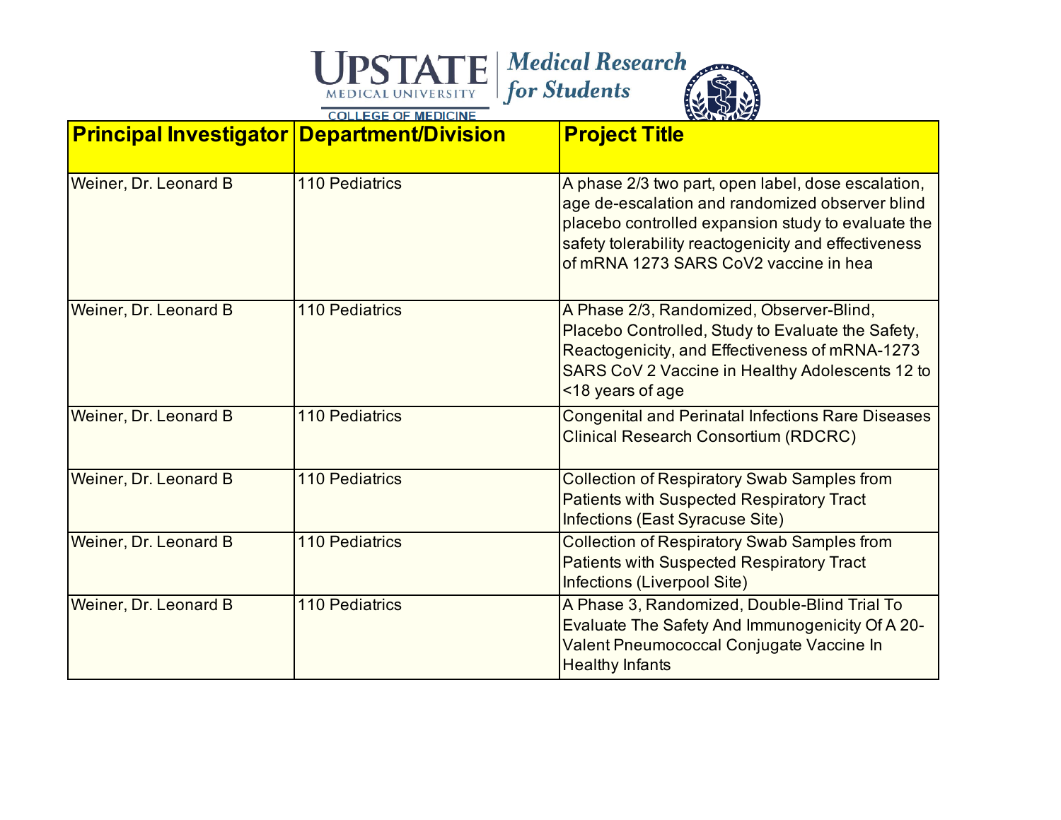| Principal Investigator | Department/Division | Project Title |
| --- | --- | --- |
| Weiner, Dr. Leonard B | 110 Pediatrics | A phase 2/3 two part, open label, dose escalation, age de-escalation and randomized observer blind placebo controlled expansion study to evaluate the safety tolerability reactogenicity and effectiveness of mRNA 1273 SARS CoV2 vaccine in hea |
| Weiner, Dr. Leonard B | 110 Pediatrics | A Phase 2/3, Randomized, Observer-Blind, Placebo Controlled, Study to Evaluate the Safety, Reactogenicity, and Effectiveness of mRNA-1273 SARS CoV 2 Vaccine in Healthy Adolescents 12 to <18 years of age |
| Weiner, Dr. Leonard B | 110 Pediatrics | Congenital and Perinatal Infections Rare Diseases Clinical Research Consortium (RDCRC) |
| Weiner, Dr. Leonard B | 110 Pediatrics | Collection of Respiratory Swab Samples from Patients with Suspected Respiratory Tract Infections (East Syracuse Site) |
| Weiner, Dr. Leonard B | 110 Pediatrics | Collection of Respiratory Swab Samples from Patients with Suspected Respiratory Tract Infections (Liverpool Site) |
| Weiner, Dr. Leonard B | 110 Pediatrics | A Phase 3, Randomized, Double-Blind Trial To Evaluate The Safety And Immunogenicity Of A 20-Valent Pneumococcal Conjugate Vaccine In Healthy Infants |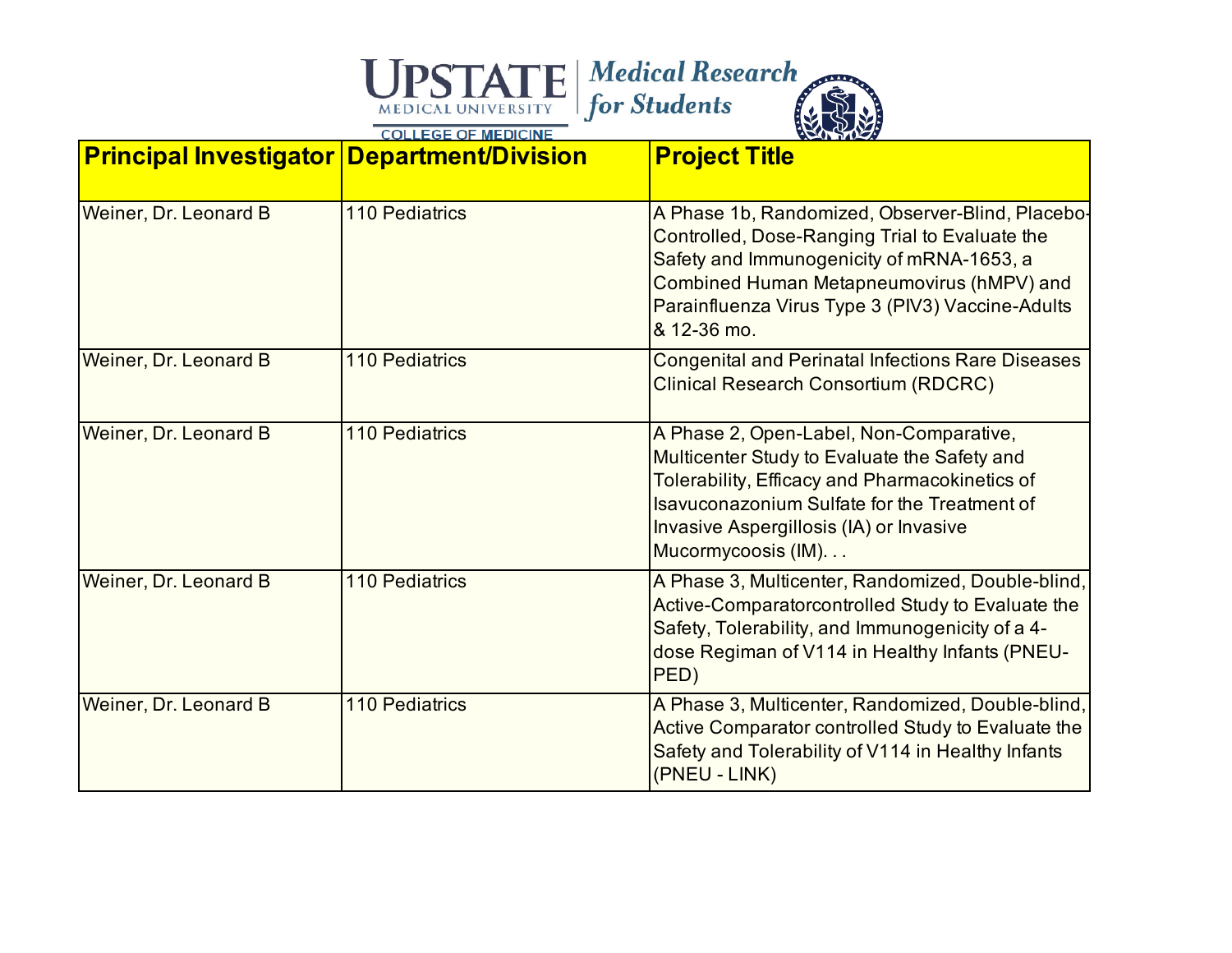| Principal Investigator | Department/Division | Project Title |
|---|---|---|
| Weiner, Dr. Leonard B | 110 Pediatrics | A Phase 1b, Randomized, Observer-Blind, Placebo-Controlled, Dose-Ranging Trial to Evaluate the Safety and Immunogenicity of mRNA-1653, a Combined Human Metapneumovirus (hMPV) and Parainfluenza Virus Type 3 (PIV3) Vaccine-Adults & 12-36 mo. |
| Weiner, Dr. Leonard B | 110 Pediatrics | Congenital and Perinatal Infections Rare Diseases Clinical Research Consortium (RDCRC) |
| Weiner, Dr. Leonard B | 110 Pediatrics | A Phase 2, Open-Label, Non-Comparative, Multicenter Study to Evaluate the Safety and Tolerability, Efficacy and Pharmacokinetics of Isavuconazonium Sulfate for the Treatment of Invasive Aspergillosis (IA) or Invasive Mucormycoosis (IM). . . |
| Weiner, Dr. Leonard B | 110 Pediatrics | A Phase 3, Multicenter, Randomized, Double-blind, Active-Comparatorcontrolled Study to Evaluate the Safety, Tolerability, and Immunogenicity of a 4-dose Regiman of V114 in Healthy Infants (PNEU-PED) |
| Weiner, Dr. Leonard B | 110 Pediatrics | A Phase 3, Multicenter, Randomized, Double-blind, Active Comparator controlled Study to Evaluate the Safety and Tolerability of V114 in Healthy Infants (PNEU - LINK) |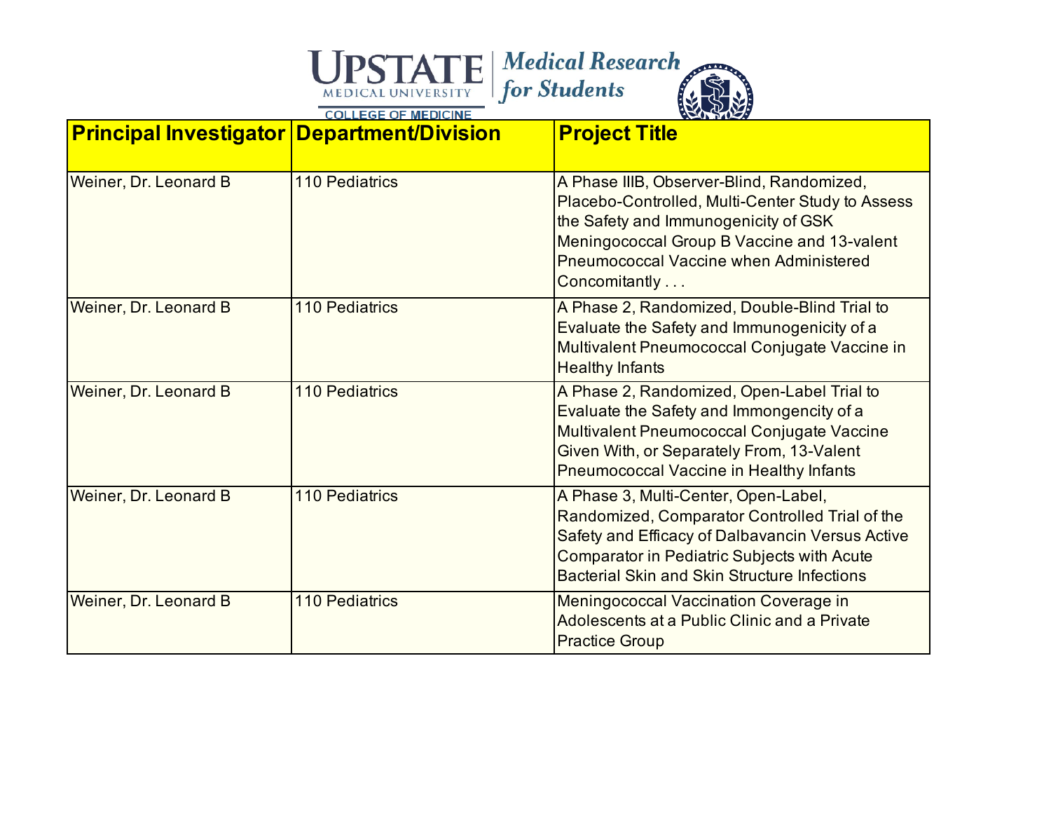| Principal Investigator | Department/Division | Project Title |
| --- | --- | --- |
| Weiner, Dr. Leonard B | 110 Pediatrics | A Phase IIIB, Observer-Blind, Randomized, Placebo-Controlled, Multi-Center Study to Assess the Safety and Immunogenicity of GSK Meningococcal Group B Vaccine and 13-valent Pneumococcal Vaccine when Administered Concomitantly . . . |
| Weiner, Dr. Leonard B | 110 Pediatrics | A Phase 2, Randomized, Double-Blind Trial to Evaluate the Safety and Immunogenicity of a Multivalent Pneumococcal Conjugate Vaccine in Healthy Infants |
| Weiner, Dr. Leonard B | 110 Pediatrics | A Phase 2, Randomized, Open-Label Trial to Evaluate the Safety and Immongencity of a Multivalent Pneumococcal Conjugate Vaccine Given With, or Separately From, 13-Valent Pneumococcal Vaccine in Healthy Infants |
| Weiner, Dr. Leonard B | 110 Pediatrics | A Phase 3, Multi-Center, Open-Label, Randomized, Comparator Controlled Trial of the Safety and Efficacy of Dalbavancin Versus Active Comparator in Pediatric Subjects with Acute Bacterial Skin and Skin Structure Infections |
| Weiner, Dr. Leonard B | 110 Pediatrics | Meningococcal Vaccination Coverage in Adolescents at a Public Clinic and a Private Practice Group |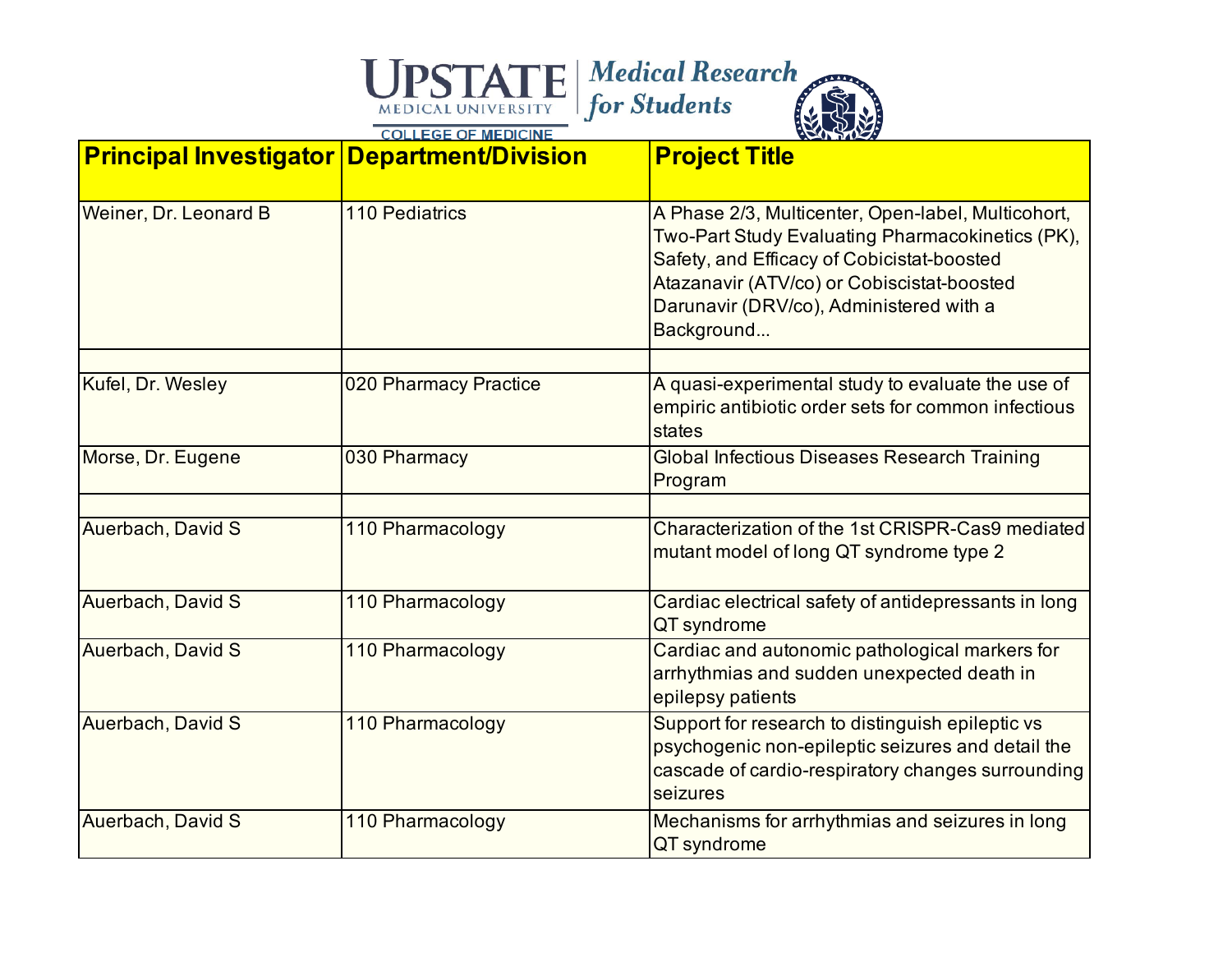| Principal Investigator | Department/Division | Project Title |
|---|---|---|
| Weiner, Dr. Leonard B | 110 Pediatrics | A Phase 2/3, Multicenter, Open-label, Multicohort, Two-Part Study Evaluating Pharmacokinetics (PK), Safety, and Efficacy of Cobicistat-boosted Atazanavir (ATV/co) or Cobiscistat-boosted Darunavir (DRV/co), Administered with a Background... |
| | | |
| Kufel, Dr. Wesley | 020 Pharmacy Practice | A quasi-experimental study to evaluate the use of empiric antibiotic order sets for common infectious states |
| Morse, Dr. Eugene | 030 Pharmacy | Global Infectious Diseases Research Training Program |
| | | |
| Auerbach, David S | 110 Pharmacology | Characterization of the 1st CRISPR-Cas9 mediated mutant model of long QT syndrome type 2 |
| Auerbach, David S | 110 Pharmacology | Cardiac electrical safety of antidepressants in long QT syndrome |
| Auerbach, David S | 110 Pharmacology | Cardiac and autonomic pathological markers for arrhythmias and sudden unexpected death in epilepsy patients |
| Auerbach, David S | 110 Pharmacology | Support for research to distinguish epileptic vs psychogenic non-epileptic seizures and detail the cascade of cardio-respiratory changes surrounding seizures |
| Auerbach, David S | 110 Pharmacology | Mechanisms for arrhythmias and seizures in long QT syndrome |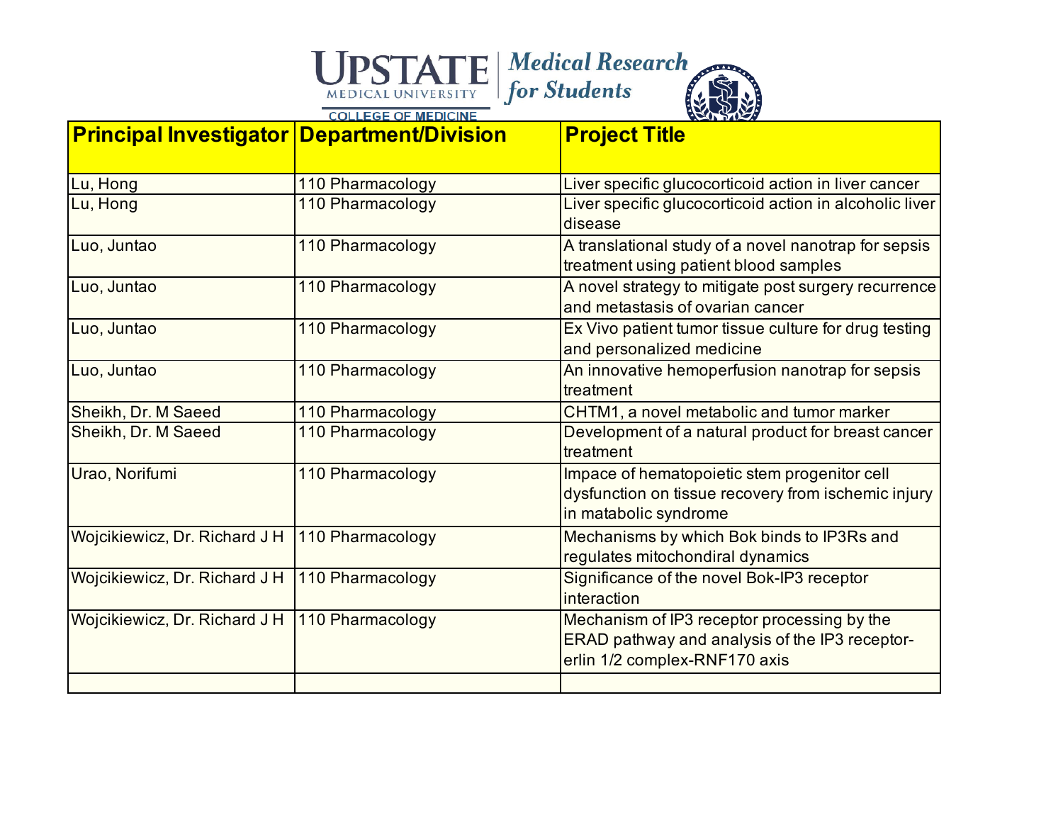| Principal Investigator | Department/Division | Project Title |
|---|---|---|
| Lu, Hong | 110 Pharmacology | Liver specific glucocorticoid action in liver cancer |
| Lu, Hong | 110 Pharmacology | Liver specific glucocorticoid action in alcoholic liver disease |
| Luo, Juntao | 110 Pharmacology | A translational study of a novel nanotrap for sepsis treatment using patient blood samples |
| Luo, Juntao | 110 Pharmacology | A novel strategy to mitigate post surgery recurrence and metastasis of ovarian cancer |
| Luo, Juntao | 110 Pharmacology | Ex Vivo patient tumor tissue culture for drug testing and personalized medicine |
| Luo, Juntao | 110 Pharmacology | An innovative hemoperfusion nanotrap for sepsis treatment |
| Sheikh, Dr. M Saeed | 110 Pharmacology | CHTM1, a novel metabolic and tumor marker |
| Sheikh, Dr. M Saeed | 110 Pharmacology | Development of a natural product for breast cancer treatment |
| Urao, Norifumi | 110 Pharmacology | Impace of hematopoietic stem progenitor cell dysfunction on tissue recovery from ischemic injury in matabolic syndrome |
| Wojcikiewicz, Dr. Richard J H | 110 Pharmacology | Mechanisms by which Bok binds to IP3Rs and regulates mitochondiral dynamics |
| Wojcikiewicz, Dr. Richard J H | 110 Pharmacology | Significance of the novel Bok-IP3 receptor interaction |
| Wojcikiewicz, Dr. Richard J H | 110 Pharmacology | Mechanism of IP3 receptor processing by the ERAD pathway and analysis of the IP3 receptor-erlin 1/2 complex-RNF170 axis |
| | | |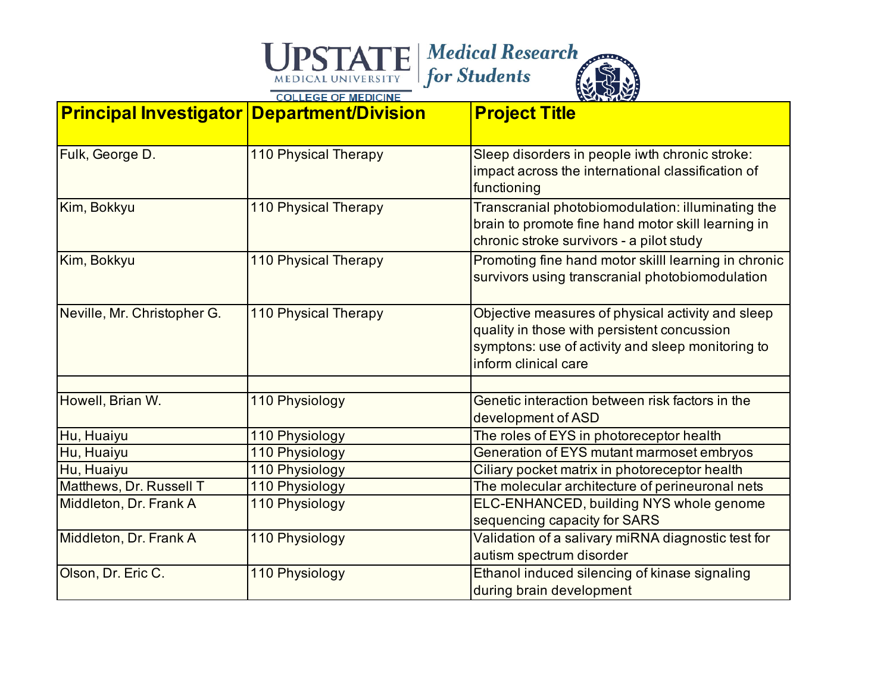| Principal Investigator | Department/Division | Project Title |
|---|---|---|
| Fulk, George D. | 110 Physical Therapy | Sleep disorders in people iwth chronic stroke: impact across the international classification of functioning |
| Kim, Bokkyu | 110 Physical Therapy | Transcranial photobiomodulation: illuminating the brain to promote fine hand motor skill learning in chronic stroke survivors - a pilot study |
| Kim, Bokkyu | 110 Physical Therapy | Promoting fine hand motor skilll learning in chronic survivors using transcranial photobiomodulation |
| Neville, Mr. Christopher G. | 110 Physical Therapy | Objective measures of physical activity and sleep quality in those with persistent concussion symptons: use of activity and sleep monitoring to inform clinical care |
| | | |
| Howell, Brian W. | 110 Physiology | Genetic interaction between risk factors in the development of ASD |
| Hu, Huaiyu | 110 Physiology | The roles of EYS in photoreceptor health |
| Hu, Huaiyu | 110 Physiology | Generation of EYS mutant marmoset embryos |
| Hu, Huaiyu | 110 Physiology | Ciliary pocket matrix in photoreceptor health |
| Matthews, Dr. Russell T | 110 Physiology | The molecular architecture of perineuronal nets |
| Middleton, Dr. Frank A | 110 Physiology | ELC-ENHANCED, building NYS whole genome sequencing capacity for SARS |
| Middleton, Dr. Frank A | 110 Physiology | Validation of a salivary miRNA diagnostic test for autism spectrum disorder |
| Olson, Dr. Eric C. | 110 Physiology | Ethanol induced silencing of kinase signaling during brain development |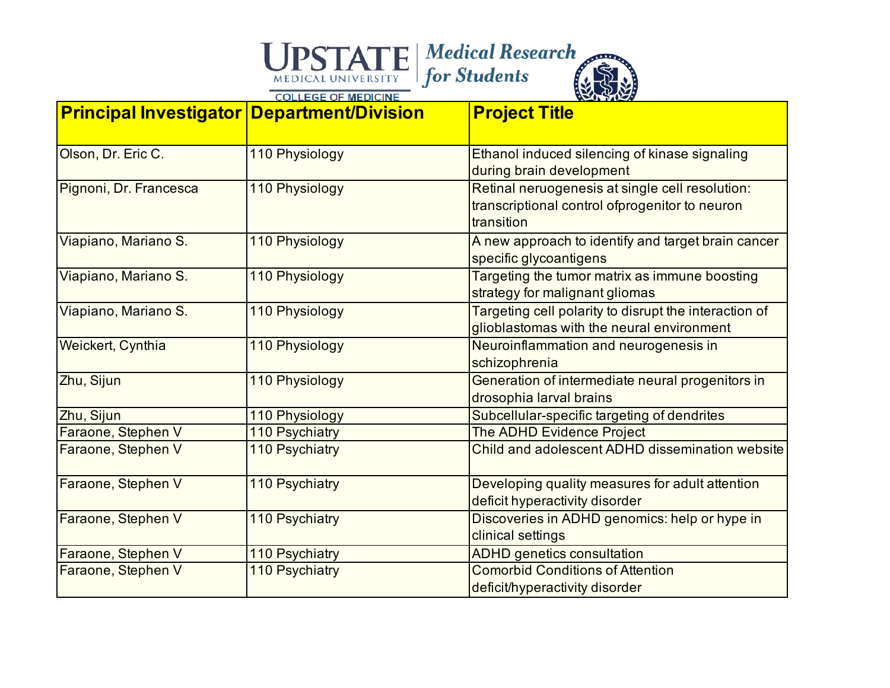| Principal Investigator | Department/Division | Project Title |
|---|---|---|
| Olson, Dr. Eric C. | 110 Physiology | Ethanol induced silencing of kinase signaling during brain development |
| Pignoni, Dr. Francesca | 110 Physiology | Retinal neruogenesis at single cell resolution: transcriptional control ofprogenitor to neuron transition |
| Viapiano, Mariano S. | 110 Physiology | A new approach to identify and target brain cancer specific glycoantigens |
| Viapiano, Mariano S. | 110 Physiology | Targeting the tumor matrix as immune boosting strategy for malignant gliomas |
| Viapiano, Mariano S. | 110 Physiology | Targeting cell polarity to disrupt the interaction of glioblastomas with the neural environment |
| Weickert, Cynthia | 110 Physiology | Neuroinflammation and neurogenesis in schizophrenia |
| Zhu, Sijun | 110 Physiology | Generation of intermediate neural progenitors in drosophia larval brains |
| Zhu, Sijun | 110 Physiology | Subcellular-specific targeting of dendrites |
| Faraone, Stephen V | 110 Psychiatry | The ADHD Evidence Project |
| Faraone, Stephen V | 110 Psychiatry | Child and adolescent ADHD dissemination website |
| Faraone, Stephen V | 110 Psychiatry | Developing quality measures for adult attention deficit hyperactivity disorder |
| Faraone, Stephen V | 110 Psychiatry | Discoveries in ADHD genomics: help or hype in clinical settings |
| Faraone, Stephen V | 110 Psychiatry | ADHD genetics consultation |
| Faraone, Stephen V | 110 Psychiatry | Comorbid Conditions of Attention deficit/hyperactivity disorder |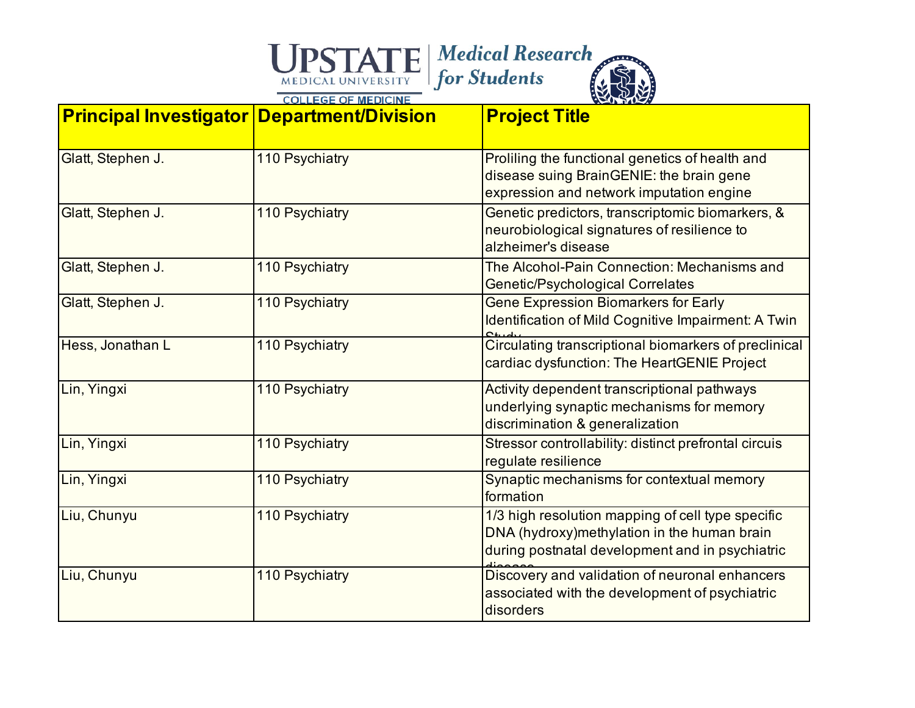| Principal Investigator | Department/Division | Project Title |
|---|---|---|
| Glatt, Stephen J. | 110 Psychiatry | Proliling the functional genetics of health and disease suing BrainGENIE: the brain gene expression and network imputation engine |
| Glatt, Stephen J. | 110 Psychiatry | Genetic predictors, transcriptomic biomarkers, & neurobiological signatures of resilience to alzheimer's disease |
| Glatt, Stephen J. | 110 Psychiatry | The Alcohol-Pain Connection: Mechanisms and Genetic/Psychological Correlates |
| Glatt, Stephen J. | 110 Psychiatry | Gene Expression Biomarkers for Early Identification of Mild Cognitive Impairment: A Twin Study |
| Hess, Jonathan L | 110 Psychiatry | Circulating transcriptional biomarkers of preclinical cardiac dysfunction: The HeartGENIE Project |
| Lin, Yingxi | 110 Psychiatry | Activity dependent transcriptional pathways underlying synaptic mechanisms for memory discrimination & generalization |
| Lin, Yingxi | 110 Psychiatry | Stressor controllability: distinct prefrontal circuis regulate resilience |
| Lin, Yingxi | 110 Psychiatry | Synaptic mechanisms for contextual memory formation |
| Liu, Chunyu | 110 Psychiatry | 1/3 high resolution mapping of cell type specific DNA (hydroxy)methylation in the human brain during postnatal development and in psychiatric disease |
| Liu, Chunyu | 110 Psychiatry | Discovery and validation of neuronal enhancers associated with the development of psychiatric disorders |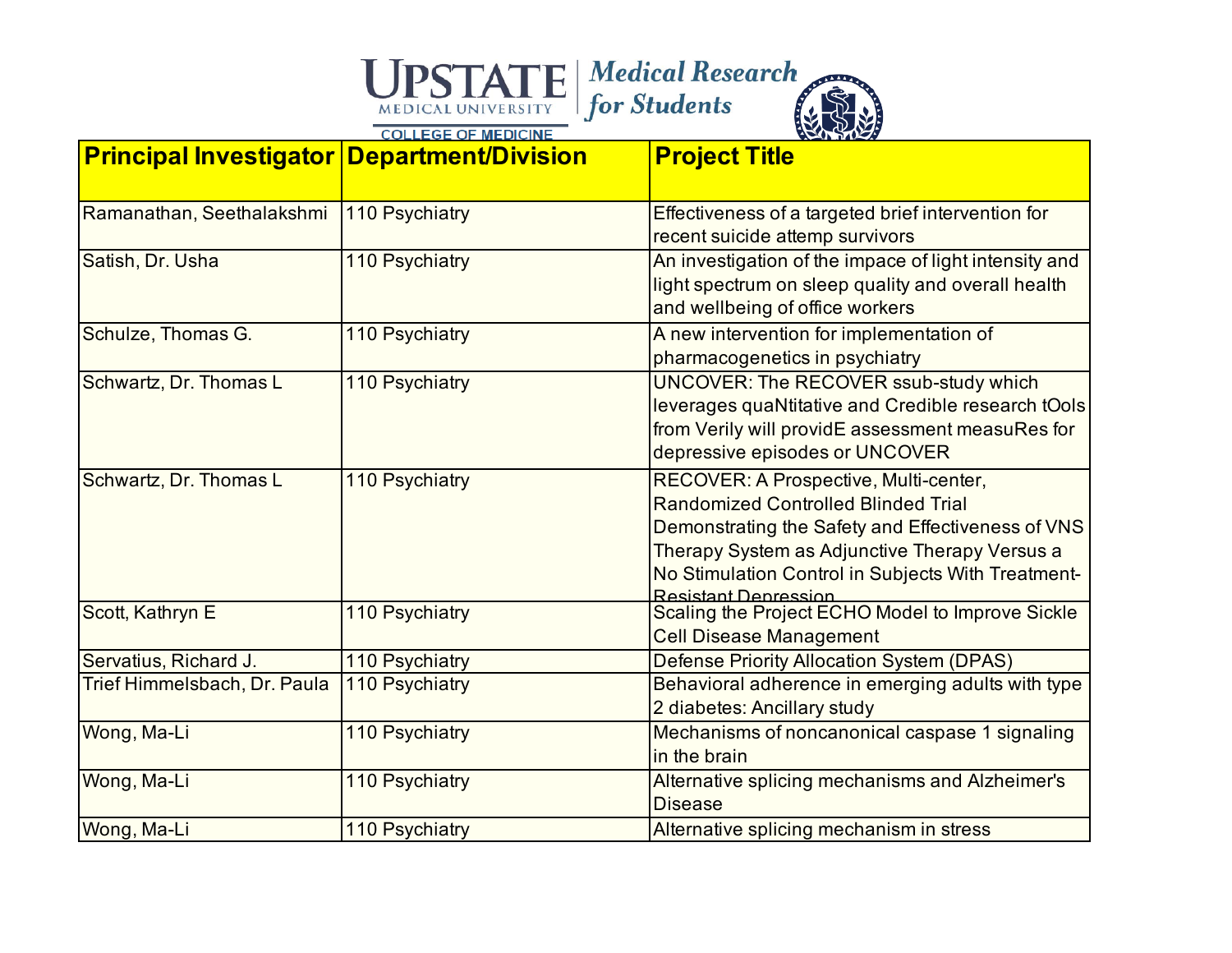| Principal Investigator | Department/Division | Project Title |
|---|---|---|
| Ramanathan, Seethalakshmi | 110 Psychiatry | Effectiveness of a targeted brief intervention for recent suicide attemp survivors |
| Satish, Dr. Usha | 110 Psychiatry | An investigation of the impace of light intensity and light spectrum on sleep quality and overall health and wellbeing of office workers |
| Schulze, Thomas G. | 110 Psychiatry | A new intervention for implementation of pharmacogenetics in psychiatry |
| Schwartz, Dr. Thomas L | 110 Psychiatry | UNCOVER: The RECOVER ssub-study which leverages quaNtitative and Credible research tOols from Verily will providE assessment measuRes for depressive episodes or UNCOVER |
| Schwartz, Dr. Thomas L | 110 Psychiatry | RECOVER: A Prospective, Multi-center, Randomized Controlled Blinded Trial Demonstrating the Safety and Effectiveness of VNS Therapy System as Adjunctive Therapy Versus a No Stimulation Control in Subjects With Treatment-Resistant Depression |
| Scott, Kathryn E | 110 Psychiatry | Scaling the Project ECHO Model to Improve Sickle Cell Disease Management |
| Servatius, Richard J. | 110 Psychiatry | Defense Priority Allocation System (DPAS) |
| Trief Himmelsbach, Dr. Paula | 110 Psychiatry | Behavioral adherence in emerging adults with type 2 diabetes: Ancillary study |
| Wong, Ma-Li | 110 Psychiatry | Mechanisms of noncanonical caspase 1 signaling in the brain |
| Wong, Ma-Li | 110 Psychiatry | Alternative splicing mechanisms and Alzheimer's Disease |
| Wong, Ma-Li | 110 Psychiatry | Alternative splicing mechanism in stress |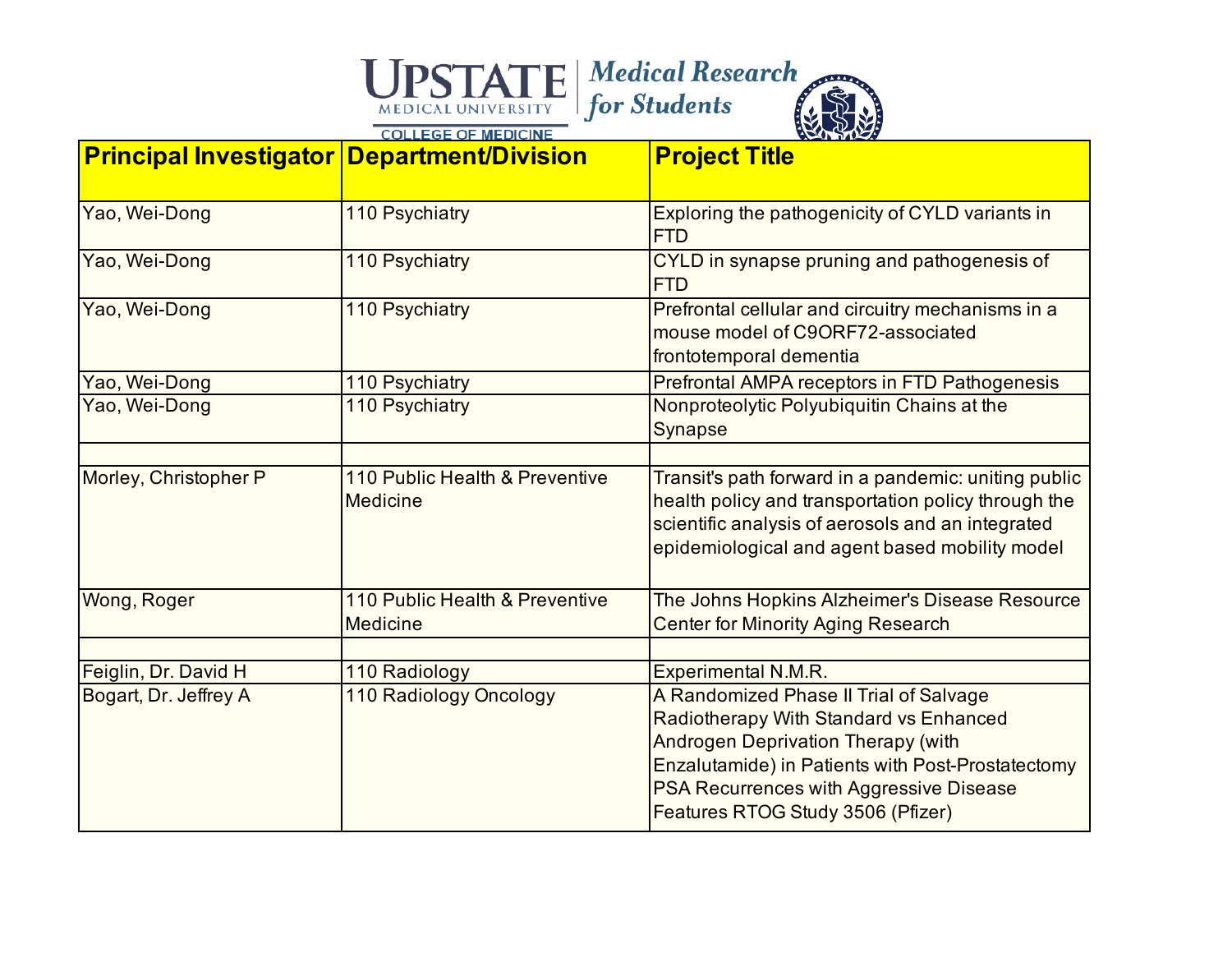| Principal Investigator | Department/Division | Project Title |
|---|---|---|
| Yao, Wei-Dong | 110 Psychiatry | Exploring the pathogenicity of CYLD variants in FTD |
| Yao, Wei-Dong | 110 Psychiatry | CYLD in synapse pruning and pathogenesis of FTD |
| Yao, Wei-Dong | 110 Psychiatry | Prefrontal cellular and circuitry mechanisms in a mouse model of C9ORF72-associated frontotemporal dementia |
| Yao, Wei-Dong | 110 Psychiatry | Prefrontal AMPA receptors in FTD Pathogenesis |
| Yao, Wei-Dong | 110 Psychiatry | Nonproteolytic Polyubiquitin Chains at the Synapse |
| | | |
| Morley, Christopher P | 110 Public Health & Preventive Medicine | Transit's path forward in a pandemic: uniting public health policy and transportation policy through the scientific analysis of aerosols and an integrated epidemiological and agent based mobility model |
| Wong, Roger | 110 Public Health & Preventive Medicine | The Johns Hopkins Alzheimer's Disease Resource Center for Minority Aging Research |
| | | |
| Feiglin, Dr. David H | 110 Radiology | Experimental N.M.R. |
| Bogart, Dr. Jeffrey A | 110 Radiology Oncology | A Randomized Phase II Trial of Salvage Radiotherapy With Standard vs Enhanced Androgen Deprivation Therapy (with Enzalutamide) in Patients with Post-Prostatectomy PSA Recurrences with Aggressive Disease Features RTOG Study 3506 (Pfizer) |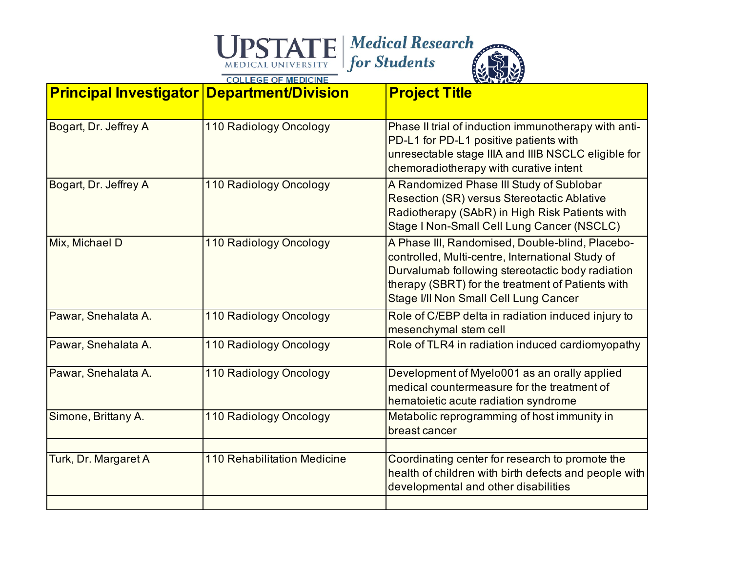UPSTATE MEDICAL UNIVERSITY COLLEGE OF MEDICINE | Medical Research for Students

| Principal Investigator | Department/Division | Project Title |
|---|---|---|
| Bogart, Dr. Jeffrey A | 110 Radiology Oncology | Phase II trial of induction immunotherapy with anti-PD-L1 for PD-L1 positive patients with unresectable stage IIIA and IIIB NSCLC eligible for chemoradiotherapy with curative intent |
| Bogart, Dr. Jeffrey A | 110 Radiology Oncology | A Randomized Phase III Study of Sublobar Resection (SR) versus Stereotactic Ablative Radiotherapy (SAbR) in High Risk Patients with Stage I Non-Small Cell Lung Cancer (NSCLC) |
| Mix, Michael D | 110 Radiology Oncology | A Phase III, Randomised, Double-blind, Placebo-controlled, Multi-centre, International Study of Durvalumab following stereotactic body radiation therapy (SBRT) for the treatment of Patients with Stage I/II Non Small Cell Lung Cancer |
| Pawar, Snehalata A. | 110 Radiology Oncology | Role of C/EBP delta in radiation induced injury to mesenchymal stem cell |
| Pawar, Snehalata A. | 110 Radiology Oncology | Role of TLR4 in radiation induced cardiomyopathy |
| Pawar, Snehalata A. | 110 Radiology Oncology | Development of Myelo001 as an orally applied medical countermeasure for the treatment of hematoietic acute radiation syndrome |
| Simone, Brittany A. | 110 Radiology Oncology | Metabolic reprogramming of host immunity in breast cancer |
| | | |
| Turk, Dr. Margaret A | 110 Rehabilitation Medicine | Coordinating center for research to promote the health of children with birth defects and people with developmental and other disabilities |
| | | |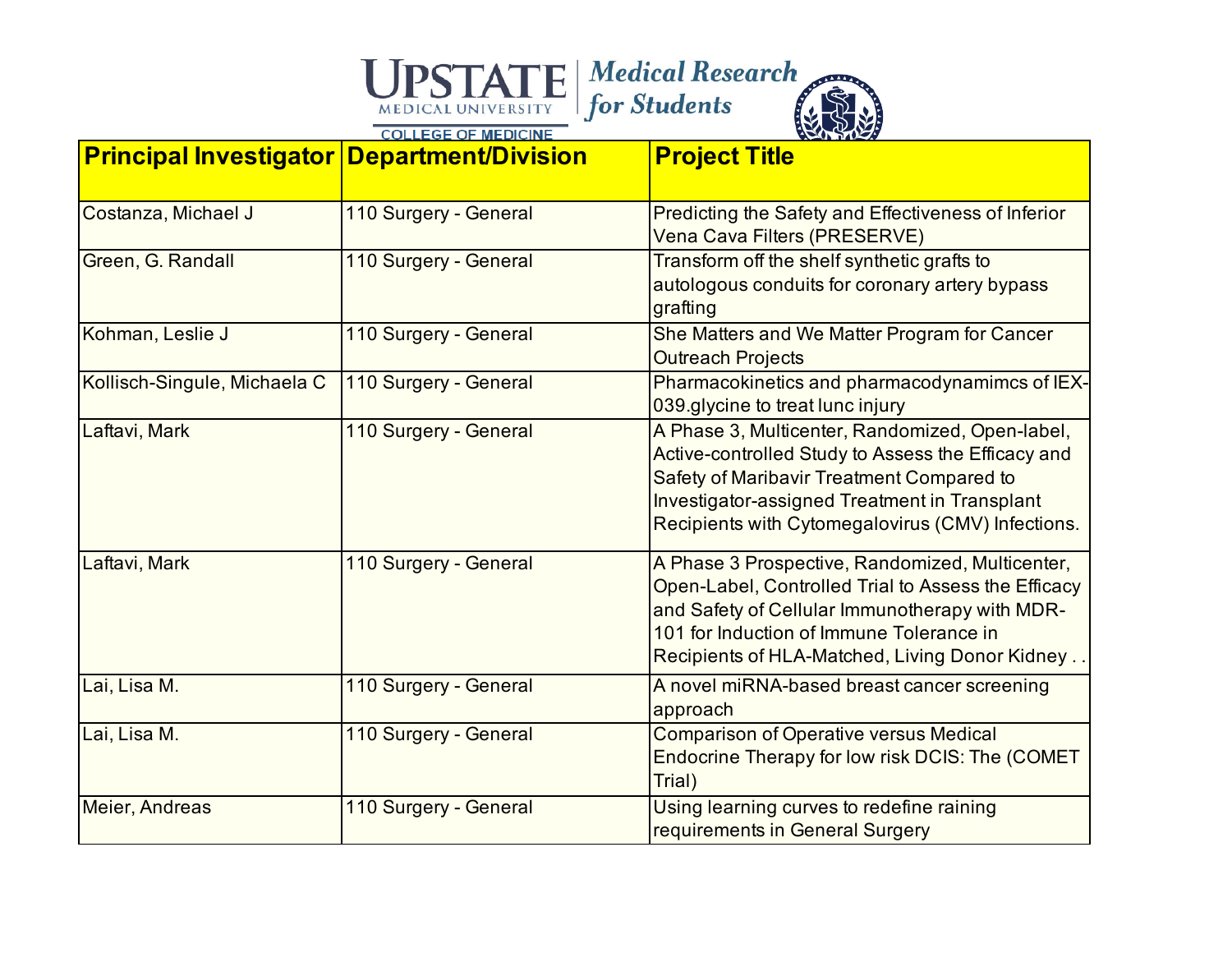| Principal Investigator | Department/Division | Project Title |
|---|---|---|
| Costanza, Michael J | 110 Surgery - General | Predicting the Safety and Effectiveness of Inferior Vena Cava Filters (PRESERVE) |
| Green, G. Randall | 110 Surgery - General | Transform off the shelf synthetic grafts to autologous conduits for coronary artery bypass grafting |
| Kohman, Leslie J | 110 Surgery - General | She Matters and We Matter Program for Cancer Outreach Projects |
| Kollisch-Singule, Michaela C | 110 Surgery - General | Pharmacokinetics and pharmacodynamimcs of IEX-039.glycine to treat lunc injury |
| Laftavi, Mark | 110 Surgery - General | A Phase 3, Multicenter, Randomized, Open-label, Active-controlled Study to Assess the Efficacy and Safety of Maribavir Treatment Compared to Investigator-assigned Treatment in Transplant Recipients with Cytomegalovirus (CMV) Infections. |
| Laftavi, Mark | 110 Surgery - General | A Phase 3 Prospective, Randomized, Multicenter, Open-Label, Controlled Trial to Assess the Efficacy and Safety of Cellular Immunotherapy with MDR-101 for Induction of Immune Tolerance in Recipients of HLA-Matched, Living Donor Kidney . . |
| Lai, Lisa M. | 110 Surgery - General | A novel miRNA-based breast cancer screening approach |
| Lai, Lisa M. | 110 Surgery - General | Comparison of Operative versus Medical Endocrine Therapy for low risk DCIS: The (COMET Trial) |
| Meier, Andreas | 110 Surgery - General | Using learning curves to redefine raining requirements in General Surgery |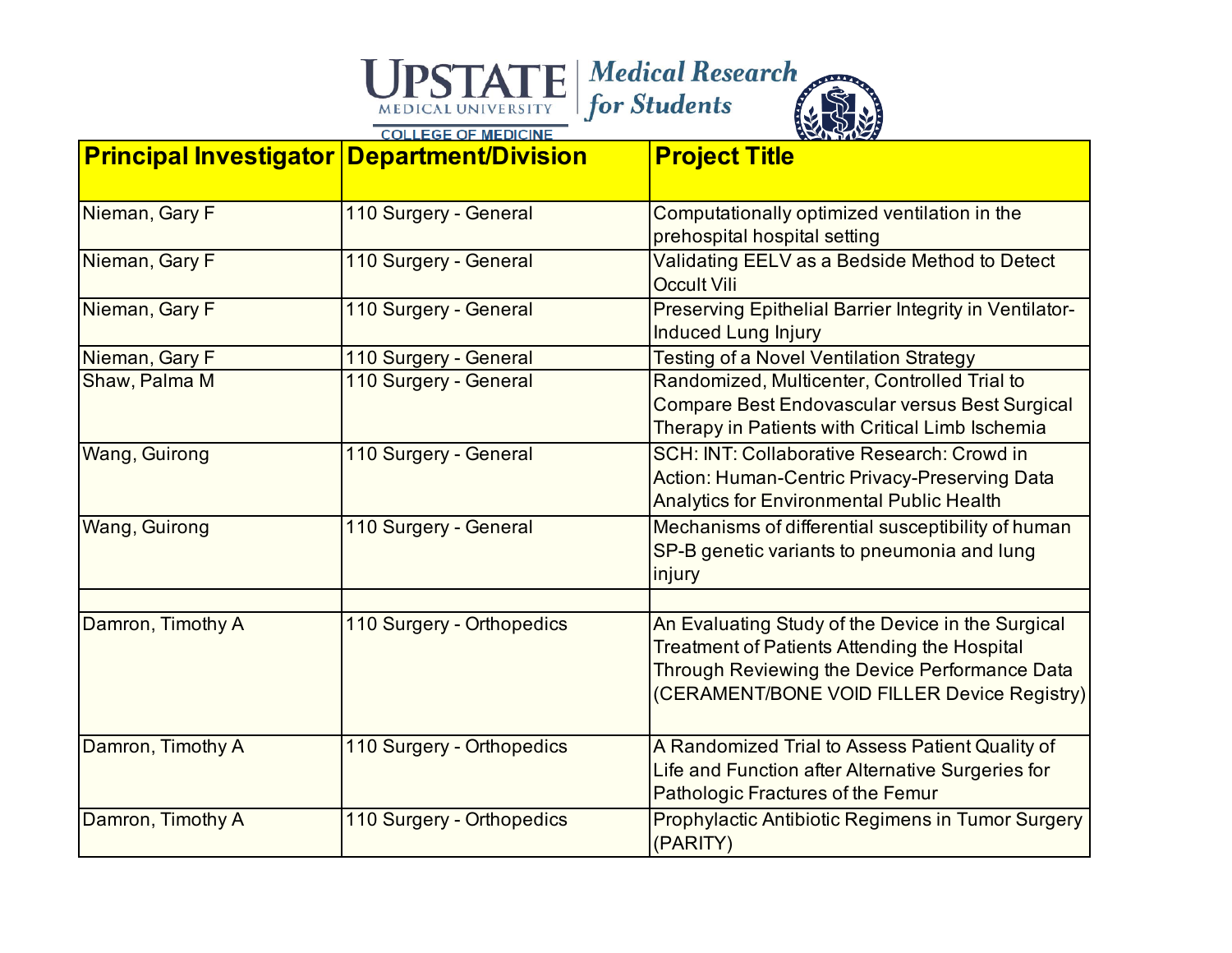| Principal Investigator | Department/Division | Project Title |
|---|---|---|
| Nieman, Gary F | 110 Surgery - General | Computationally optimized ventilation in the prehospital hospital setting |
| Nieman, Gary F | 110 Surgery - General | Validating EELV as a Bedside Method to Detect Occult Vili |
| Nieman, Gary F | 110 Surgery - General | Preserving Epithelial Barrier Integrity in Ventilator-Induced Lung Injury |
| Nieman, Gary F | 110 Surgery - General | Testing of a Novel Ventilation Strategy |
| Shaw, Palma M | 110 Surgery - General | Randomized, Multicenter, Controlled Trial to Compare Best Endovascular versus Best Surgical Therapy in Patients with Critical Limb Ischemia |
| Wang, Guirong | 110 Surgery - General | SCH: INT: Collaborative Research: Crowd in Action: Human-Centric Privacy-Preserving Data Analytics for Environmental Public Health |
| Wang, Guirong | 110 Surgery - General | Mechanisms of differential susceptibility of human SP-B genetic variants to pneumonia and lung injury |
| | | |
| Damron, Timothy A | 110 Surgery - Orthopedics | An Evaluating Study of the Device in the Surgical Treatment of Patients Attending the Hospital Through Reviewing the Device Performance Data (CERAMENT/BONE VOID FILLER Device Registry) |
| Damron, Timothy A | 110 Surgery - Orthopedics | A Randomized Trial to Assess Patient Quality of Life and Function after Alternative Surgeries for Pathologic Fractures of the Femur |
| Damron, Timothy A | 110 Surgery - Orthopedics | Prophylactic Antibiotic Regimens in Tumor Surgery (PARITY) |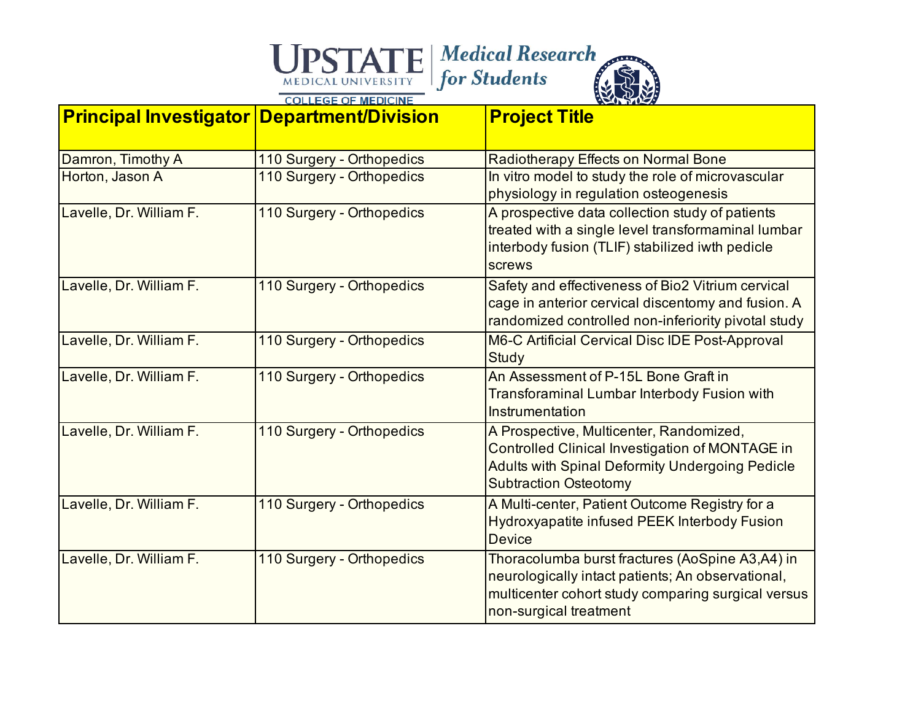| Principal Investigator | Department/Division | Project Title |
|---|---|---|
| Damron, Timothy A | 110 Surgery - Orthopedics | Radiotherapy Effects on Normal Bone |
| Horton, Jason A | 110 Surgery - Orthopedics | In vitro model to study the role of microvascular physiology in regulation osteogenesis |
| Lavelle, Dr. William F. | 110 Surgery - Orthopedics | A prospective data collection study of patients treated with a single level transformaminal lumbar interbody fusion (TLIF) stabilized iwth pedicle screws |
| Lavelle, Dr. William F. | 110 Surgery - Orthopedics | Safety and effectiveness of Bio2 Vitrium cervical cage in anterior cervical discentomy and fusion. A randomized controlled non-inferiority pivotal study |
| Lavelle, Dr. William F. | 110 Surgery - Orthopedics | M6-C Artificial Cervical Disc IDE Post-Approval Study |
| Lavelle, Dr. William F. | 110 Surgery - Orthopedics | An Assessment of P-15L Bone Graft in Transforaminal Lumbar Interbody Fusion with Instrumentation |
| Lavelle, Dr. William F. | 110 Surgery - Orthopedics | A Prospective, Multicenter, Randomized, Controlled Clinical Investigation of MONTAGE in Adults with Spinal Deformity Undergoing Pedicle Subtraction Osteotomy |
| Lavelle, Dr. William F. | 110 Surgery - Orthopedics | A Multi-center, Patient Outcome Registry for a Hydroxyapatite infused PEEK Interbody Fusion Device |
| Lavelle, Dr. William F. | 110 Surgery - Orthopedics | Thoracolumba burst fractures (AoSpine A3,A4) in neurologically intact patients; An observational, multicenter cohort study comparing surgical versus non-surgical treatment |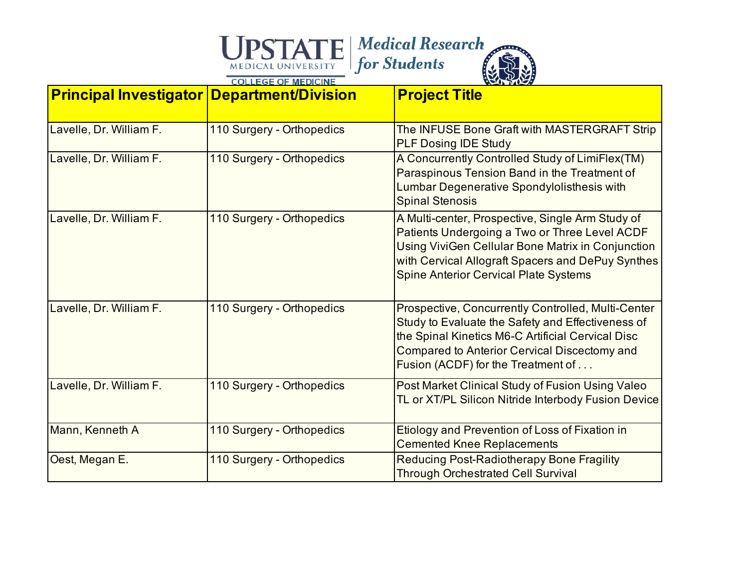| Principal Investigator | Department/Division | Project Title |
| --- | --- | --- |
| Lavelle, Dr. William F. | 110 Surgery - Orthopedics | The INFUSE Bone Graft with MASTERGRAFT Strip PLF Dosing IDE Study |
| Lavelle, Dr. William F. | 110 Surgery - Orthopedics | A Concurrently Controlled Study of LimiFlex(TM) Paraspinous Tension Band in the Treatment of Lumbar Degenerative Spondylolisthesis with Spinal Stenosis |
| Lavelle, Dr. William F. | 110 Surgery - Orthopedics | A Multi-center, Prospective, Single Arm Study of Patients Undergoing a Two or Three Level ACDF Using ViviGen Cellular Bone Matrix in Conjunction with Cervical Allograft Spacers and DePuy Synthes Spine Anterior Cervical Plate Systems |
| Lavelle, Dr. William F. | 110 Surgery - Orthopedics | Prospective, Concurrently Controlled, Multi-Center Study to Evaluate the Safety and Effectiveness of the Spinal Kinetics M6-C Artificial Cervical Disc Compared to Anterior Cervical Discectomy and Fusion (ACDF) for the Treatment of . . . |
| Lavelle, Dr. William F. | 110 Surgery - Orthopedics | Post Market Clinical Study of Fusion Using Valeo TL or XT/PL Silicon Nitride Interbody Fusion Device |
| Mann, Kenneth A | 110 Surgery - Orthopedics | Etiology and Prevention of Loss of Fixation in Cemented Knee Replacements |
| Oest, Megan E. | 110 Surgery - Orthopedics | Reducing Post-Radiotherapy Bone Fragility Through Orchestrated Cell Survival |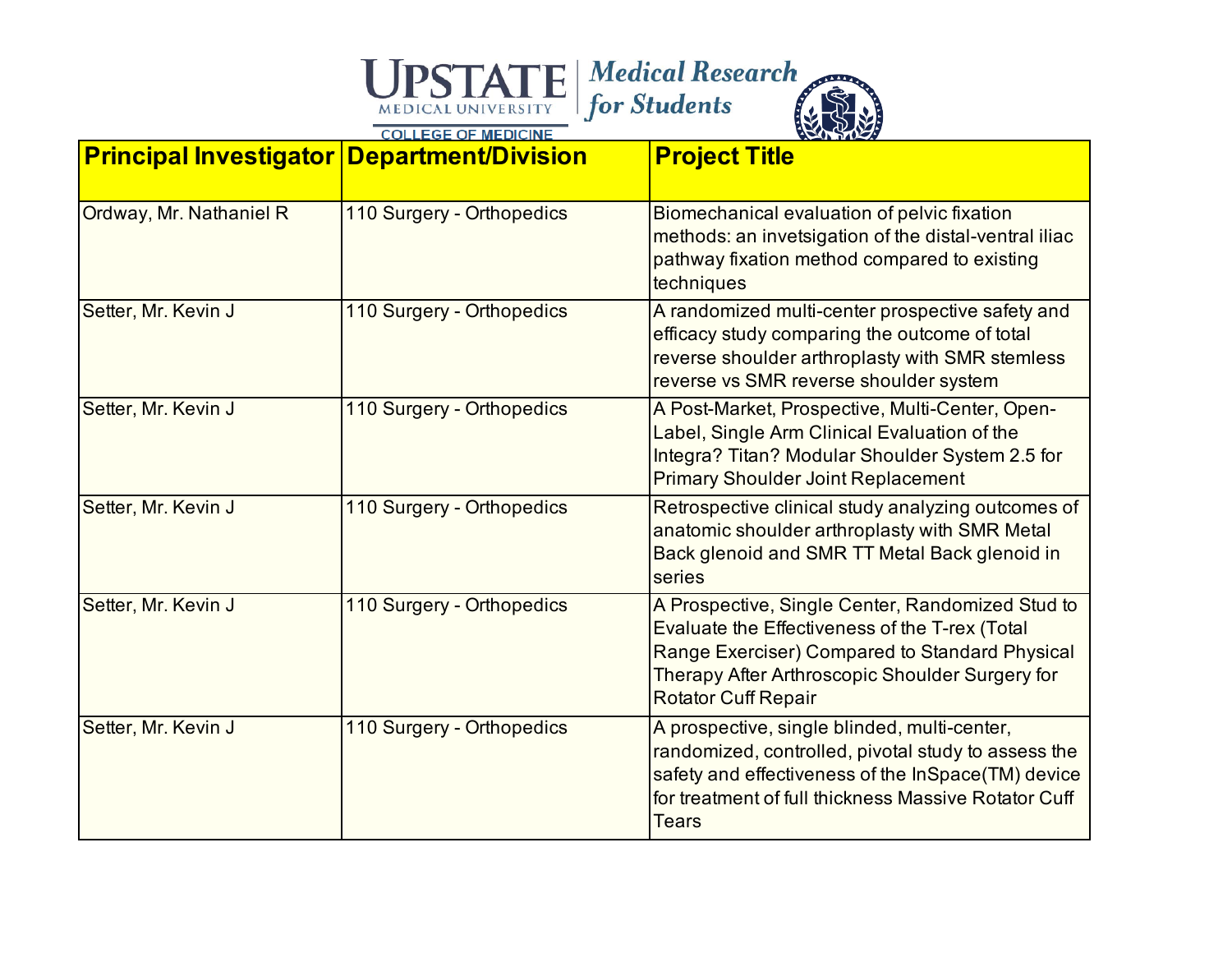| Principal Investigator | Department/Division | Project Title |
|---|---|---|
| Ordway, Mr. Nathaniel R | 110 Surgery - Orthopedics | Biomechanical evaluation of pelvic fixation methods: an invetsigation of the distal-ventral iliac pathway fixation method compared to existing techniques |
| Setter, Mr. Kevin J | 110 Surgery - Orthopedics | A randomized multi-center prospective safety and efficacy study comparing the outcome of total reverse shoulder arthroplasty with SMR stemless reverse vs SMR reverse shoulder system |
| Setter, Mr. Kevin J | 110 Surgery - Orthopedics | A Post-Market, Prospective, Multi-Center, Open-Label, Single Arm Clinical Evaluation of the Integra? Titan? Modular Shoulder System 2.5 for Primary Shoulder Joint Replacement |
| Setter, Mr. Kevin J | 110 Surgery - Orthopedics | Retrospective clinical study analyzing outcomes of anatomic shoulder arthroplasty with SMR Metal Back glenoid and SMR TT Metal Back glenoid in series |
| Setter, Mr. Kevin J | 110 Surgery - Orthopedics | A Prospective, Single Center, Randomized Stud to Evaluate the Effectiveness of the T-rex (Total Range Exerciser) Compared to Standard Physical Therapy After Arthroscopic Shoulder Surgery for Rotator Cuff Repair |
| Setter, Mr. Kevin J | 110 Surgery - Orthopedics | A prospective, single blinded, multi-center, randomized, controlled, pivotal study to assess the safety and effectiveness of the InSpace(TM) device for treatment of full thickness Massive Rotator Cuff Tears |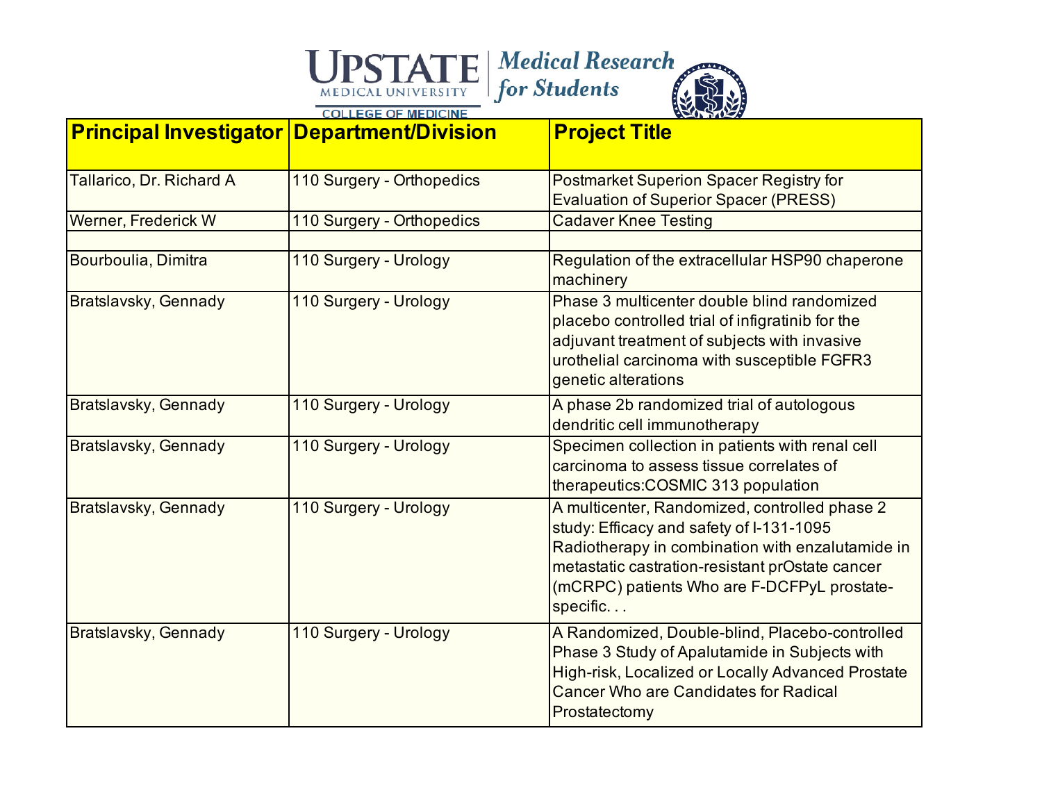| Principal Investigator | Department/Division | Project Title |
|---|---|---|
| Tallarico, Dr. Richard A | 110 Surgery - Orthopedics | Postmarket Superion Spacer Registry for Evaluation of Superior Spacer (PRESS) |
| Werner, Frederick W | 110 Surgery - Orthopedics | Cadaver Knee Testing |
| | | |
| Bourboulia, Dimitra | 110 Surgery - Urology | Regulation of the extracellular HSP90 chaperone machinery |
| Bratslavsky, Gennady | 110 Surgery - Urology | Phase 3 multicenter double blind randomized placebo controlled trial of infigratinib for the adjuvant treatment of subjects with invasive urothelial carcinoma with susceptible FGFR3 genetic alterations |
| Bratslavsky, Gennady | 110 Surgery - Urology | A phase 2b randomized trial of autologous dendritic cell immunotherapy |
| Bratslavsky, Gennady | 110 Surgery - Urology | Specimen collection in patients with renal cell carcinoma to assess tissue correlates of therapeutics:COSMIC 313 population |
| Bratslavsky, Gennady | 110 Surgery - Urology | A multicenter, Randomized, controlled phase 2 study: Efficacy and safety of I-131-1095 Radiotherapy in combination with enzalutamide in metastatic castration-resistant prOstate cancer (mCRPC) patients Who are F-DCFPyL prostate-specific. . . |
| Bratslavsky, Gennady | 110 Surgery - Urology | A Randomized, Double-blind, Placebo-controlled Phase 3 Study of Apalutamide in Subjects with High-risk, Localized or Locally Advanced Prostate Cancer Who are Candidates for Radical Prostatectomy |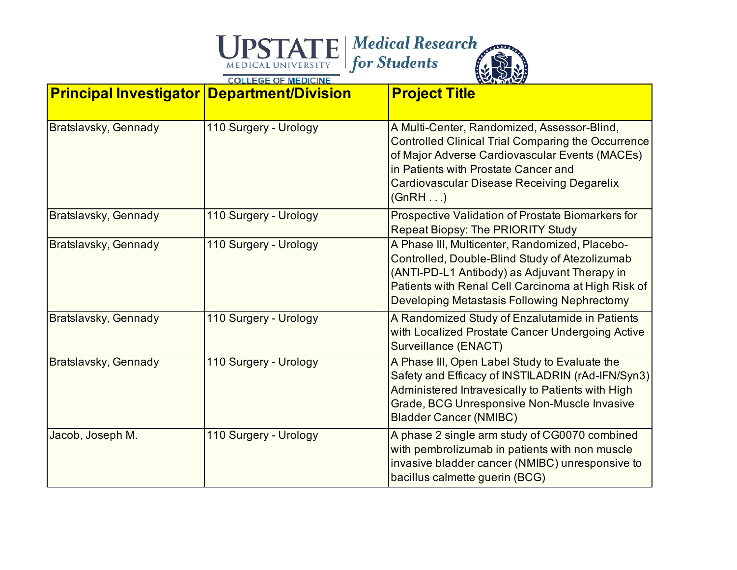| Principal Investigator | Department/Division | Project Title |
|---|---|---|
| Bratslavsky, Gennady | 110 Surgery - Urology | A Multi-Center, Randomized, Assessor-Blind, Controlled Clinical Trial Comparing the Occurrence of Major Adverse Cardiovascular Events (MACEs) in Patients with Prostate Cancer and Cardiovascular Disease Receiving Degarelix (GnRH . . .) |
| Bratslavsky, Gennady | 110 Surgery - Urology | Prospective Validation of Prostate Biomarkers for Repeat Biopsy: The PRIORITY Study |
| Bratslavsky, Gennady | 110 Surgery - Urology | A Phase III, Multicenter, Randomized, Placebo-Controlled, Double-Blind Study of Atezolizumab (ANTI-PD-L1 Antibody) as Adjuvant Therapy in Patients with Renal Cell Carcinoma at High Risk of Developing Metastasis Following Nephrectomy |
| Bratslavsky, Gennady | 110 Surgery - Urology | A Randomized Study of Enzalutamide in Patients with Localized Prostate Cancer Undergoing Active Surveillance (ENACT) |
| Bratslavsky, Gennady | 110 Surgery - Urology | A Phase III, Open Label Study to Evaluate the Safety and Efficacy of INSTILADRIN (rAd-IFN/Syn3) Administered Intravesically to Patients with High Grade, BCG Unresponsive Non-Muscle Invasive Bladder Cancer (NMIBC) |
| Jacob, Joseph M. | 110 Surgery - Urology | A phase 2 single arm study of CG0070 combined with pembrolizumab in patients with non muscle invasive bladder cancer (NMIBC) unresponsive to bacillus calmette guerin (BCG) |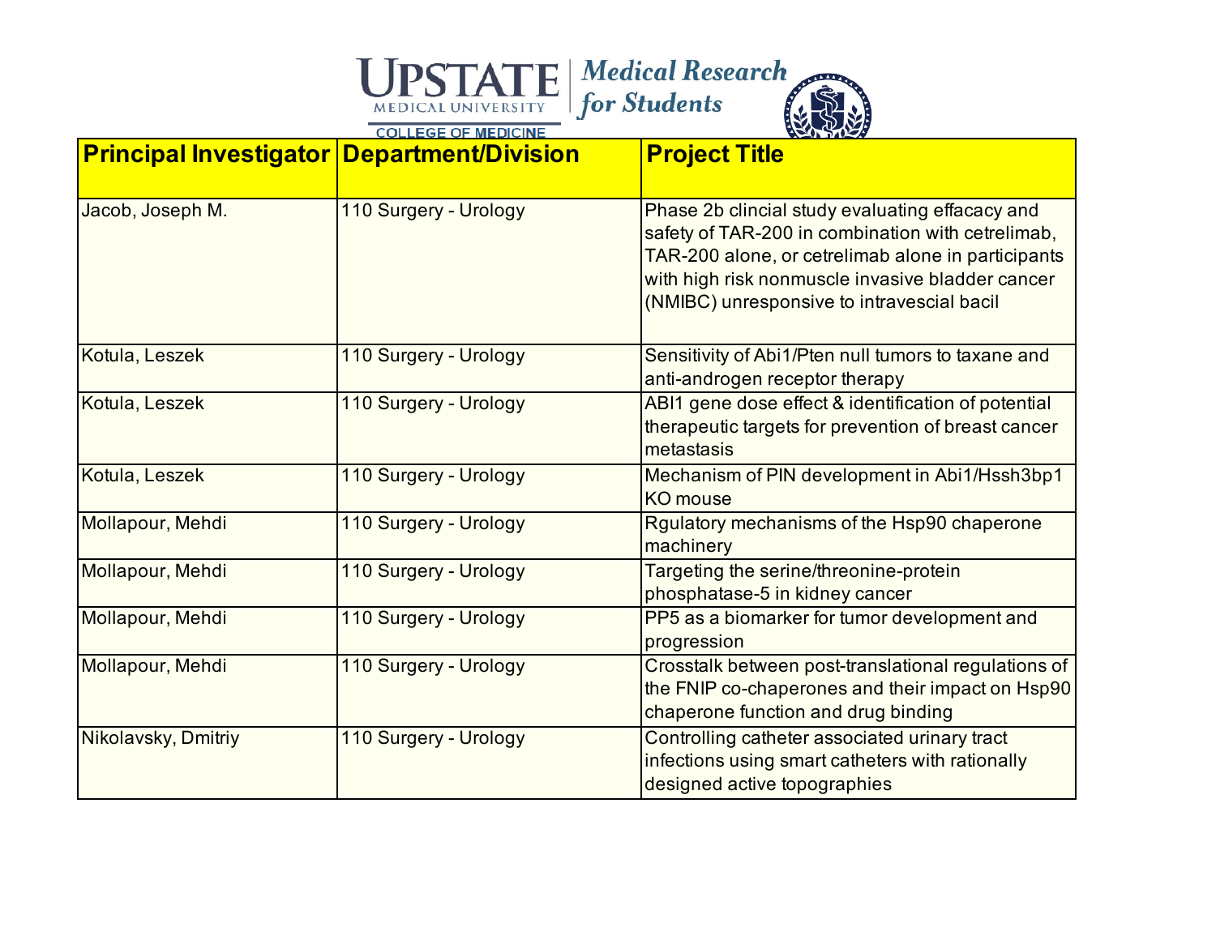| Principal Investigator | Department/Division | Project Title |
| --- | --- | --- |
| Jacob, Joseph M. | 110 Surgery - Urology | Phase 2b clincial study evaluating effacacy and safety of TAR-200 in combination with cetrelimab, TAR-200 alone, or cetrelimab alone in participants with high risk nonmuscle invasive bladder cancer (NMIBC) unresponsive to intravescial bacil |
| Kotula, Leszek | 110 Surgery - Urology | Sensitivity of Abi1/Pten null tumors to taxane and anti-androgen receptor therapy |
| Kotula, Leszek | 110 Surgery - Urology | ABI1 gene dose effect & identification of potential therapeutic targets for prevention of breast cancer metastasis |
| Kotula, Leszek | 110 Surgery - Urology | Mechanism of PIN development in Abi1/Hssh3bp1 KO mouse |
| Mollapour, Mehdi | 110 Surgery - Urology | Rgulatory mechanisms of the Hsp90 chaperone machinery |
| Mollapour, Mehdi | 110 Surgery - Urology | Targeting the serine/threonine-protein phosphatase-5 in kidney cancer |
| Mollapour, Mehdi | 110 Surgery - Urology | PP5 as a biomarker for tumor development and progression |
| Mollapour, Mehdi | 110 Surgery - Urology | Crosstalk between post-translational regulations of the FNIP co-chaperones and their impact on Hsp90 chaperone function and drug binding |
| Nikolavsky, Dmitriy | 110 Surgery - Urology | Controlling catheter associated urinary tract infections using smart catheters with rationally designed active topographies |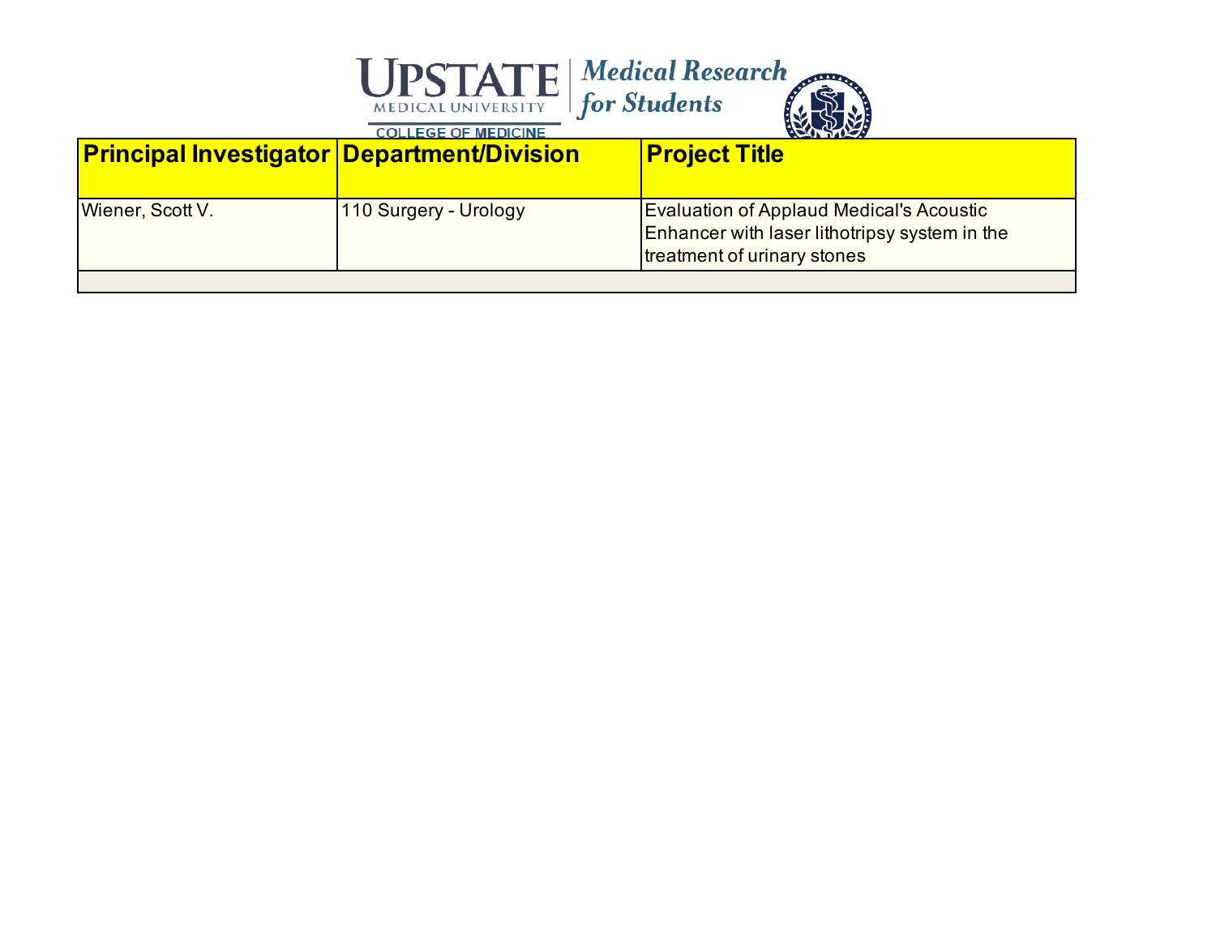| Principal Investigator | Department/Division | Project Title |
|---|---|---|
| Wiener, Scott V. | 110 Surgery - Urology | Evaluation of Applaud Medical's Acoustic Enhancer with laser lithotripsy system in the treatment of urinary stones |